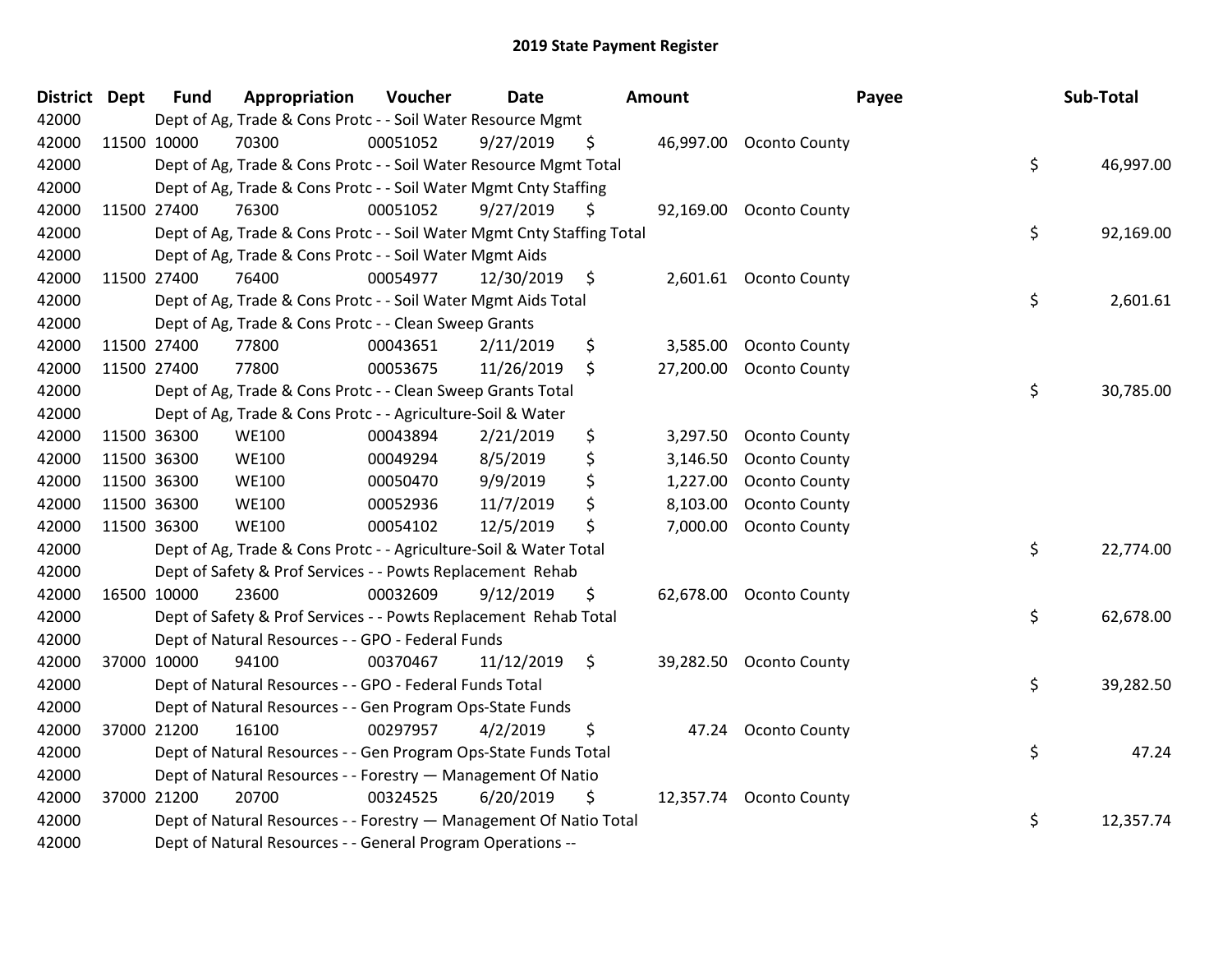# 2019 State Payment Register

| District | Dept | Fund | Appropriation | Voucher | Date | Amount | Payee | Sub-Total |
|---|---|---|---|---|---|---|---|---|
| 42000 | | Dept of Ag, Trade & Cons Protc - - Soil Water Resource Mgmt | | | | | | |
| 42000 | 11500 | 10000 | 70300 | 00051052 | 9/27/2019 | $ 46,997.00 | Oconto County | |
| 42000 | | Dept of Ag, Trade & Cons Protc - - Soil Water Resource Mgmt Total | | | | | | $ 46,997.00 |
| 42000 | | Dept of Ag, Trade & Cons Protc - - Soil Water Mgmt Cnty Staffing | | | | | | |
| 42000 | 11500 | 27400 | 76300 | 00051052 | 9/27/2019 | $ 92,169.00 | Oconto County | |
| 42000 | | Dept of Ag, Trade & Cons Protc - - Soil Water Mgmt Cnty Staffing Total | | | | | | $ 92,169.00 |
| 42000 | | Dept of Ag, Trade & Cons Protc - - Soil Water Mgmt Aids | | | | | | |
| 42000 | 11500 | 27400 | 76400 | 00054977 | 12/30/2019 | $ 2,601.61 | Oconto County | |
| 42000 | | Dept of Ag, Trade & Cons Protc - - Soil Water Mgmt Aids Total | | | | | | $ 2,601.61 |
| 42000 | | Dept of Ag, Trade & Cons Protc - - Clean Sweep Grants | | | | | | |
| 42000 | 11500 | 27400 | 77800 | 00043651 | 2/11/2019 | $ 3,585.00 | Oconto County | |
| 42000 | 11500 | 27400 | 77800 | 00053675 | 11/26/2019 | $ 27,200.00 | Oconto County | |
| 42000 | | Dept of Ag, Trade & Cons Protc - - Clean Sweep Grants Total | | | | | | $ 30,785.00 |
| 42000 | | Dept of Ag, Trade & Cons Protc - - Agriculture-Soil & Water | | | | | | |
| 42000 | 11500 | 36300 | WE100 | 00043894 | 2/21/2019 | $ 3,297.50 | Oconto County | |
| 42000 | 11500 | 36300 | WE100 | 00049294 | 8/5/2019 | $ 3,146.50 | Oconto County | |
| 42000 | 11500 | 36300 | WE100 | 00050470 | 9/9/2019 | $ 1,227.00 | Oconto County | |
| 42000 | 11500 | 36300 | WE100 | 00052936 | 11/7/2019 | $ 8,103.00 | Oconto County | |
| 42000 | 11500 | 36300 | WE100 | 00054102 | 12/5/2019 | $ 7,000.00 | Oconto County | |
| 42000 | | Dept of Ag, Trade & Cons Protc - - Agriculture-Soil & Water Total | | | | | | $ 22,774.00 |
| 42000 | | Dept of Safety & Prof Services - - Powts Replacement Rehab | | | | | | |
| 42000 | 16500 | 10000 | 23600 | 00032609 | 9/12/2019 | $ 62,678.00 | Oconto County | |
| 42000 | | Dept of Safety & Prof Services - - Powts Replacement Rehab Total | | | | | | $ 62,678.00 |
| 42000 | | Dept of Natural Resources - - GPO - Federal Funds | | | | | | |
| 42000 | 37000 | 10000 | 94100 | 00370467 | 11/12/2019 | $ 39,282.50 | Oconto County | |
| 42000 | | Dept of Natural Resources - - GPO - Federal Funds Total | | | | | | $ 39,282.50 |
| 42000 | | Dept of Natural Resources - - Gen Program Ops-State Funds | | | | | | |
| 42000 | 37000 | 21200 | 16100 | 00297957 | 4/2/2019 | $ 47.24 | Oconto County | |
| 42000 | | Dept of Natural Resources - - Gen Program Ops-State Funds Total | | | | | | $ 47.24 |
| 42000 | | Dept of Natural Resources - - Forestry — Management Of Natio | | | | | | |
| 42000 | 37000 | 21200 | 20700 | 00324525 | 6/20/2019 | $ 12,357.74 | Oconto County | |
| 42000 | | Dept of Natural Resources - - Forestry — Management Of Natio Total | | | | | | $ 12,357.74 |
| 42000 | | Dept of Natural Resources - - General Program Operations -- | | | | | | |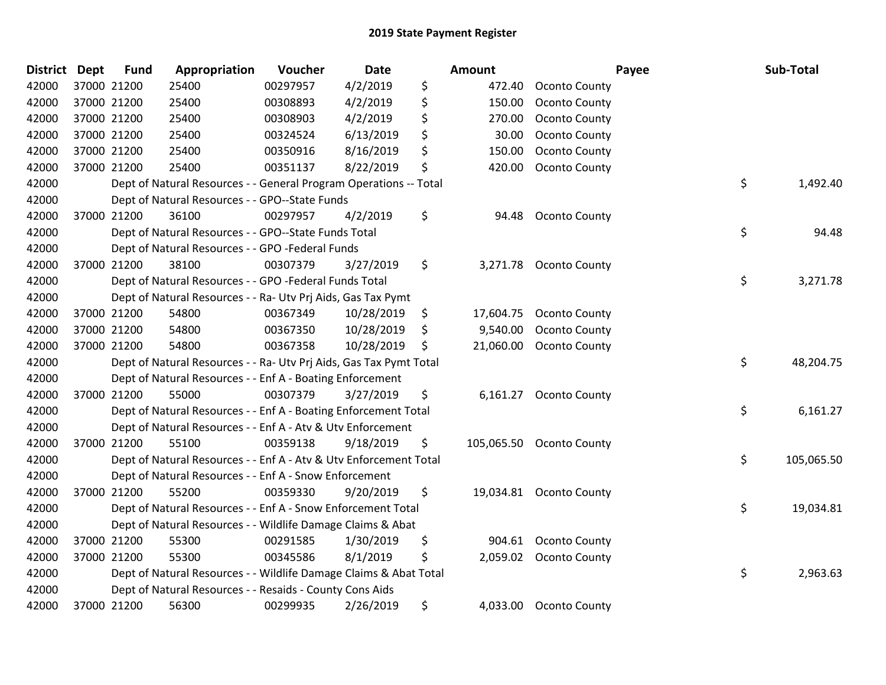# 2019 State Payment Register

| District | Dept | Fund | Appropriation | Voucher | Date | Amount | Payee | Sub-Total |
|---|---|---|---|---|---|---|---|---|
| 42000 | 37000 | 21200 | 25400 | 00297957 | 4/2/2019 | $ 472.40 | Oconto County | |
| 42000 | 37000 | 21200 | 25400 | 00308893 | 4/2/2019 | $ 150.00 | Oconto County | |
| 42000 | 37000 | 21200 | 25400 | 00308903 | 4/2/2019 | $ 270.00 | Oconto County | |
| 42000 | 37000 | 21200 | 25400 | 00324524 | 6/13/2019 | $ 30.00 | Oconto County | |
| 42000 | 37000 | 21200 | 25400 | 00350916 | 8/16/2019 | $ 150.00 | Oconto County | |
| 42000 | 37000 | 21200 | 25400 | 00351137 | 8/22/2019 | $ 420.00 | Oconto County | |
| 42000 | | | Dept of Natural Resources - - General Program Operations -- Total | | | | | $ 1,492.40 |
| 42000 | | | Dept of Natural Resources - - GPO--State Funds | | | | | |
| 42000 | 37000 | 21200 | 36100 | 00297957 | 4/2/2019 | $ 94.48 | Oconto County | |
| 42000 | | | Dept of Natural Resources - - GPO--State Funds Total | | | | | $ 94.48 |
| 42000 | | | Dept of Natural Resources - - GPO -Federal Funds | | | | | |
| 42000 | 37000 | 21200 | 38100 | 00307379 | 3/27/2019 | $ 3,271.78 | Oconto County | |
| 42000 | | | Dept of Natural Resources - - GPO -Federal Funds Total | | | | | $ 3,271.78 |
| 42000 | | | Dept of Natural Resources - - Ra- Utv Prj Aids, Gas Tax Pymt | | | | | |
| 42000 | 37000 | 21200 | 54800 | 00367349 | 10/28/2019 | $ 17,604.75 | Oconto County | |
| 42000 | 37000 | 21200 | 54800 | 00367350 | 10/28/2019 | $ 9,540.00 | Oconto County | |
| 42000 | 37000 | 21200 | 54800 | 00367358 | 10/28/2019 | $ 21,060.00 | Oconto County | |
| 42000 | | | Dept of Natural Resources - - Ra- Utv Prj Aids, Gas Tax Pymt Total | | | | | $ 48,204.75 |
| 42000 | | | Dept of Natural Resources - - Enf A - Boating Enforcement | | | | | |
| 42000 | 37000 | 21200 | 55000 | 00307379 | 3/27/2019 | $ 6,161.27 | Oconto County | |
| 42000 | | | Dept of Natural Resources - - Enf A - Boating Enforcement Total | | | | | $ 6,161.27 |
| 42000 | | | Dept of Natural Resources - - Enf A - Atv & Utv Enforcement | | | | | |
| 42000 | 37000 | 21200 | 55100 | 00359138 | 9/18/2019 | $ 105,065.50 | Oconto County | |
| 42000 | | | Dept of Natural Resources - - Enf A - Atv & Utv Enforcement Total | | | | | $ 105,065.50 |
| 42000 | | | Dept of Natural Resources - - Enf A - Snow Enforcement | | | | | |
| 42000 | 37000 | 21200 | 55200 | 00359330 | 9/20/2019 | $ 19,034.81 | Oconto County | |
| 42000 | | | Dept of Natural Resources - - Enf A - Snow Enforcement Total | | | | | $ 19,034.81 |
| 42000 | | | Dept of Natural Resources - - Wildlife Damage Claims & Abat | | | | | |
| 42000 | 37000 | 21200 | 55300 | 00291585 | 1/30/2019 | $ 904.61 | Oconto County | |
| 42000 | 37000 | 21200 | 55300 | 00345586 | 8/1/2019 | $ 2,059.02 | Oconto County | |
| 42000 | | | Dept of Natural Resources - - Wildlife Damage Claims & Abat Total | | | | | $ 2,963.63 |
| 42000 | | | Dept of Natural Resources - - Resaids - County Cons Aids | | | | | |
| 42000 | 37000 | 21200 | 56300 | 00299935 | 2/26/2019 | $ 4,033.00 | Oconto County | |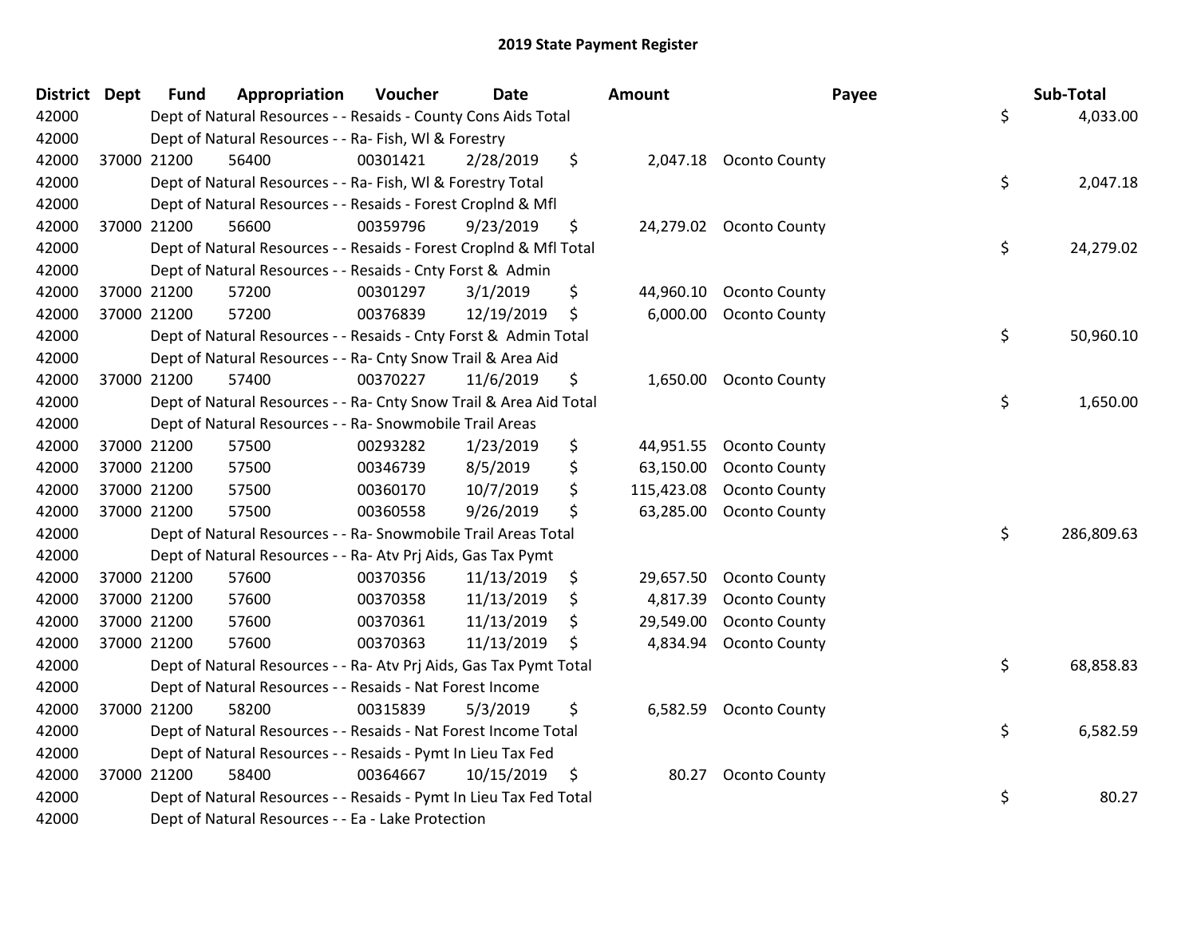# 2019 State Payment Register

| District | Dept | Fund | Appropriation | Voucher | Date | Amount | Payee | Sub-Total |
|---|---|---|---|---|---|---|---|---|
| 42000 | | Dept of Natural Resources - - Resaids - County Cons Aids Total | | | | | | $ 4,033.00 |
| 42000 | | Dept of Natural Resources - - Ra- Fish, Wl & Forestry | | | | | | |
| 42000 | 37000 | 21200 | 56400 | 00301421 | 2/28/2019 | $ 2,047.18 | Oconto County | |
| 42000 | | Dept of Natural Resources - - Ra- Fish, Wl & Forestry Total | | | | | | $ 2,047.18 |
| 42000 | | Dept of Natural Resources - - Resaids - Forest Croplnd & Mfl | | | | | | |
| 42000 | 37000 | 21200 | 56600 | 00359796 | 9/23/2019 | $ 24,279.02 | Oconto County | |
| 42000 | | Dept of Natural Resources - - Resaids - Forest Croplnd & Mfl Total | | | | | | $ 24,279.02 |
| 42000 | | Dept of Natural Resources - - Resaids - Cnty Forst & Admin | | | | | | |
| 42000 | 37000 | 21200 | 57200 | 00301297 | 3/1/2019 | $ 44,960.10 | Oconto County | |
| 42000 | 37000 | 21200 | 57200 | 00376839 | 12/19/2019 | $ 6,000.00 | Oconto County | |
| 42000 | | Dept of Natural Resources - - Resaids - Cnty Forst & Admin Total | | | | | | $ 50,960.10 |
| 42000 | | Dept of Natural Resources - - Ra- Cnty Snow Trail & Area Aid | | | | | | |
| 42000 | 37000 | 21200 | 57400 | 00370227 | 11/6/2019 | $ 1,650.00 | Oconto County | |
| 42000 | | Dept of Natural Resources - - Ra- Cnty Snow Trail & Area Aid Total | | | | | | $ 1,650.00 |
| 42000 | | Dept of Natural Resources - - Ra- Snowmobile Trail Areas | | | | | | |
| 42000 | 37000 | 21200 | 57500 | 00293282 | 1/23/2019 | $ 44,951.55 | Oconto County | |
| 42000 | 37000 | 21200 | 57500 | 00346739 | 8/5/2019 | $ 63,150.00 | Oconto County | |
| 42000 | 37000 | 21200 | 57500 | 00360170 | 10/7/2019 | $ 115,423.08 | Oconto County | |
| 42000 | 37000 | 21200 | 57500 | 00360558 | 9/26/2019 | $ 63,285.00 | Oconto County | |
| 42000 | | Dept of Natural Resources - - Ra- Snowmobile Trail Areas Total | | | | | | $ 286,809.63 |
| 42000 | | Dept of Natural Resources - - Ra- Atv Prj Aids, Gas Tax Pymt | | | | | | |
| 42000 | 37000 | 21200 | 57600 | 00370356 | 11/13/2019 | $ 29,657.50 | Oconto County | |
| 42000 | 37000 | 21200 | 57600 | 00370358 | 11/13/2019 | $ 4,817.39 | Oconto County | |
| 42000 | 37000 | 21200 | 57600 | 00370361 | 11/13/2019 | $ 29,549.00 | Oconto County | |
| 42000 | 37000 | 21200 | 57600 | 00370363 | 11/13/2019 | $ 4,834.94 | Oconto County | |
| 42000 | | Dept of Natural Resources - - Ra- Atv Prj Aids, Gas Tax Pymt Total | | | | | | $ 68,858.83 |
| 42000 | | Dept of Natural Resources - - Resaids - Nat Forest Income | | | | | | |
| 42000 | 37000 | 21200 | 58200 | 00315839 | 5/3/2019 | $ 6,582.59 | Oconto County | |
| 42000 | | Dept of Natural Resources - - Resaids - Nat Forest Income Total | | | | | | $ 6,582.59 |
| 42000 | | Dept of Natural Resources - - Resaids - Pymt In Lieu Tax Fed | | | | | | |
| 42000 | 37000 | 21200 | 58400 | 00364667 | 10/15/2019 | $ 80.27 | Oconto County | |
| 42000 | | Dept of Natural Resources - - Resaids - Pymt In Lieu Tax Fed Total | | | | | | $ 80.27 |
| 42000 | | Dept of Natural Resources - - Ea - Lake Protection | | | | | | |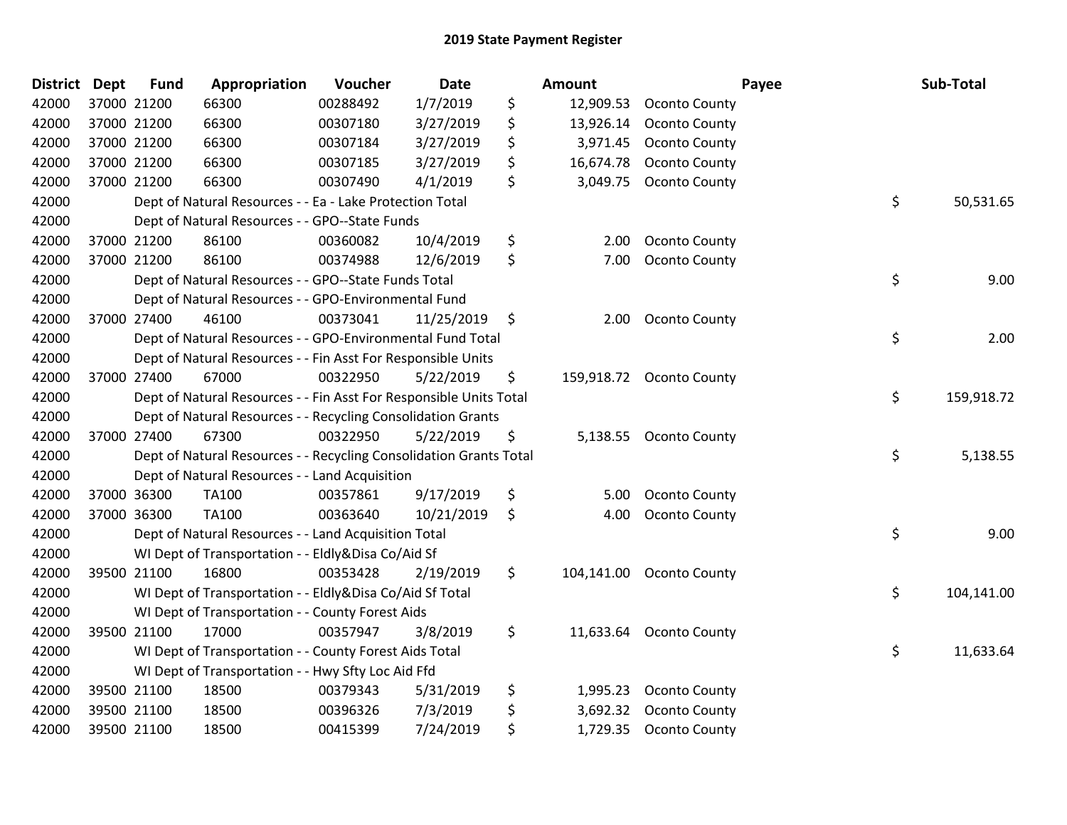# 2019 State Payment Register

| District | Dept | Fund | Appropriation | Voucher | Date | Amount | Payee | Sub-Total |
|---|---|---|---|---|---|---|---|---|
| 42000 | 37000 | 21200 | 66300 | 00288492 | 1/7/2019 | $ 12,909.53 | Oconto County | |
| 42000 | 37000 | 21200 | 66300 | 00307180 | 3/27/2019 | $ 13,926.14 | Oconto County | |
| 42000 | 37000 | 21200 | 66300 | 00307184 | 3/27/2019 | $ 3,971.45 | Oconto County | |
| 42000 | 37000 | 21200 | 66300 | 00307185 | 3/27/2019 | $ 16,674.78 | Oconto County | |
| 42000 | 37000 | 21200 | 66300 | 00307490 | 4/1/2019 | $ 3,049.75 | Oconto County | |
| 42000 | | Dept of Natural Resources - - Ea - Lake Protection Total | | | | | | $ 50,531.65 |
| 42000 | | Dept of Natural Resources - - GPO--State Funds | | | | | | |
| 42000 | 37000 | 21200 | 86100 | 00360082 | 10/4/2019 | $ 2.00 | Oconto County | |
| 42000 | 37000 | 21200 | 86100 | 00374988 | 12/6/2019 | $ 7.00 | Oconto County | |
| 42000 | | Dept of Natural Resources - - GPO--State Funds Total | | | | | | $ 9.00 |
| 42000 | | Dept of Natural Resources - - GPO-Environmental Fund | | | | | | |
| 42000 | 37000 | 27400 | 46100 | 00373041 | 11/25/2019 | $ 2.00 | Oconto County | |
| 42000 | | Dept of Natural Resources - - GPO-Environmental Fund Total | | | | | | $ 2.00 |
| 42000 | | Dept of Natural Resources - - Fin Asst For Responsible Units | | | | | | |
| 42000 | 37000 | 27400 | 67000 | 00322950 | 5/22/2019 | $ 159,918.72 | Oconto County | |
| 42000 | | Dept of Natural Resources - - Fin Asst For Responsible Units Total | | | | | | $ 159,918.72 |
| 42000 | | Dept of Natural Resources - - Recycling Consolidation Grants | | | | | | |
| 42000 | 37000 | 27400 | 67300 | 00322950 | 5/22/2019 | $ 5,138.55 | Oconto County | |
| 42000 | | Dept of Natural Resources - - Recycling Consolidation Grants Total | | | | | | $ 5,138.55 |
| 42000 | | Dept of Natural Resources - - Land Acquisition | | | | | | |
| 42000 | 37000 | 36300 | TA100 | 00357861 | 9/17/2019 | $ 5.00 | Oconto County | |
| 42000 | 37000 | 36300 | TA100 | 00363640 | 10/21/2019 | $ 4.00 | Oconto County | |
| 42000 | | Dept of Natural Resources - - Land Acquisition Total | | | | | | $ 9.00 |
| 42000 | | WI Dept of Transportation - - Eldly&Disa Co/Aid Sf | | | | | | |
| 42000 | 39500 | 21100 | 16800 | 00353428 | 2/19/2019 | $ 104,141.00 | Oconto County | |
| 42000 | | WI Dept of Transportation - - Eldly&Disa Co/Aid Sf Total | | | | | | $ 104,141.00 |
| 42000 | | WI Dept of Transportation - - County Forest Aids | | | | | | |
| 42000 | 39500 | 21100 | 17000 | 00357947 | 3/8/2019 | $ 11,633.64 | Oconto County | |
| 42000 | | WI Dept of Transportation - - County Forest Aids Total | | | | | | $ 11,633.64 |
| 42000 | | WI Dept of Transportation - - Hwy Sfty Loc Aid Ffd | | | | | | |
| 42000 | 39500 | 21100 | 18500 | 00379343 | 5/31/2019 | $ 1,995.23 | Oconto County | |
| 42000 | 39500 | 21100 | 18500 | 00396326 | 7/3/2019 | $ 3,692.32 | Oconto County | |
| 42000 | 39500 | 21100 | 18500 | 00415399 | 7/24/2019 | $ 1,729.35 | Oconto County | |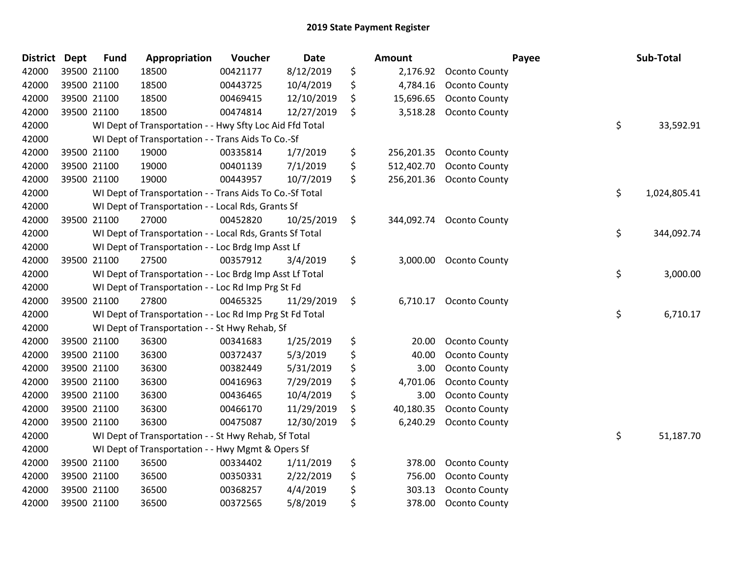# 2019 State Payment Register

| District | Dept | Fund | Appropriation | Voucher | Date | Amount | Payee | Sub-Total |
|---|---|---|---|---|---|---|---|---|
| 42000 | 39500 | 21100 | 18500 | 00421177 | 8/12/2019 | $ 2,176.92 | Oconto County | |
| 42000 | 39500 | 21100 | 18500 | 00443725 | 10/4/2019 | $ 4,784.16 | Oconto County | |
| 42000 | 39500 | 21100 | 18500 | 00469415 | 12/10/2019 | $ 15,696.65 | Oconto County | |
| 42000 | 39500 | 21100 | 18500 | 00474814 | 12/27/2019 | $ 3,518.28 | Oconto County | |
| 42000 | | | WI Dept of Transportation - - Hwy Sfty Loc Aid Ffd Total | | | | | $ 33,592.91 |
| 42000 | | | WI Dept of Transportation - - Trans Aids To Co.-Sf | | | | | |
| 42000 | 39500 | 21100 | 19000 | 00335814 | 1/7/2019 | $ 256,201.35 | Oconto County | |
| 42000 | 39500 | 21100 | 19000 | 00401139 | 7/1/2019 | $ 512,402.70 | Oconto County | |
| 42000 | 39500 | 21100 | 19000 | 00443957 | 10/7/2019 | $ 256,201.36 | Oconto County | |
| 42000 | | | WI Dept of Transportation - - Trans Aids To Co.-Sf Total | | | | | $ 1,024,805.41 |
| 42000 | | | WI Dept of Transportation - - Local Rds, Grants Sf | | | | | |
| 42000 | 39500 | 21100 | 27000 | 00452820 | 10/25/2019 | $ 344,092.74 | Oconto County | |
| 42000 | | | WI Dept of Transportation - - Local Rds, Grants Sf Total | | | | | $ 344,092.74 |
| 42000 | | | WI Dept of Transportation - - Loc Brdg Imp Asst Lf | | | | | |
| 42000 | 39500 | 21100 | 27500 | 00357912 | 3/4/2019 | $ 3,000.00 | Oconto County | |
| 42000 | | | WI Dept of Transportation - - Loc Brdg Imp Asst Lf Total | | | | | $ 3,000.00 |
| 42000 | | | WI Dept of Transportation - - Loc Rd Imp Prg St Fd | | | | | |
| 42000 | 39500 | 21100 | 27800 | 00465325 | 11/29/2019 | $ 6,710.17 | Oconto County | |
| 42000 | | | WI Dept of Transportation - - Loc Rd Imp Prg St Fd Total | | | | | $ 6,710.17 |
| 42000 | | | WI Dept of Transportation - - St Hwy Rehab, Sf | | | | | |
| 42000 | 39500 | 21100 | 36300 | 00341683 | 1/25/2019 | $ 20.00 | Oconto County | |
| 42000 | 39500 | 21100 | 36300 | 00372437 | 5/3/2019 | $ 40.00 | Oconto County | |
| 42000 | 39500 | 21100 | 36300 | 00382449 | 5/31/2019 | $ 3.00 | Oconto County | |
| 42000 | 39500 | 21100 | 36300 | 00416963 | 7/29/2019 | $ 4,701.06 | Oconto County | |
| 42000 | 39500 | 21100 | 36300 | 00436465 | 10/4/2019 | $ 3.00 | Oconto County | |
| 42000 | 39500 | 21100 | 36300 | 00466170 | 11/29/2019 | $ 40,180.35 | Oconto County | |
| 42000 | 39500 | 21100 | 36300 | 00475087 | 12/30/2019 | $ 6,240.29 | Oconto County | |
| 42000 | | | WI Dept of Transportation - - St Hwy Rehab, Sf Total | | | | | $ 51,187.70 |
| 42000 | | | WI Dept of Transportation - - Hwy Mgmt & Opers Sf | | | | | |
| 42000 | 39500 | 21100 | 36500 | 00334402 | 1/11/2019 | $ 378.00 | Oconto County | |
| 42000 | 39500 | 21100 | 36500 | 00350331 | 2/22/2019 | $ 756.00 | Oconto County | |
| 42000 | 39500 | 21100 | 36500 | 00368257 | 4/4/2019 | $ 303.13 | Oconto County | |
| 42000 | 39500 | 21100 | 36500 | 00372565 | 5/8/2019 | $ 378.00 | Oconto County | |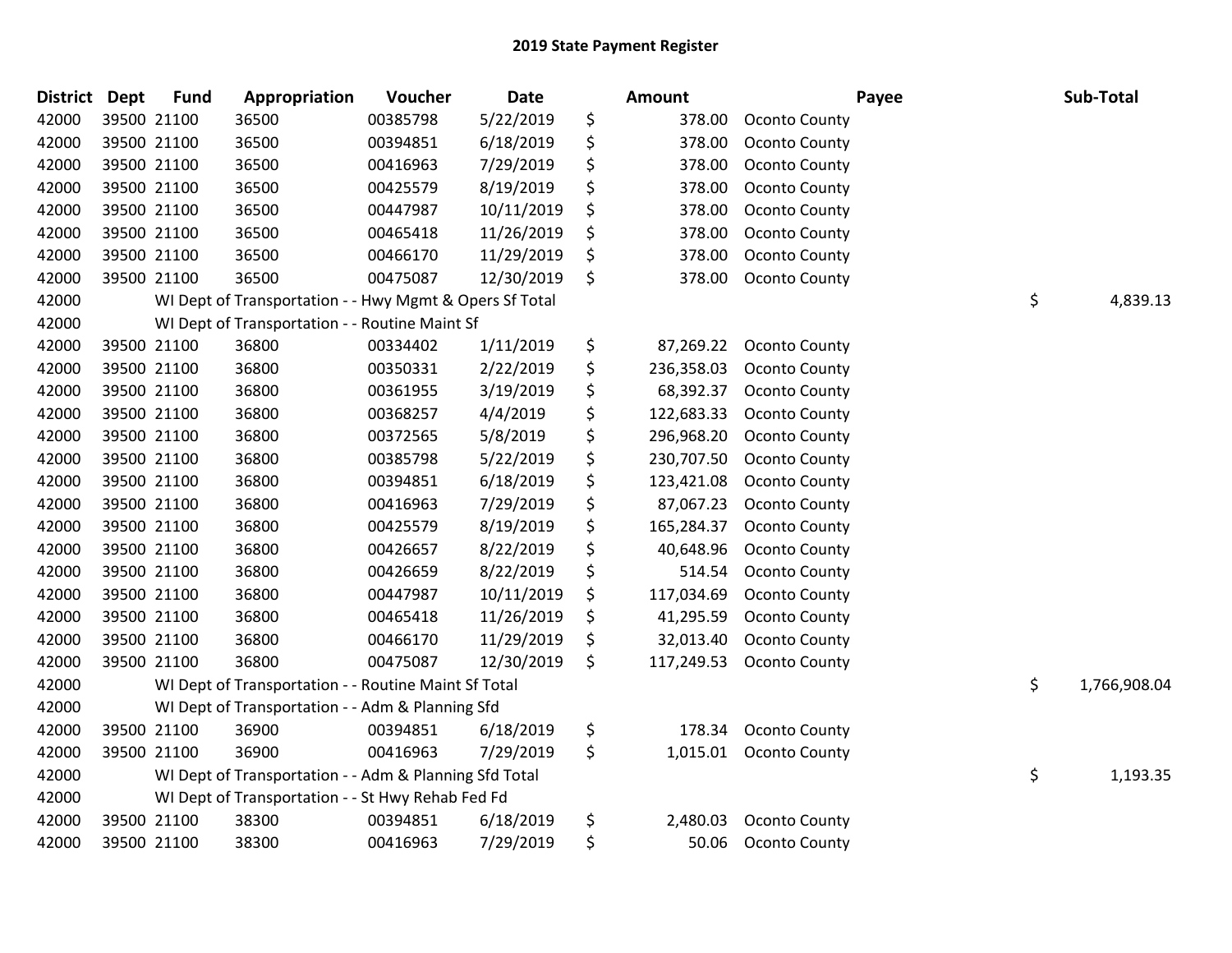# 2019 State Payment Register

| District | Dept | Fund | Appropriation | Voucher | Date | Amount | Payee | Sub-Total |
|---|---|---|---|---|---|---|---|---|
| 42000 | 39500 | 21100 | 36500 | 00385798 | 5/22/2019 | $ 378.00 | Oconto County | |
| 42000 | 39500 | 21100 | 36500 | 00394851 | 6/18/2019 | $ 378.00 | Oconto County | |
| 42000 | 39500 | 21100 | 36500 | 00416963 | 7/29/2019 | $ 378.00 | Oconto County | |
| 42000 | 39500 | 21100 | 36500 | 00425579 | 8/19/2019 | $ 378.00 | Oconto County | |
| 42000 | 39500 | 21100 | 36500 | 00447987 | 10/11/2019 | $ 378.00 | Oconto County | |
| 42000 | 39500 | 21100 | 36500 | 00465418 | 11/26/2019 | $ 378.00 | Oconto County | |
| 42000 | 39500 | 21100 | 36500 | 00466170 | 11/29/2019 | $ 378.00 | Oconto County | |
| 42000 | 39500 | 21100 | 36500 | 00475087 | 12/30/2019 | $ 378.00 | Oconto County | |
| 42000 | | | WI Dept of Transportation - - Hwy Mgmt & Opers Sf Total | | | | | $ 4,839.13 |
| 42000 | | | WI Dept of Transportation - - Routine Maint Sf | | | | | |
| 42000 | 39500 | 21100 | 36800 | 00334402 | 1/11/2019 | $ 87,269.22 | Oconto County | |
| 42000 | 39500 | 21100 | 36800 | 00350331 | 2/22/2019 | $ 236,358.03 | Oconto County | |
| 42000 | 39500 | 21100 | 36800 | 00361955 | 3/19/2019 | $ 68,392.37 | Oconto County | |
| 42000 | 39500 | 21100 | 36800 | 00368257 | 4/4/2019 | $ 122,683.33 | Oconto County | |
| 42000 | 39500 | 21100 | 36800 | 00372565 | 5/8/2019 | $ 296,968.20 | Oconto County | |
| 42000 | 39500 | 21100 | 36800 | 00385798 | 5/22/2019 | $ 230,707.50 | Oconto County | |
| 42000 | 39500 | 21100 | 36800 | 00394851 | 6/18/2019 | $ 123,421.08 | Oconto County | |
| 42000 | 39500 | 21100 | 36800 | 00416963 | 7/29/2019 | $ 87,067.23 | Oconto County | |
| 42000 | 39500 | 21100 | 36800 | 00425579 | 8/19/2019 | $ 165,284.37 | Oconto County | |
| 42000 | 39500 | 21100 | 36800 | 00426657 | 8/22/2019 | $ 40,648.96 | Oconto County | |
| 42000 | 39500 | 21100 | 36800 | 00426659 | 8/22/2019 | $ 514.54 | Oconto County | |
| 42000 | 39500 | 21100 | 36800 | 00447987 | 10/11/2019 | $ 117,034.69 | Oconto County | |
| 42000 | 39500 | 21100 | 36800 | 00465418 | 11/26/2019 | $ 41,295.59 | Oconto County | |
| 42000 | 39500 | 21100 | 36800 | 00466170 | 11/29/2019 | $ 32,013.40 | Oconto County | |
| 42000 | 39500 | 21100 | 36800 | 00475087 | 12/30/2019 | $ 117,249.53 | Oconto County | |
| 42000 | | | WI Dept of Transportation - - Routine Maint Sf Total | | | | | $ 1,766,908.04 |
| 42000 | | | WI Dept of Transportation - - Adm & Planning Sfd | | | | | |
| 42000 | 39500 | 21100 | 36900 | 00394851 | 6/18/2019 | $ 178.34 | Oconto County | |
| 42000 | 39500 | 21100 | 36900 | 00416963 | 7/29/2019 | $ 1,015.01 | Oconto County | |
| 42000 | | | WI Dept of Transportation - - Adm & Planning Sfd Total | | | | | $ 1,193.35 |
| 42000 | | | WI Dept of Transportation - - St Hwy Rehab Fed Fd | | | | | |
| 42000 | 39500 | 21100 | 38300 | 00394851 | 6/18/2019 | $ 2,480.03 | Oconto County | |
| 42000 | 39500 | 21100 | 38300 | 00416963 | 7/29/2019 | $ 50.06 | Oconto County | |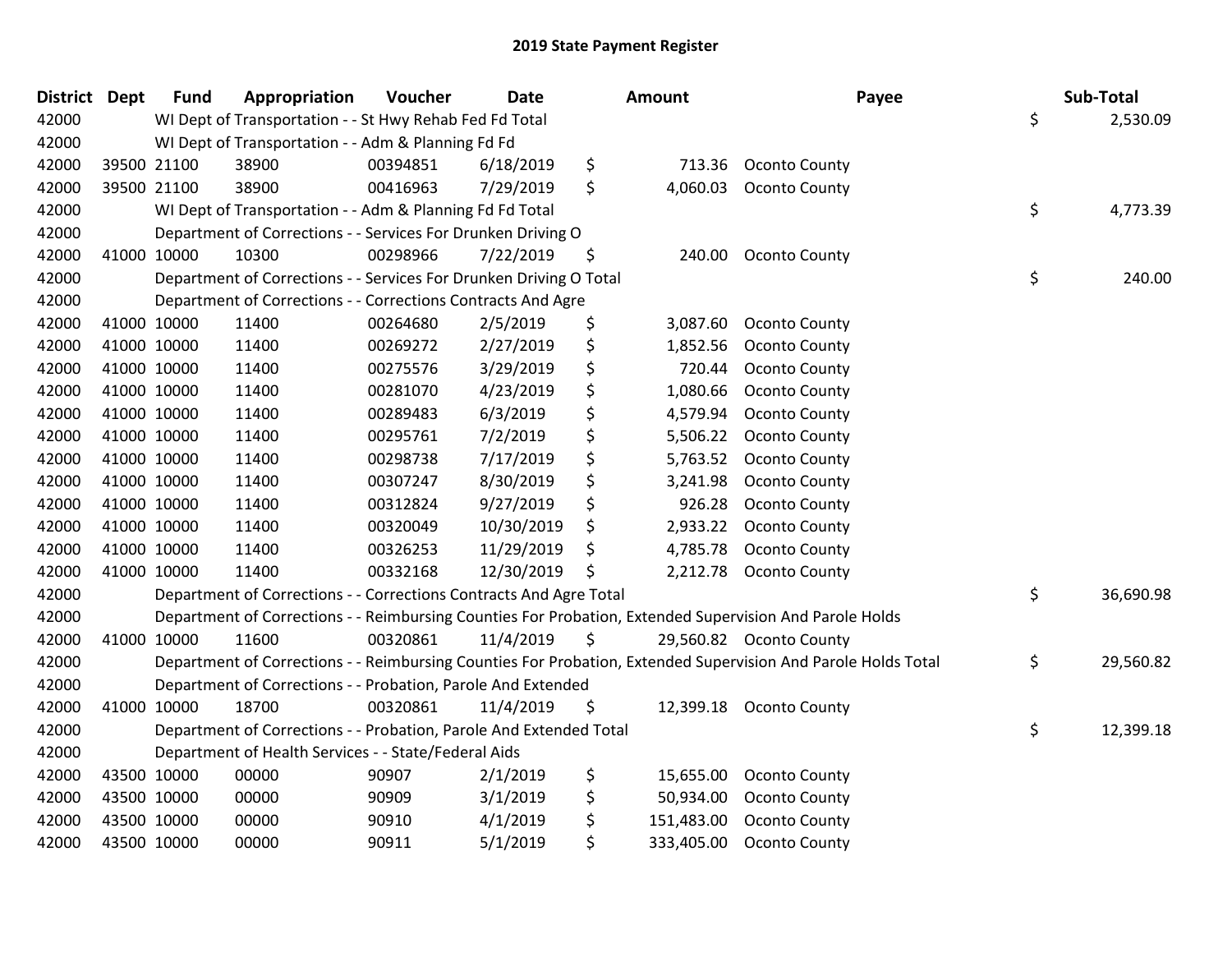# 2019 State Payment Register

| District | Dept | Fund | Appropriation | Voucher | Date | Amount | Payee | Sub-Total |
|---|---|---|---|---|---|---|---|---|
| 42000 | | WI Dept of Transportation - - St Hwy Rehab Fed Fd Total | | | | | | $ 2,530.09 |
| 42000 | | WI Dept of Transportation - - Adm & Planning Fd Fd | | | | | | |
| 42000 | 39500 | 21100 | 38900 | 00394851 | 6/18/2019 | $ 713.36 | Oconto County | |
| 42000 | 39500 | 21100 | 38900 | 00416963 | 7/29/2019 | $ 4,060.03 | Oconto County | |
| 42000 | | WI Dept of Transportation - - Adm & Planning Fd Fd Total | | | | | | $ 4,773.39 |
| 42000 | | Department of Corrections - - Services For Drunken Driving O | | | | | | |
| 42000 | 41000 | 10000 | 10300 | 00298966 | 7/22/2019 | $ 240.00 | Oconto County | |
| 42000 | | Department of Corrections - - Services For Drunken Driving O Total | | | | | | $ 240.00 |
| 42000 | | Department of Corrections - - Corrections Contracts And Agre | | | | | | |
| 42000 | 41000 | 10000 | 11400 | 00264680 | 2/5/2019 | $ 3,087.60 | Oconto County | |
| 42000 | 41000 | 10000 | 11400 | 00269272 | 2/27/2019 | $ 1,852.56 | Oconto County | |
| 42000 | 41000 | 10000 | 11400 | 00275576 | 3/29/2019 | $ 720.44 | Oconto County | |
| 42000 | 41000 | 10000 | 11400 | 00281070 | 4/23/2019 | $ 1,080.66 | Oconto County | |
| 42000 | 41000 | 10000 | 11400 | 00289483 | 6/3/2019 | $ 4,579.94 | Oconto County | |
| 42000 | 41000 | 10000 | 11400 | 00295761 | 7/2/2019 | $ 5,506.22 | Oconto County | |
| 42000 | 41000 | 10000 | 11400 | 00298738 | 7/17/2019 | $ 5,763.52 | Oconto County | |
| 42000 | 41000 | 10000 | 11400 | 00307247 | 8/30/2019 | $ 3,241.98 | Oconto County | |
| 42000 | 41000 | 10000 | 11400 | 00312824 | 9/27/2019 | $ 926.28 | Oconto County | |
| 42000 | 41000 | 10000 | 11400 | 00320049 | 10/30/2019 | $ 2,933.22 | Oconto County | |
| 42000 | 41000 | 10000 | 11400 | 00326253 | 11/29/2019 | $ 4,785.78 | Oconto County | |
| 42000 | 41000 | 10000 | 11400 | 00332168 | 12/30/2019 | $ 2,212.78 | Oconto County | |
| 42000 | | Department of Corrections - - Corrections Contracts And Agre Total | | | | | | $ 36,690.98 |
| 42000 | | Department of Corrections - - Reimbursing Counties For Probation, Extended Supervision And Parole Holds | | | | | | |
| 42000 | 41000 | 10000 | 11600 | 00320861 | 11/4/2019 | $ 29,560.82 | Oconto County | |
| 42000 | | Department of Corrections - - Reimbursing Counties For Probation, Extended Supervision And Parole Holds Total | | | | | | $ 29,560.82 |
| 42000 | | Department of Corrections - - Probation, Parole And Extended | | | | | | |
| 42000 | 41000 | 10000 | 18700 | 00320861 | 11/4/2019 | $ 12,399.18 | Oconto County | |
| 42000 | | Department of Corrections - - Probation, Parole And Extended Total | | | | | | $ 12,399.18 |
| 42000 | | Department of Health Services - - State/Federal Aids | | | | | | |
| 42000 | 43500 | 10000 | 00000 | 90907 | 2/1/2019 | $ 15,655.00 | Oconto County | |
| 42000 | 43500 | 10000 | 00000 | 90909 | 3/1/2019 | $ 50,934.00 | Oconto County | |
| 42000 | 43500 | 10000 | 00000 | 90910 | 4/1/2019 | $ 151,483.00 | Oconto County | |
| 42000 | 43500 | 10000 | 00000 | 90911 | 5/1/2019 | $ 333,405.00 | Oconto County | |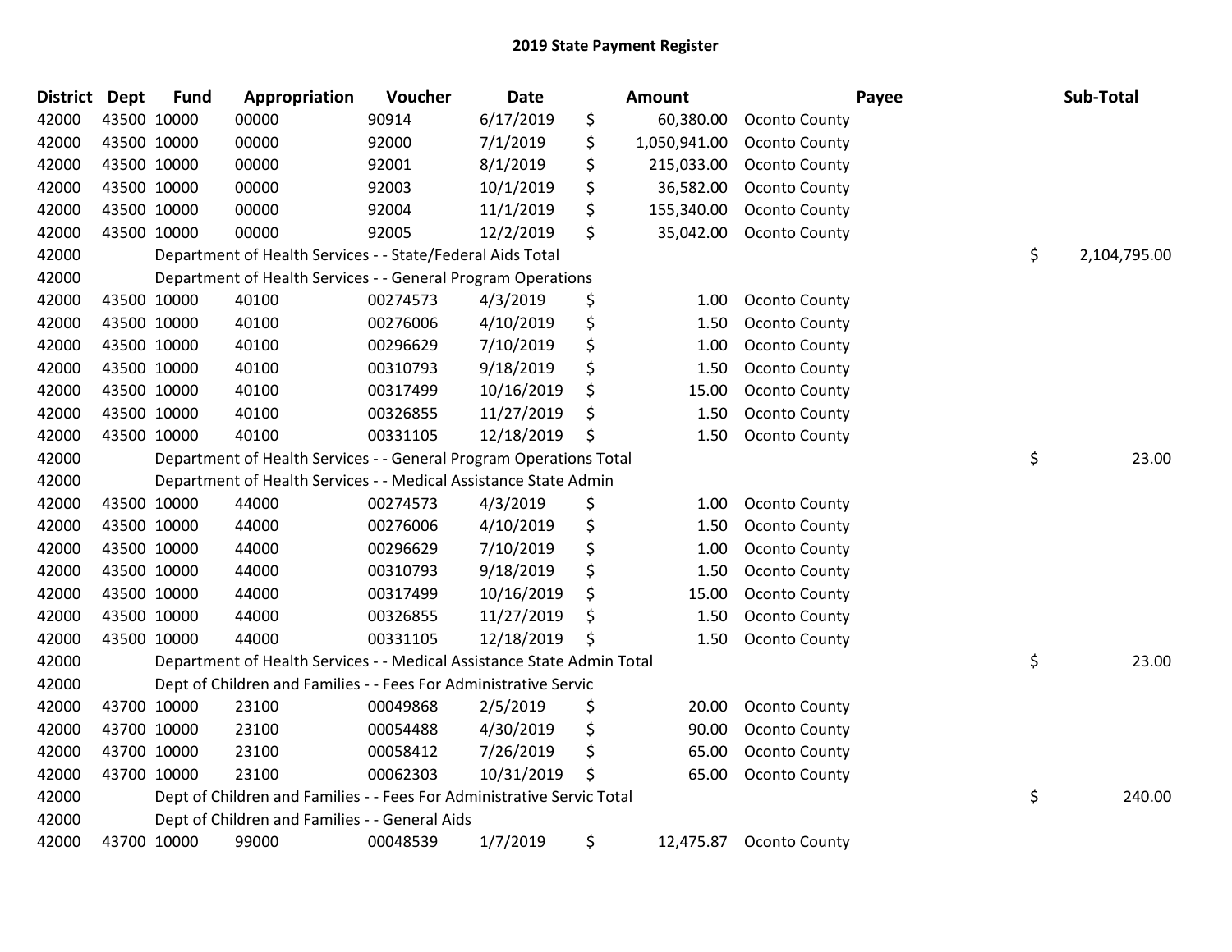# 2019 State Payment Register

| District | Dept | Fund | Appropriation | Voucher | Date | Amount | Payee | Sub-Total |
|---|---|---|---|---|---|---|---|---|
| 42000 | 43500 | 10000 | 00000 | 90914 | 6/17/2019 | $ 60,380.00 | Oconto County | |
| 42000 | 43500 | 10000 | 00000 | 92000 | 7/1/2019 | $ 1,050,941.00 | Oconto County | |
| 42000 | 43500 | 10000 | 00000 | 92001 | 8/1/2019 | $ 215,033.00 | Oconto County | |
| 42000 | 43500 | 10000 | 00000 | 92003 | 10/1/2019 | $ 36,582.00 | Oconto County | |
| 42000 | 43500 | 10000 | 00000 | 92004 | 11/1/2019 | $ 155,340.00 | Oconto County | |
| 42000 | 43500 | 10000 | 00000 | 92005 | 12/2/2019 | $ 35,042.00 | Oconto County | |
| 42000 | | Department of Health Services - - State/Federal Aids Total | | | | | | $ 2,104,795.00 |
| 42000 | | Department of Health Services - - General Program Operations | | | | | | |
| 42000 | 43500 | 10000 | 40100 | 00274573 | 4/3/2019 | $ 1.00 | Oconto County | |
| 42000 | 43500 | 10000 | 40100 | 00276006 | 4/10/2019 | $ 1.50 | Oconto County | |
| 42000 | 43500 | 10000 | 40100 | 00296629 | 7/10/2019 | $ 1.00 | Oconto County | |
| 42000 | 43500 | 10000 | 40100 | 00310793 | 9/18/2019 | $ 1.50 | Oconto County | |
| 42000 | 43500 | 10000 | 40100 | 00317499 | 10/16/2019 | $ 15.00 | Oconto County | |
| 42000 | 43500 | 10000 | 40100 | 00326855 | 11/27/2019 | $ 1.50 | Oconto County | |
| 42000 | 43500 | 10000 | 40100 | 00331105 | 12/18/2019 | $ 1.50 | Oconto County | |
| 42000 | | Department of Health Services - - General Program Operations Total | | | | | | $ 23.00 |
| 42000 | | Department of Health Services - - Medical Assistance State Admin | | | | | | |
| 42000 | 43500 | 10000 | 44000 | 00274573 | 4/3/2019 | $ 1.00 | Oconto County | |
| 42000 | 43500 | 10000 | 44000 | 00276006 | 4/10/2019 | $ 1.50 | Oconto County | |
| 42000 | 43500 | 10000 | 44000 | 00296629 | 7/10/2019 | $ 1.00 | Oconto County | |
| 42000 | 43500 | 10000 | 44000 | 00310793 | 9/18/2019 | $ 1.50 | Oconto County | |
| 42000 | 43500 | 10000 | 44000 | 00317499 | 10/16/2019 | $ 15.00 | Oconto County | |
| 42000 | 43500 | 10000 | 44000 | 00326855 | 11/27/2019 | $ 1.50 | Oconto County | |
| 42000 | 43500 | 10000 | 44000 | 00331105 | 12/18/2019 | $ 1.50 | Oconto County | |
| 42000 | | Department of Health Services - - Medical Assistance State Admin Total | | | | | | $ 23.00 |
| 42000 | | Dept of Children and Families - - Fees For Administrative Servic | | | | | | |
| 42000 | 43700 | 10000 | 23100 | 00049868 | 2/5/2019 | $ 20.00 | Oconto County | |
| 42000 | 43700 | 10000 | 23100 | 00054488 | 4/30/2019 | $ 90.00 | Oconto County | |
| 42000 | 43700 | 10000 | 23100 | 00058412 | 7/26/2019 | $ 65.00 | Oconto County | |
| 42000 | 43700 | 10000 | 23100 | 00062303 | 10/31/2019 | $ 65.00 | Oconto County | |
| 42000 | | Dept of Children and Families - - Fees For Administrative Servic Total | | | | | | $ 240.00 |
| 42000 | | Dept of Children and Families - - General Aids | | | | | | |
| 42000 | 43700 | 10000 | 99000 | 00048539 | 1/7/2019 | $ 12,475.87 | Oconto County | |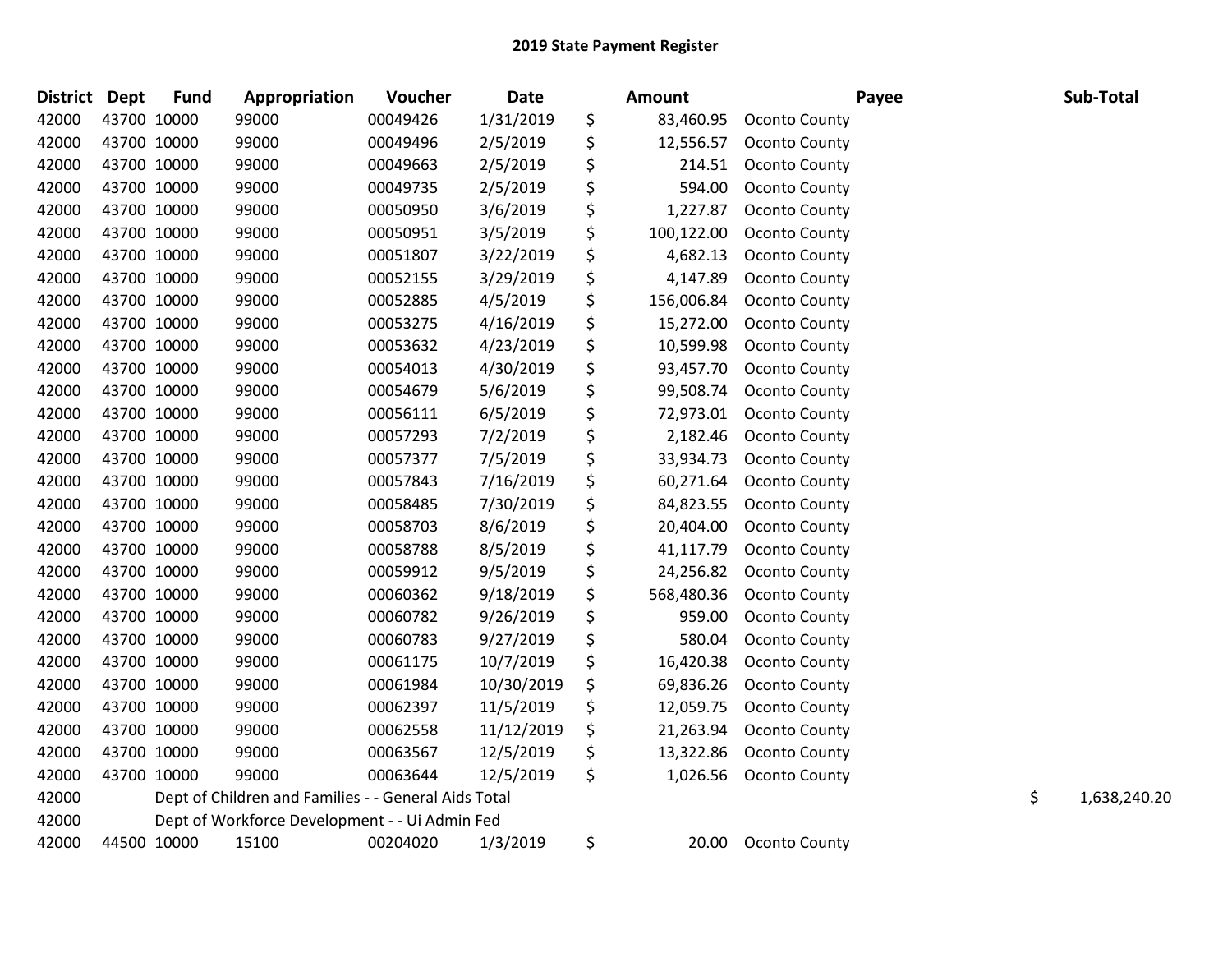# 2019 State Payment Register

| District | Dept | Fund | Appropriation | Voucher | Date | Amount | Payee | Sub-Total |
|---|---|---|---|---|---|---|---|---|
| 42000 | 43700 | 10000 | 99000 | 00049426 | 1/31/2019 | $ 83,460.95 | Oconto County | |
| 42000 | 43700 | 10000 | 99000 | 00049496 | 2/5/2019 | $ 12,556.57 | Oconto County | |
| 42000 | 43700 | 10000 | 99000 | 00049663 | 2/5/2019 | $ 214.51 | Oconto County | |
| 42000 | 43700 | 10000 | 99000 | 00049735 | 2/5/2019 | $ 594.00 | Oconto County | |
| 42000 | 43700 | 10000 | 99000 | 00050950 | 3/6/2019 | $ 1,227.87 | Oconto County | |
| 42000 | 43700 | 10000 | 99000 | 00050951 | 3/5/2019 | $ 100,122.00 | Oconto County | |
| 42000 | 43700 | 10000 | 99000 | 00051807 | 3/22/2019 | $ 4,682.13 | Oconto County | |
| 42000 | 43700 | 10000 | 99000 | 00052155 | 3/29/2019 | $ 4,147.89 | Oconto County | |
| 42000 | 43700 | 10000 | 99000 | 00052885 | 4/5/2019 | $ 156,006.84 | Oconto County | |
| 42000 | 43700 | 10000 | 99000 | 00053275 | 4/16/2019 | $ 15,272.00 | Oconto County | |
| 42000 | 43700 | 10000 | 99000 | 00053632 | 4/23/2019 | $ 10,599.98 | Oconto County | |
| 42000 | 43700 | 10000 | 99000 | 00054013 | 4/30/2019 | $ 93,457.70 | Oconto County | |
| 42000 | 43700 | 10000 | 99000 | 00054679 | 5/6/2019 | $ 99,508.74 | Oconto County | |
| 42000 | 43700 | 10000 | 99000 | 00056111 | 6/5/2019 | $ 72,973.01 | Oconto County | |
| 42000 | 43700 | 10000 | 99000 | 00057293 | 7/2/2019 | $ 2,182.46 | Oconto County | |
| 42000 | 43700 | 10000 | 99000 | 00057377 | 7/5/2019 | $ 33,934.73 | Oconto County | |
| 42000 | 43700 | 10000 | 99000 | 00057843 | 7/16/2019 | $ 60,271.64 | Oconto County | |
| 42000 | 43700 | 10000 | 99000 | 00058485 | 7/30/2019 | $ 84,823.55 | Oconto County | |
| 42000 | 43700 | 10000 | 99000 | 00058703 | 8/6/2019 | $ 20,404.00 | Oconto County | |
| 42000 | 43700 | 10000 | 99000 | 00058788 | 8/5/2019 | $ 41,117.79 | Oconto County | |
| 42000 | 43700 | 10000 | 99000 | 00059912 | 9/5/2019 | $ 24,256.82 | Oconto County | |
| 42000 | 43700 | 10000 | 99000 | 00060362 | 9/18/2019 | $ 568,480.36 | Oconto County | |
| 42000 | 43700 | 10000 | 99000 | 00060782 | 9/26/2019 | $ 959.00 | Oconto County | |
| 42000 | 43700 | 10000 | 99000 | 00060783 | 9/27/2019 | $ 580.04 | Oconto County | |
| 42000 | 43700 | 10000 | 99000 | 00061175 | 10/7/2019 | $ 16,420.38 | Oconto County | |
| 42000 | 43700 | 10000 | 99000 | 00061984 | 10/30/2019 | $ 69,836.26 | Oconto County | |
| 42000 | 43700 | 10000 | 99000 | 00062397 | 11/5/2019 | $ 12,059.75 | Oconto County | |
| 42000 | 43700 | 10000 | 99000 | 00062558 | 11/12/2019 | $ 21,263.94 | Oconto County | |
| 42000 | 43700 | 10000 | 99000 | 00063567 | 12/5/2019 | $ 13,322.86 | Oconto County | |
| 42000 | 43700 | 10000 | 99000 | 00063644 | 12/5/2019 | $ 1,026.56 | Oconto County | |
| 42000 | | Dept of Children and Families - - General Aids Total | | | | | | $ 1,638,240.20 |
| 42000 | | Dept of Workforce Development - - Ui Admin Fed | | | | | | |
| 42000 | 44500 | 10000 | 15100 | 00204020 | 1/3/2019 | $ 20.00 | Oconto County | |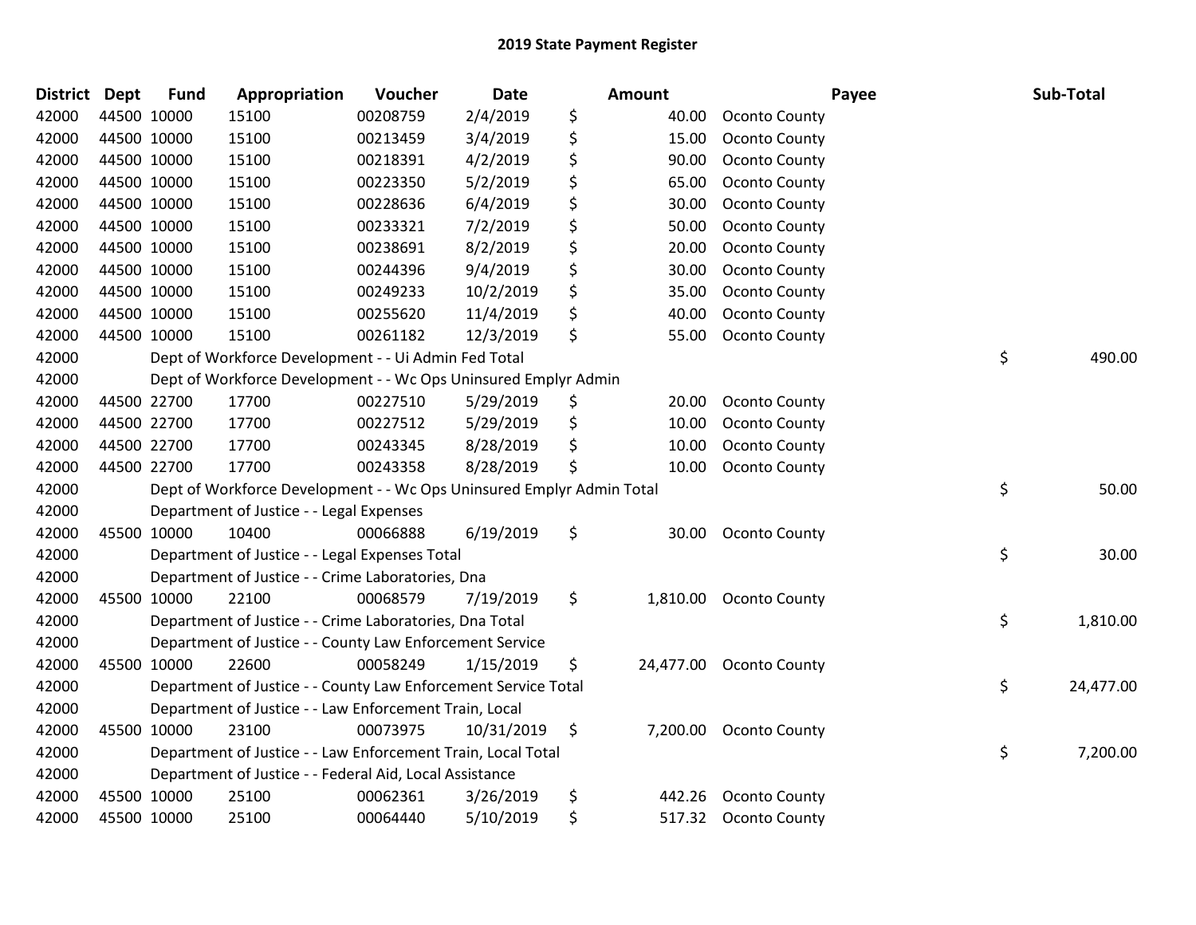# 2019 State Payment Register

| District | Dept | Fund | Appropriation | Voucher | Date | Amount | Payee | Sub-Total |
|---|---|---|---|---|---|---|---|---|
| 42000 | 44500 | 10000 | 15100 | 00208759 | 2/4/2019 | $ 40.00 | Oconto County | |
| 42000 | 44500 | 10000 | 15100 | 00213459 | 3/4/2019 | $ 15.00 | Oconto County | |
| 42000 | 44500 | 10000 | 15100 | 00218391 | 4/2/2019 | $ 90.00 | Oconto County | |
| 42000 | 44500 | 10000 | 15100 | 00223350 | 5/2/2019 | $ 65.00 | Oconto County | |
| 42000 | 44500 | 10000 | 15100 | 00228636 | 6/4/2019 | $ 30.00 | Oconto County | |
| 42000 | 44500 | 10000 | 15100 | 00233321 | 7/2/2019 | $ 50.00 | Oconto County | |
| 42000 | 44500 | 10000 | 15100 | 00238691 | 8/2/2019 | $ 20.00 | Oconto County | |
| 42000 | 44500 | 10000 | 15100 | 00244396 | 9/4/2019 | $ 30.00 | Oconto County | |
| 42000 | 44500 | 10000 | 15100 | 00249233 | 10/2/2019 | $ 35.00 | Oconto County | |
| 42000 | 44500 | 10000 | 15100 | 00255620 | 11/4/2019 | $ 40.00 | Oconto County | |
| 42000 | 44500 | 10000 | 15100 | 00261182 | 12/3/2019 | $ 55.00 | Oconto County | |
| 42000 | | | Dept of Workforce Development - - Ui Admin Fed Total | | | | | $ 490.00 |
| 42000 | | | Dept of Workforce Development - - Wc Ops Uninsured Emplyr Admin | | | | | |
| 42000 | 44500 | 22700 | 17700 | 00227510 | 5/29/2019 | $ 20.00 | Oconto County | |
| 42000 | 44500 | 22700 | 17700 | 00227512 | 5/29/2019 | $ 10.00 | Oconto County | |
| 42000 | 44500 | 22700 | 17700 | 00243345 | 8/28/2019 | $ 10.00 | Oconto County | |
| 42000 | 44500 | 22700 | 17700 | 00243358 | 8/28/2019 | $ 10.00 | Oconto County | |
| 42000 | | | Dept of Workforce Development - - Wc Ops Uninsured Emplyr Admin Total | | | | | $ 50.00 |
| 42000 | | | Department of Justice - - Legal Expenses | | | | | |
| 42000 | 45500 | 10000 | 10400 | 00066888 | 6/19/2019 | $ 30.00 | Oconto County | |
| 42000 | | | Department of Justice - - Legal Expenses Total | | | | | $ 30.00 |
| 42000 | | | Department of Justice - - Crime Laboratories, Dna | | | | | |
| 42000 | 45500 | 10000 | 22100 | 00068579 | 7/19/2019 | $ 1,810.00 | Oconto County | |
| 42000 | | | Department of Justice - - Crime Laboratories, Dna Total | | | | | $ 1,810.00 |
| 42000 | | | Department of Justice - - County Law Enforcement Service | | | | | |
| 42000 | 45500 | 10000 | 22600 | 00058249 | 1/15/2019 | $ 24,477.00 | Oconto County | |
| 42000 | | | Department of Justice - - County Law Enforcement Service Total | | | | | $ 24,477.00 |
| 42000 | | | Department of Justice - - Law Enforcement Train, Local | | | | | |
| 42000 | 45500 | 10000 | 23100 | 00073975 | 10/31/2019 | $ 7,200.00 | Oconto County | |
| 42000 | | | Department of Justice - - Law Enforcement Train, Local Total | | | | | $ 7,200.00 |
| 42000 | | | Department of Justice - - Federal Aid, Local Assistance | | | | | |
| 42000 | 45500 | 10000 | 25100 | 00062361 | 3/26/2019 | $ 442.26 | Oconto County | |
| 42000 | 45500 | 10000 | 25100 | 00064440 | 5/10/2019 | $ 517.32 | Oconto County | |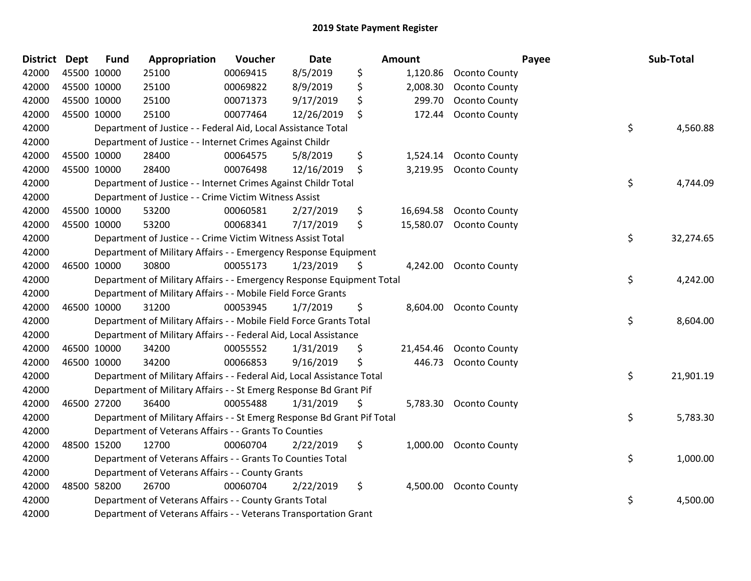## 2019 State Payment Register

| District | Dept | Fund | Appropriation | Voucher | Date | Amount | Payee | Sub-Total |
|---|---|---|---|---|---|---|---|---|
| 42000 | 45500 | 10000 | 25100 | 00069415 | 8/5/2019 | $ 1,120.86 | Oconto County | |
| 42000 | 45500 | 10000 | 25100 | 00069822 | 8/9/2019 | $ 2,008.30 | Oconto County | |
| 42000 | 45500 | 10000 | 25100 | 00071373 | 9/17/2019 | $ 299.70 | Oconto County | |
| 42000 | 45500 | 10000 | 25100 | 00077464 | 12/26/2019 | $ 172.44 | Oconto County | |
| 42000 | | Department of Justice - - Federal Aid, Local Assistance Total | | | | | | $ 4,560.88 |
| 42000 | | Department of Justice - - Internet Crimes Against Childr | | | | | | |
| 42000 | 45500 | 10000 | 28400 | 00064575 | 5/8/2019 | $ 1,524.14 | Oconto County | |
| 42000 | 45500 | 10000 | 28400 | 00076498 | 12/16/2019 | $ 3,219.95 | Oconto County | |
| 42000 | | Department of Justice - - Internet Crimes Against Childr Total | | | | | | $ 4,744.09 |
| 42000 | | Department of Justice - - Crime Victim Witness Assist | | | | | | |
| 42000 | 45500 | 10000 | 53200 | 00060581 | 2/27/2019 | $ 16,694.58 | Oconto County | |
| 42000 | 45500 | 10000 | 53200 | 00068341 | 7/17/2019 | $ 15,580.07 | Oconto County | |
| 42000 | | Department of Justice - - Crime Victim Witness Assist Total | | | | | | $ 32,274.65 |
| 42000 | | Department of Military Affairs - - Emergency Response Equipment | | | | | | |
| 42000 | 46500 | 10000 | 30800 | 00055173 | 1/23/2019 | $ 4,242.00 | Oconto County | |
| 42000 | | Department of Military Affairs - - Emergency Response Equipment Total | | | | | | $ 4,242.00 |
| 42000 | | Department of Military Affairs - - Mobile Field Force Grants | | | | | | |
| 42000 | 46500 | 10000 | 31200 | 00053945 | 1/7/2019 | $ 8,604.00 | Oconto County | |
| 42000 | | Department of Military Affairs - - Mobile Field Force Grants Total | | | | | | $ 8,604.00 |
| 42000 | | Department of Military Affairs - - Federal Aid, Local Assistance | | | | | | |
| 42000 | 46500 | 10000 | 34200 | 00055552 | 1/31/2019 | $ 21,454.46 | Oconto County | |
| 42000 | 46500 | 10000 | 34200 | 00066853 | 9/16/2019 | $ 446.73 | Oconto County | |
| 42000 | | Department of Military Affairs - - Federal Aid, Local Assistance Total | | | | | | $ 21,901.19 |
| 42000 | | Department of Military Affairs - - St Emerg Response Bd Grant Pif | | | | | | |
| 42000 | 46500 | 27200 | 36400 | 00055488 | 1/31/2019 | $ 5,783.30 | Oconto County | |
| 42000 | | Department of Military Affairs - - St Emerg Response Bd Grant Pif Total | | | | | | $ 5,783.30 |
| 42000 | | Department of Veterans Affairs - - Grants To Counties | | | | | | |
| 42000 | 48500 | 15200 | 12700 | 00060704 | 2/22/2019 | $ 1,000.00 | Oconto County | |
| 42000 | | Department of Veterans Affairs - - Grants To Counties Total | | | | | | $ 1,000.00 |
| 42000 | | Department of Veterans Affairs - - County Grants | | | | | | |
| 42000 | 48500 | 58200 | 26700 | 00060704 | 2/22/2019 | $ 4,500.00 | Oconto County | |
| 42000 | | Department of Veterans Affairs - - County Grants Total | | | | | | $ 4,500.00 |
| 42000 | | Department of Veterans Affairs - - Veterans Transportation Grant | | | | | | |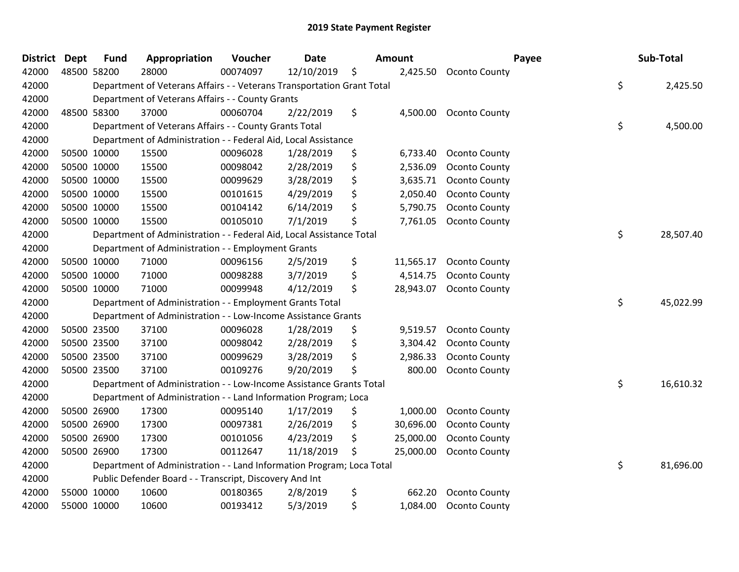# 2019 State Payment Register

| District | Dept | Fund | Appropriation | Voucher | Date | Amount | Payee | Sub-Total |
|---|---|---|---|---|---|---|---|---|
| 42000 | 48500 | 58200 | 28000 | 00074097 | 12/10/2019 | $ 2,425.50 | Oconto County | |
| 42000 | | Department of Veterans Affairs - - Veterans Transportation Grant Total | | | | | | $ 2,425.50 |
| 42000 | | Department of Veterans Affairs - - County Grants | | | | | | |
| 42000 | 48500 | 58300 | 37000 | 00060704 | 2/22/2019 | $ 4,500.00 | Oconto County | |
| 42000 | | Department of Veterans Affairs - - County Grants Total | | | | | | $ 4,500.00 |
| 42000 | | Department of Administration - - Federal Aid, Local Assistance | | | | | | |
| 42000 | 50500 | 10000 | 15500 | 00096028 | 1/28/2019 | $ 6,733.40 | Oconto County | |
| 42000 | 50500 | 10000 | 15500 | 00098042 | 2/28/2019 | $ 2,536.09 | Oconto County | |
| 42000 | 50500 | 10000 | 15500 | 00099629 | 3/28/2019 | $ 3,635.71 | Oconto County | |
| 42000 | 50500 | 10000 | 15500 | 00101615 | 4/29/2019 | $ 2,050.40 | Oconto County | |
| 42000 | 50500 | 10000 | 15500 | 00104142 | 6/14/2019 | $ 5,790.75 | Oconto County | |
| 42000 | 50500 | 10000 | 15500 | 00105010 | 7/1/2019 | $ 7,761.05 | Oconto County | |
| 42000 | | Department of Administration - - Federal Aid, Local Assistance Total | | | | | | $ 28,507.40 |
| 42000 | | Department of Administration - - Employment Grants | | | | | | |
| 42000 | 50500 | 10000 | 71000 | 00096156 | 2/5/2019 | $ 11,565.17 | Oconto County | |
| 42000 | 50500 | 10000 | 71000 | 00098288 | 3/7/2019 | $ 4,514.75 | Oconto County | |
| 42000 | 50500 | 10000 | 71000 | 00099948 | 4/12/2019 | $ 28,943.07 | Oconto County | |
| 42000 | | Department of Administration - - Employment Grants Total | | | | | | $ 45,022.99 |
| 42000 | | Department of Administration - - Low-Income Assistance Grants | | | | | | |
| 42000 | 50500 | 23500 | 37100 | 00096028 | 1/28/2019 | $ 9,519.57 | Oconto County | |
| 42000 | 50500 | 23500 | 37100 | 00098042 | 2/28/2019 | $ 3,304.42 | Oconto County | |
| 42000 | 50500 | 23500 | 37100 | 00099629 | 3/28/2019 | $ 2,986.33 | Oconto County | |
| 42000 | 50500 | 23500 | 37100 | 00109276 | 9/20/2019 | $ 800.00 | Oconto County | |
| 42000 | | Department of Administration - - Low-Income Assistance Grants Total | | | | | | $ 16,610.32 |
| 42000 | | Department of Administration - - Land Information Program; Loca | | | | | | |
| 42000 | 50500 | 26900 | 17300 | 00095140 | 1/17/2019 | $ 1,000.00 | Oconto County | |
| 42000 | 50500 | 26900 | 17300 | 00097381 | 2/26/2019 | $ 30,696.00 | Oconto County | |
| 42000 | 50500 | 26900 | 17300 | 00101056 | 4/23/2019 | $ 25,000.00 | Oconto County | |
| 42000 | 50500 | 26900 | 17300 | 00112647 | 11/18/2019 | $ 25,000.00 | Oconto County | |
| 42000 | | Department of Administration - - Land Information Program; Loca Total | | | | | | $ 81,696.00 |
| 42000 | | Public Defender Board - - Transcript, Discovery And Int | | | | | | |
| 42000 | 55000 | 10000 | 10600 | 00180365 | 2/8/2019 | $ 662.20 | Oconto County | |
| 42000 | 55000 | 10000 | 10600 | 00193412 | 5/3/2019 | $ 1,084.00 | Oconto County | |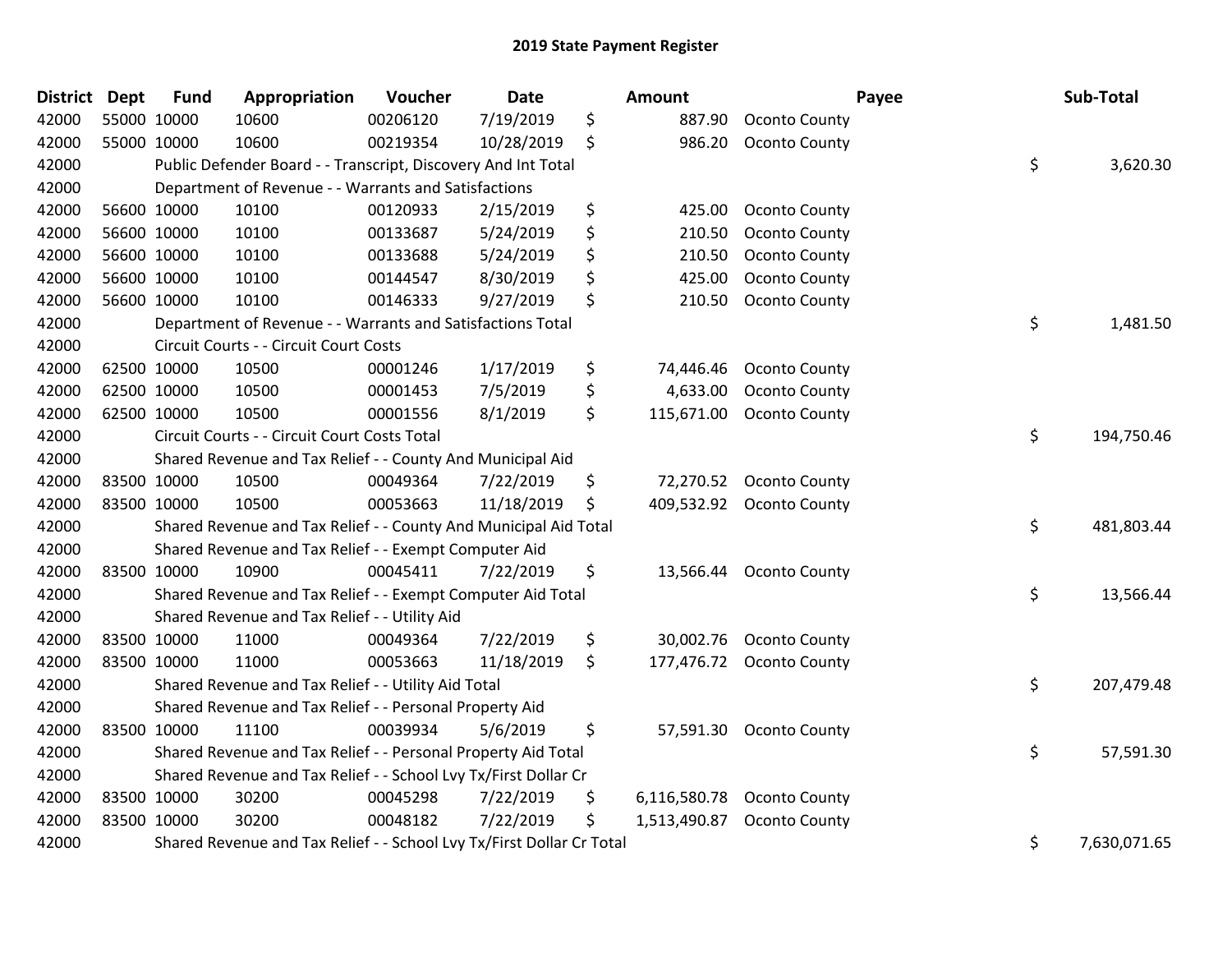# 2019 State Payment Register

| District | Dept | Fund | Appropriation | Voucher | Date | | Amount | Payee | | Sub-Total |
|---|---|---|---|---|---|---|---|---|---|---|
| 42000 | 55000 | 10000 | 10600 | 00206120 | 7/19/2019 | $ | 887.90 | Oconto County | | |
| 42000 | 55000 | 10000 | 10600 | 00219354 | 10/28/2019 | $ | 986.20 | Oconto County | | |
| 42000 | | Public Defender Board - - Transcript, Discovery And Int Total | | | | | | | $ | 3,620.30 |
| 42000 | | Department of Revenue - - Warrants and Satisfactions | | | | | | | | |
| 42000 | 56600 | 10000 | 10100 | 00120933 | 2/15/2019 | $ | 425.00 | Oconto County | | |
| 42000 | 56600 | 10000 | 10100 | 00133687 | 5/24/2019 | $ | 210.50 | Oconto County | | |
| 42000 | 56600 | 10000 | 10100 | 00133688 | 5/24/2019 | $ | 210.50 | Oconto County | | |
| 42000 | 56600 | 10000 | 10100 | 00144547 | 8/30/2019 | $ | 425.00 | Oconto County | | |
| 42000 | 56600 | 10000 | 10100 | 00146333 | 9/27/2019 | $ | 210.50 | Oconto County | | |
| 42000 | | Department of Revenue - - Warrants and Satisfactions Total | | | | | | | $ | 1,481.50 |
| 42000 | | Circuit Courts - - Circuit Court Costs | | | | | | | | |
| 42000 | 62500 | 10000 | 10500 | 00001246 | 1/17/2019 | $ | 74,446.46 | Oconto County | | |
| 42000 | 62500 | 10000 | 10500 | 00001453 | 7/5/2019 | $ | 4,633.00 | Oconto County | | |
| 42000 | 62500 | 10000 | 10500 | 00001556 | 8/1/2019 | $ | 115,671.00 | Oconto County | | |
| 42000 | | Circuit Courts - - Circuit Court Costs Total | | | | | | | $ | 194,750.46 |
| 42000 | | Shared Revenue and Tax Relief - - County And Municipal Aid | | | | | | | | |
| 42000 | 83500 | 10000 | 10500 | 00049364 | 7/22/2019 | $ | 72,270.52 | Oconto County | | |
| 42000 | 83500 | 10000 | 10500 | 00053663 | 11/18/2019 | $ | 409,532.92 | Oconto County | | |
| 42000 | | Shared Revenue and Tax Relief - - County And Municipal Aid Total | | | | | | | $ | 481,803.44 |
| 42000 | | Shared Revenue and Tax Relief - - Exempt Computer Aid | | | | | | | | |
| 42000 | 83500 | 10000 | 10900 | 00045411 | 7/22/2019 | $ | 13,566.44 | Oconto County | | |
| 42000 | | Shared Revenue and Tax Relief - - Exempt Computer Aid Total | | | | | | | $ | 13,566.44 |
| 42000 | | Shared Revenue and Tax Relief - - Utility Aid | | | | | | | | |
| 42000 | 83500 | 10000 | 11000 | 00049364 | 7/22/2019 | $ | 30,002.76 | Oconto County | | |
| 42000 | 83500 | 10000 | 11000 | 00053663 | 11/18/2019 | $ | 177,476.72 | Oconto County | | |
| 42000 | | Shared Revenue and Tax Relief - - Utility Aid Total | | | | | | | $ | 207,479.48 |
| 42000 | | Shared Revenue and Tax Relief - - Personal Property Aid | | | | | | | | |
| 42000 | 83500 | 10000 | 11100 | 00039934 | 5/6/2019 | $ | 57,591.30 | Oconto County | | |
| 42000 | | Shared Revenue and Tax Relief - - Personal Property Aid Total | | | | | | | $ | 57,591.30 |
| 42000 | | Shared Revenue and Tax Relief - - School Lvy Tx/First Dollar Cr | | | | | | | | |
| 42000 | 83500 | 10000 | 30200 | 00045298 | 7/22/2019 | $ | 6,116,580.78 | Oconto County | | |
| 42000 | 83500 | 10000 | 30200 | 00048182 | 7/22/2019 | $ | 1,513,490.87 | Oconto County | | |
| 42000 | | Shared Revenue and Tax Relief - - School Lvy Tx/First Dollar Cr Total | | | | | | | $ | 7,630,071.65 |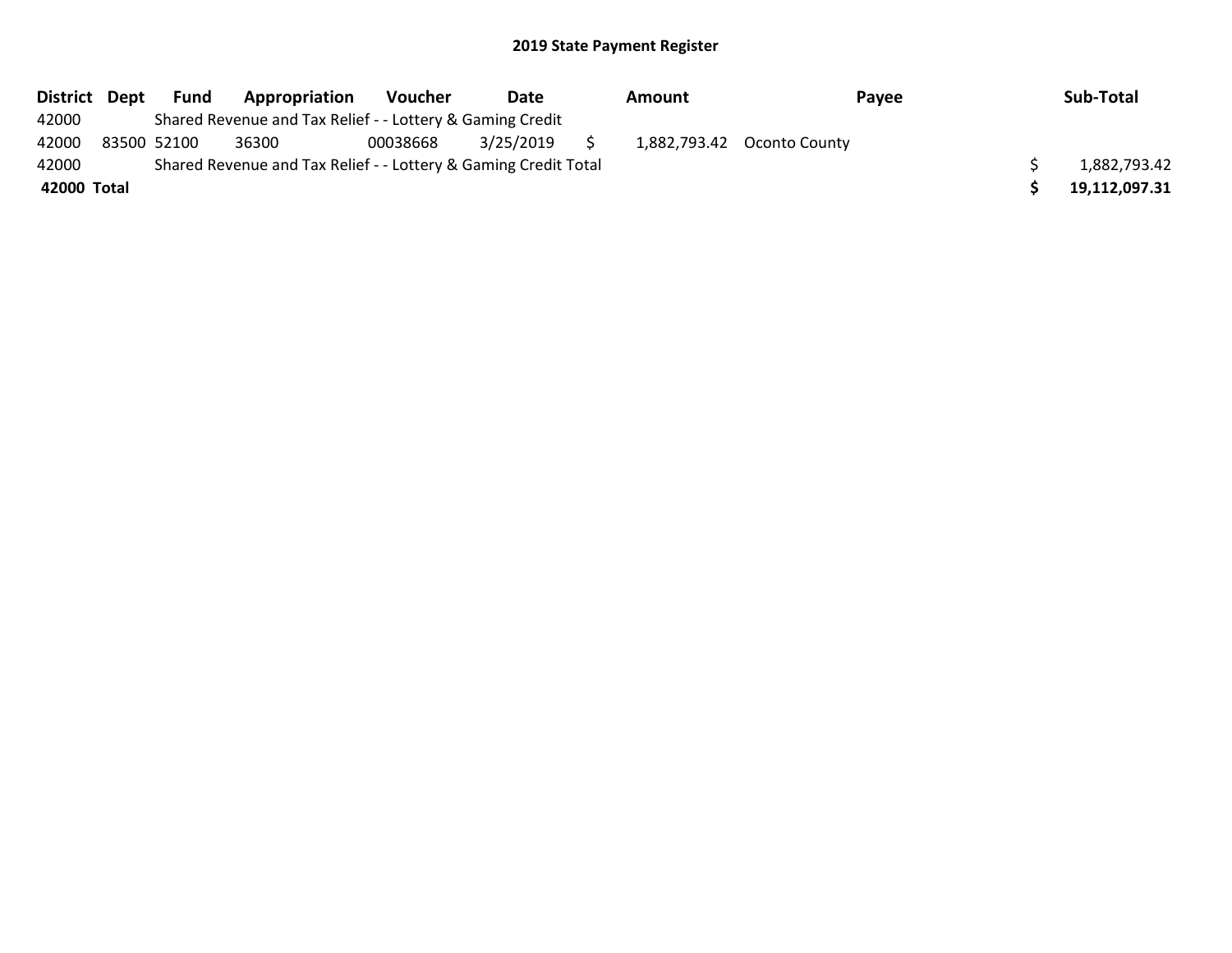## 2019 State Payment Register

| District | Dept | Fund | Appropriation | Voucher | Date | Amount | Payee | Sub-Total |
|---|---|---|---|---|---|---|---|---|
| 42000 | | Shared Revenue and Tax Relief - - Lottery & Gaming Credit | | | | | | |
| 42000 | 83500 | 52100 | 36300 | 00038668 | 3/25/2019 | $ 1,882,793.42 | Oconto County | |
| 42000 | | Shared Revenue and Tax Relief - - Lottery & Gaming Credit Total | | | | | | $ 1,882,793.42 |
| **42000** | **Total** | | | | | | | **$ 19,112,097.31** |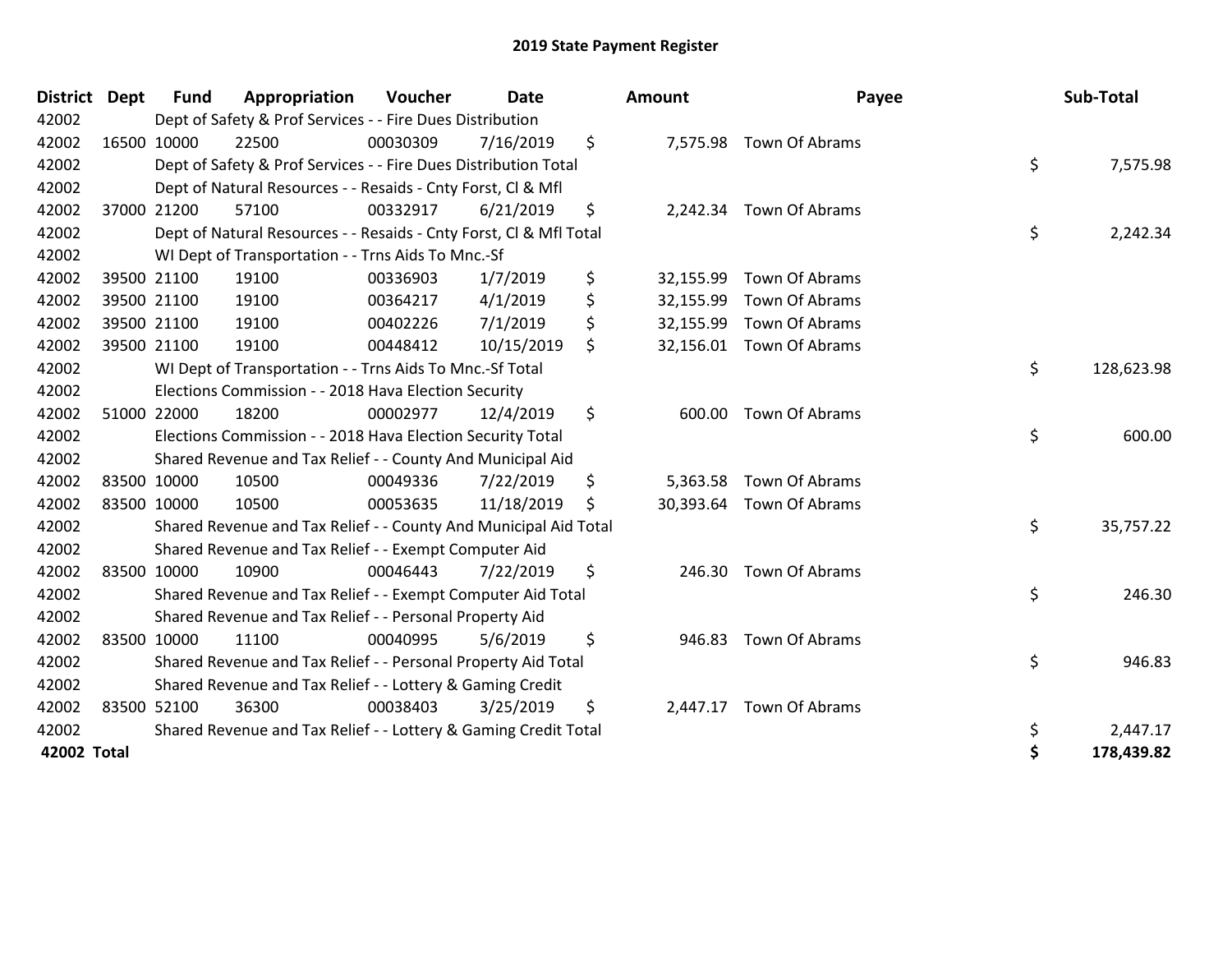# 2019 State Payment Register

| District | Dept | Fund | Appropriation | Voucher | Date | Amount | Payee | Sub-Total |
|---|---|---|---|---|---|---|---|---|
| 42002 | | Dept of Safety & Prof Services - - Fire Dues Distribution | | | | | | |
| 42002 | 16500 | 10000 | 22500 | 00030309 | 7/16/2019 | $ 7,575.98 | Town Of Abrams | |
| 42002 | | Dept of Safety & Prof Services - - Fire Dues Distribution Total | | | | | | $ 7,575.98 |
| 42002 | | Dept of Natural Resources - - Resaids - Cnty Forst, Cl & Mfl | | | | | | |
| 42002 | 37000 | 21200 | 57100 | 00332917 | 6/21/2019 | $ 2,242.34 | Town Of Abrams | |
| 42002 | | Dept of Natural Resources - - Resaids - Cnty Forst, Cl & Mfl Total | | | | | | $ 2,242.34 |
| 42002 | | WI Dept of Transportation - - Trns Aids To Mnc.-Sf | | | | | | |
| 42002 | 39500 | 21100 | 19100 | 00336903 | 1/7/2019 | $ 32,155.99 | Town Of Abrams | |
| 42002 | 39500 | 21100 | 19100 | 00364217 | 4/1/2019 | $ 32,155.99 | Town Of Abrams | |
| 42002 | 39500 | 21100 | 19100 | 00402226 | 7/1/2019 | $ 32,155.99 | Town Of Abrams | |
| 42002 | 39500 | 21100 | 19100 | 00448412 | 10/15/2019 | $ 32,156.01 | Town Of Abrams | |
| 42002 | | WI Dept of Transportation - - Trns Aids To Mnc.-Sf Total | | | | | | $ 128,623.98 |
| 42002 | | Elections Commission - - 2018 Hava Election Security | | | | | | |
| 42002 | 51000 | 22000 | 18200 | 00002977 | 12/4/2019 | $ 600.00 | Town Of Abrams | |
| 42002 | | Elections Commission - - 2018 Hava Election Security Total | | | | | | $ 600.00 |
| 42002 | | Shared Revenue and Tax Relief - - County And Municipal Aid | | | | | | |
| 42002 | 83500 | 10000 | 10500 | 00049336 | 7/22/2019 | $ 5,363.58 | Town Of Abrams | |
| 42002 | 83500 | 10000 | 10500 | 00053635 | 11/18/2019 | $ 30,393.64 | Town Of Abrams | |
| 42002 | | Shared Revenue and Tax Relief - - County And Municipal Aid Total | | | | | | $ 35,757.22 |
| 42002 | | Shared Revenue and Tax Relief - - Exempt Computer Aid | | | | | | |
| 42002 | 83500 | 10000 | 10900 | 00046443 | 7/22/2019 | $ 246.30 | Town Of Abrams | |
| 42002 | | Shared Revenue and Tax Relief - - Exempt Computer Aid Total | | | | | | $ 246.30 |
| 42002 | | Shared Revenue and Tax Relief - - Personal Property Aid | | | | | | |
| 42002 | 83500 | 10000 | 11100 | 00040995 | 5/6/2019 | $ 946.83 | Town Of Abrams | |
| 42002 | | Shared Revenue and Tax Relief - - Personal Property Aid Total | | | | | | $ 946.83 |
| 42002 | | Shared Revenue and Tax Relief - - Lottery & Gaming Credit | | | | | | |
| 42002 | 83500 | 52100 | 36300 | 00038403 | 3/25/2019 | $ 2,447.17 | Town Of Abrams | |
| 42002 | | Shared Revenue and Tax Relief - - Lottery & Gaming Credit Total | | | | | | $ 2,447.17 |
| **42002 Total** | | | | | | | | **$ 178,439.82** |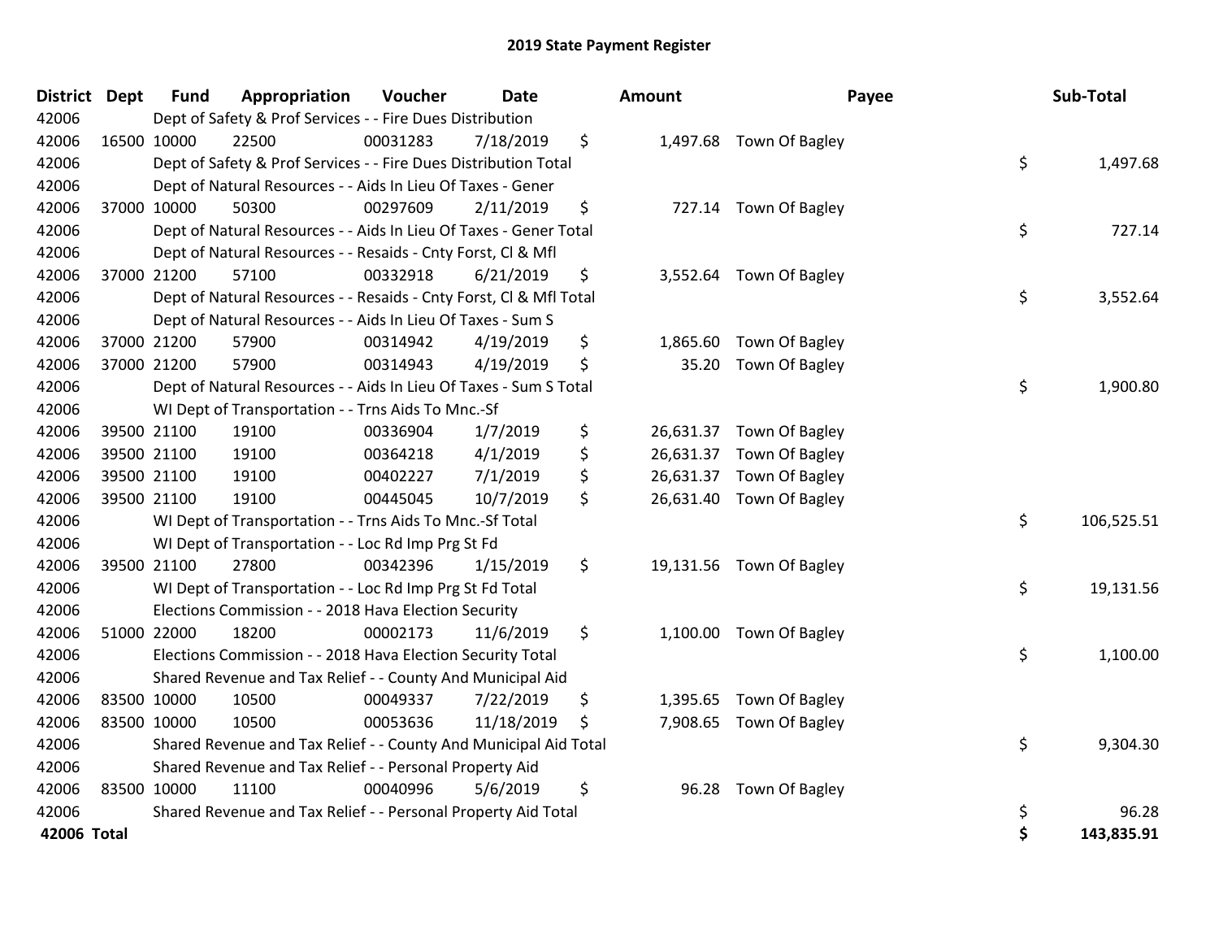# 2019 State Payment Register

| District | Dept | Fund | Appropriation | Voucher | Date | Amount | Payee | Sub-Total |
|---|---|---|---|---|---|---|---|---|
| 42006 | | Dept of Safety & Prof Services - - Fire Dues Distribution | | | | | | |
| 42006 | 16500 | 10000 | 22500 | 00031283 | 7/18/2019 | $ 1,497.68 | Town Of Bagley | |
| 42006 | | Dept of Safety & Prof Services - - Fire Dues Distribution Total | | | | | | $ 1,497.68 |
| 42006 | | Dept of Natural Resources - - Aids In Lieu Of Taxes - Gener | | | | | | |
| 42006 | 37000 | 10000 | 50300 | 00297609 | 2/11/2019 | $ 727.14 | Town Of Bagley | |
| 42006 | | Dept of Natural Resources - - Aids In Lieu Of Taxes - Gener Total | | | | | | $ 727.14 |
| 42006 | | Dept of Natural Resources - - Resaids - Cnty Forst, Cl & Mfl | | | | | | |
| 42006 | 37000 | 21200 | 57100 | 00332918 | 6/21/2019 | $ 3,552.64 | Town Of Bagley | |
| 42006 | | Dept of Natural Resources - - Resaids - Cnty Forst, Cl & Mfl Total | | | | | | $ 3,552.64 |
| 42006 | | Dept of Natural Resources - - Aids In Lieu Of Taxes - Sum S | | | | | | |
| 42006 | 37000 | 21200 | 57900 | 00314942 | 4/19/2019 | $ 1,865.60 | Town Of Bagley | |
| 42006 | 37000 | 21200 | 57900 | 00314943 | 4/19/2019 | $ 35.20 | Town Of Bagley | |
| 42006 | | Dept of Natural Resources - - Aids In Lieu Of Taxes - Sum S Total | | | | | | $ 1,900.80 |
| 42006 | | WI Dept of Transportation - - Trns Aids To Mnc.-Sf | | | | | | |
| 42006 | 39500 | 21100 | 19100 | 00336904 | 1/7/2019 | $ 26,631.37 | Town Of Bagley | |
| 42006 | 39500 | 21100 | 19100 | 00364218 | 4/1/2019 | $ 26,631.37 | Town Of Bagley | |
| 42006 | 39500 | 21100 | 19100 | 00402227 | 7/1/2019 | $ 26,631.37 | Town Of Bagley | |
| 42006 | 39500 | 21100 | 19100 | 00445045 | 10/7/2019 | $ 26,631.40 | Town Of Bagley | |
| 42006 | | WI Dept of Transportation - - Trns Aids To Mnc.-Sf Total | | | | | | $ 106,525.51 |
| 42006 | | WI Dept of Transportation - - Loc Rd Imp Prg St Fd | | | | | | |
| 42006 | 39500 | 21100 | 27800 | 00342396 | 1/15/2019 | $ 19,131.56 | Town Of Bagley | |
| 42006 | | WI Dept of Transportation - - Loc Rd Imp Prg St Fd Total | | | | | | $ 19,131.56 |
| 42006 | | Elections Commission - - 2018 Hava Election Security | | | | | | |
| 42006 | 51000 | 22000 | 18200 | 00002173 | 11/6/2019 | $ 1,100.00 | Town Of Bagley | |
| 42006 | | Elections Commission - - 2018 Hava Election Security Total | | | | | | $ 1,100.00 |
| 42006 | | Shared Revenue and Tax Relief - - County And Municipal Aid | | | | | | |
| 42006 | 83500 | 10000 | 10500 | 00049337 | 7/22/2019 | $ 1,395.65 | Town Of Bagley | |
| 42006 | 83500 | 10000 | 10500 | 00053636 | 11/18/2019 | $ 7,908.65 | Town Of Bagley | |
| 42006 | | Shared Revenue and Tax Relief - - County And Municipal Aid Total | | | | | | $ 9,304.30 |
| 42006 | | Shared Revenue and Tax Relief - - Personal Property Aid | | | | | | |
| 42006 | 83500 | 10000 | 11100 | 00040996 | 5/6/2019 | $ 96.28 | Town Of Bagley | |
| 42006 | | Shared Revenue and Tax Relief - - Personal Property Aid Total | | | | | | $ 96.28 |
| **42006 Total** | | | | | | | | **$ 143,835.91** |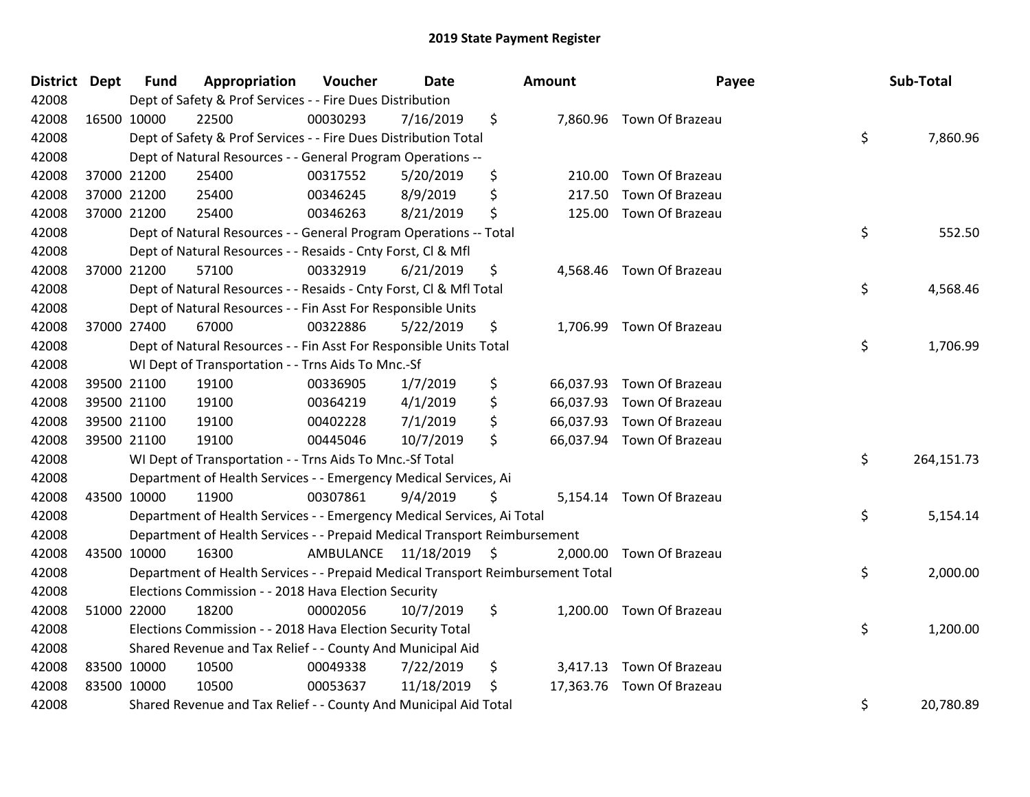# 2019 State Payment Register

| District | Dept | Fund | Appropriation | Voucher | Date | Amount | Payee | Sub-Total |
|---|---|---|---|---|---|---|---|---|
| 42008 | Dept of Safety & Prof Services - - Fire Dues Distribution | | | | | | | |
| 42008 | 16500 | 10000 | 22500 | 00030293 | 7/16/2019 | $ 7,860.96 | Town Of Brazeau | |
| 42008 | Dept of Safety & Prof Services - - Fire Dues Distribution Total | | | | | | | $ 7,860.96 |
| 42008 | Dept of Natural Resources - - General Program Operations -- | | | | | | | |
| 42008 | 37000 | 21200 | 25400 | 00317552 | 5/20/2019 | $ 210.00 | Town Of Brazeau | |
| 42008 | 37000 | 21200 | 25400 | 00346245 | 8/9/2019 | $ 217.50 | Town Of Brazeau | |
| 42008 | 37000 | 21200 | 25400 | 00346263 | 8/21/2019 | $ 125.00 | Town Of Brazeau | |
| 42008 | Dept of Natural Resources - - General Program Operations -- Total | | | | | | | $ 552.50 |
| 42008 | Dept of Natural Resources - - Resaids - Cnty Forst, Cl & Mfl | | | | | | | |
| 42008 | 37000 | 21200 | 57100 | 00332919 | 6/21/2019 | $ 4,568.46 | Town Of Brazeau | |
| 42008 | Dept of Natural Resources - - Resaids - Cnty Forst, Cl & Mfl Total | | | | | | | $ 4,568.46 |
| 42008 | Dept of Natural Resources - - Fin Asst For Responsible Units | | | | | | | |
| 42008 | 37000 | 27400 | 67000 | 00322886 | 5/22/2019 | $ 1,706.99 | Town Of Brazeau | |
| 42008 | Dept of Natural Resources - - Fin Asst For Responsible Units Total | | | | | | | $ 1,706.99 |
| 42008 | WI Dept of Transportation - - Trns Aids To Mnc.-Sf | | | | | | | |
| 42008 | 39500 | 21100 | 19100 | 00336905 | 1/7/2019 | $ 66,037.93 | Town Of Brazeau | |
| 42008 | 39500 | 21100 | 19100 | 00364219 | 4/1/2019 | $ 66,037.93 | Town Of Brazeau | |
| 42008 | 39500 | 21100 | 19100 | 00402228 | 7/1/2019 | $ 66,037.93 | Town Of Brazeau | |
| 42008 | 39500 | 21100 | 19100 | 00445046 | 10/7/2019 | $ 66,037.94 | Town Of Brazeau | |
| 42008 | WI Dept of Transportation - - Trns Aids To Mnc.-Sf Total | | | | | | | $ 264,151.73 |
| 42008 | Department of Health Services - - Emergency Medical Services, Ai | | | | | | | |
| 42008 | 43500 | 10000 | 11900 | 00307861 | 9/4/2019 | $ 5,154.14 | Town Of Brazeau | |
| 42008 | Department of Health Services - - Emergency Medical Services, Ai Total | | | | | | | $ 5,154.14 |
| 42008 | Department of Health Services - - Prepaid Medical Transport Reimbursement | | | | | | | |
| 42008 | 43500 | 10000 | 16300 | AMBULANCE | 11/18/2019 | $ 2,000.00 | Town Of Brazeau | |
| 42008 | Department of Health Services - - Prepaid Medical Transport Reimbursement Total | | | | | | | $ 2,000.00 |
| 42008 | Elections Commission - - 2018 Hava Election Security | | | | | | | |
| 42008 | 51000 | 22000 | 18200 | 00002056 | 10/7/2019 | $ 1,200.00 | Town Of Brazeau | |
| 42008 | Elections Commission - - 2018 Hava Election Security Total | | | | | | | $ 1,200.00 |
| 42008 | Shared Revenue and Tax Relief - - County And Municipal Aid | | | | | | | |
| 42008 | 83500 | 10000 | 10500 | 00049338 | 7/22/2019 | $ 3,417.13 | Town Of Brazeau | |
| 42008 | 83500 | 10000 | 10500 | 00053637 | 11/18/2019 | $ 17,363.76 | Town Of Brazeau | |
| 42008 | Shared Revenue and Tax Relief - - County And Municipal Aid Total | | | | | | | $ 20,780.89 |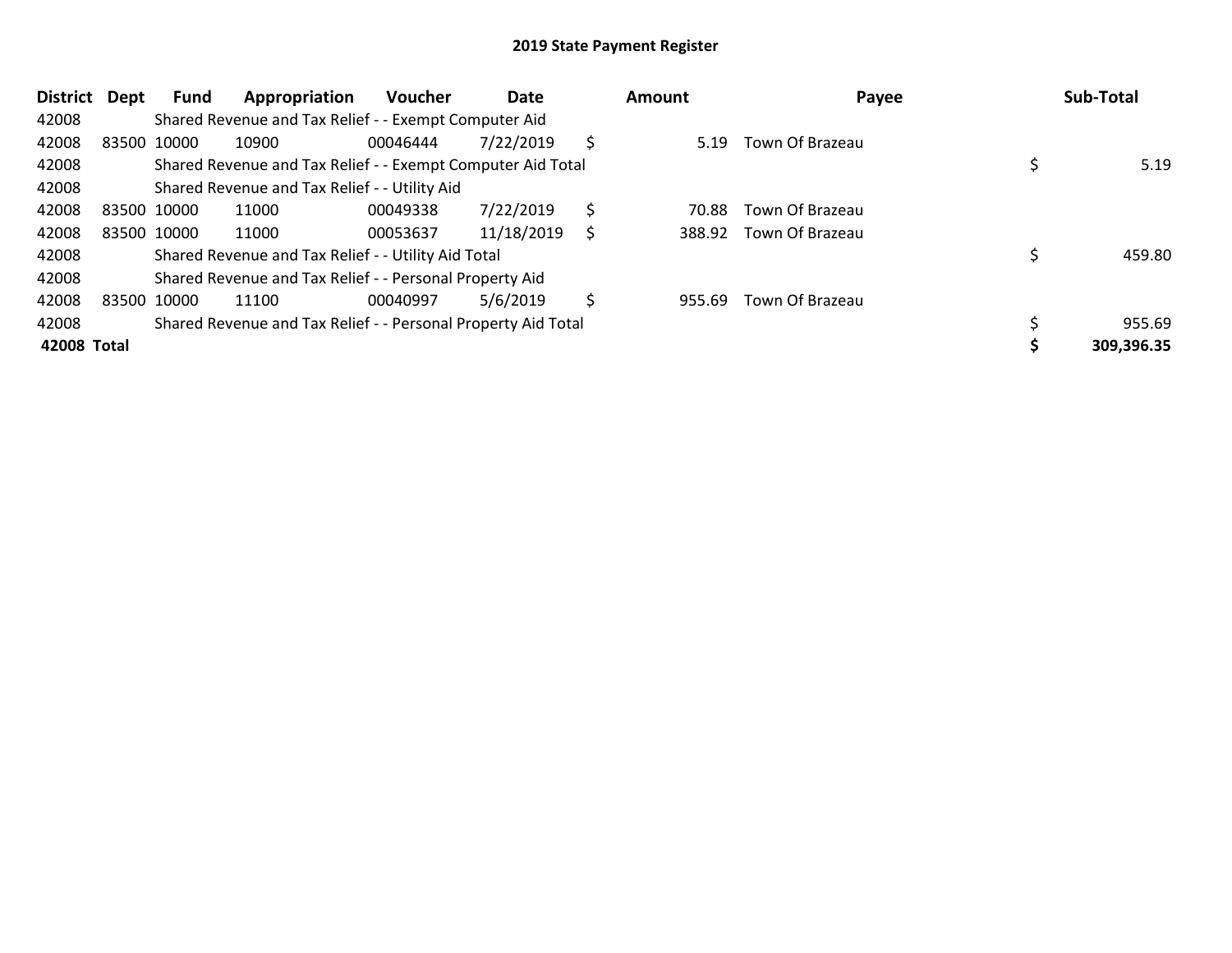# 2019 State Payment Register

| District | Dept | Fund | Appropriation | Voucher | Date | Amount | Payee | Sub-Total |
|---|---|---|---|---|---|---|---|---|
| 42008 | | Shared Revenue and Tax Relief - - Exempt Computer Aid | | | | | | |
| 42008 | 83500 | 10000 | 10900 | 00046444 | 7/22/2019 | $ 5.19 | Town Of Brazeau | |
| 42008 | | Shared Revenue and Tax Relief - - Exempt Computer Aid Total | | | | | | $ 5.19 |
| 42008 | | Shared Revenue and Tax Relief - - Utility Aid | | | | | | |
| 42008 | 83500 | 10000 | 11000 | 00049338 | 7/22/2019 | $ 70.88 | Town Of Brazeau | |
| 42008 | 83500 | 10000 | 11000 | 00053637 | 11/18/2019 | $ 388.92 | Town Of Brazeau | |
| 42008 | | Shared Revenue and Tax Relief - - Utility Aid Total | | | | | | $ 459.80 |
| 42008 | | Shared Revenue and Tax Relief - - Personal Property Aid | | | | | | |
| 42008 | 83500 | 10000 | 11100 | 00040997 | 5/6/2019 | $ 955.69 | Town Of Brazeau | |
| 42008 | | Shared Revenue and Tax Relief - - Personal Property Aid Total | | | | | | $ 955.69 |
| **42008 Total** | | | | | | | | **$ 309,396.35** |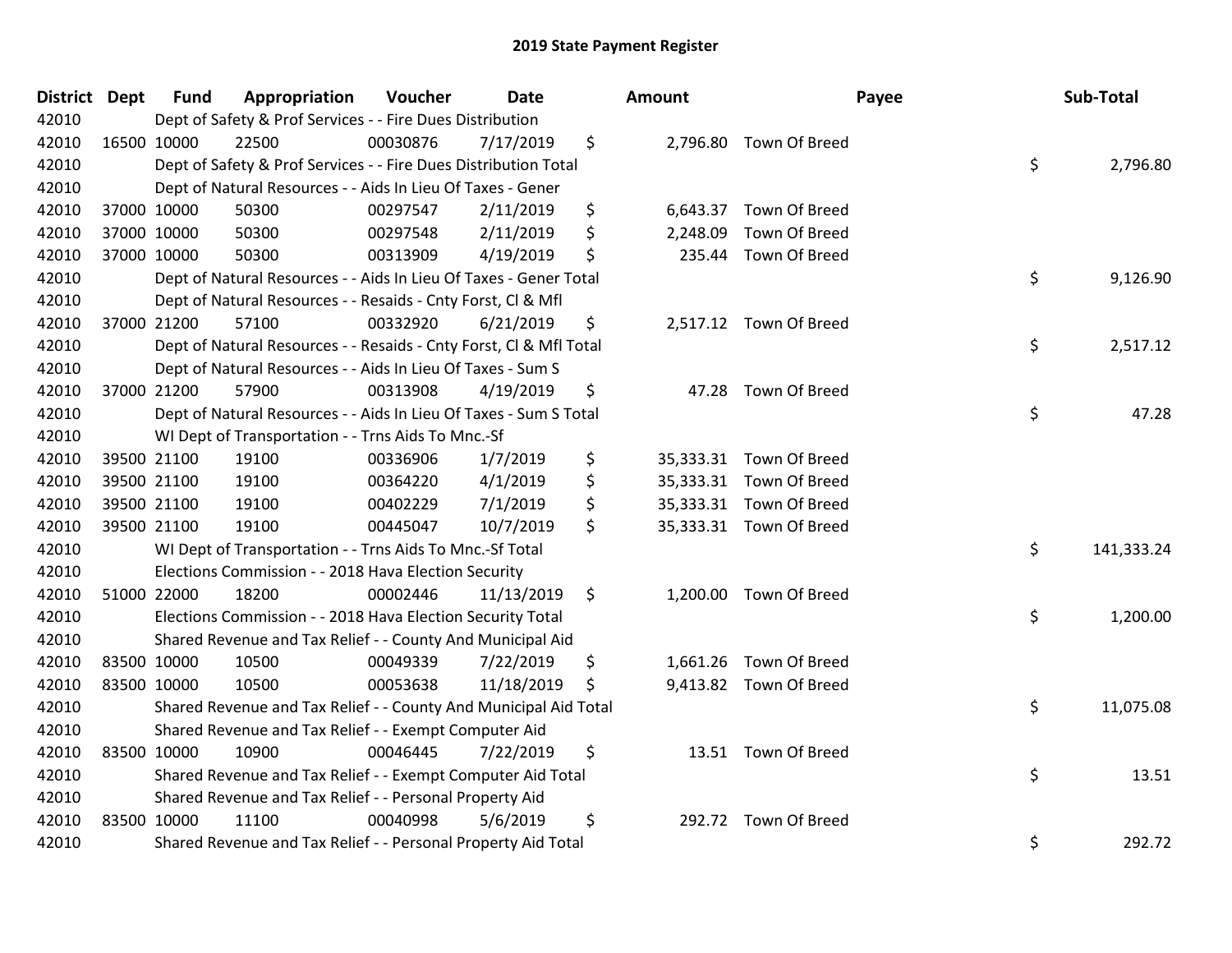# 2019 State Payment Register

| District | Dept | Fund | Appropriation | Voucher | Date | Amount | Payee | Sub-Total |
|---|---|---|---|---|---|---|---|---|
| 42010 | | Dept of Safety & Prof Services - - Fire Dues Distribution | | | | | | |
| 42010 | 16500 | 10000 | 22500 | 00030876 | 7/17/2019 | $ 2,796.80 | Town Of Breed | |
| 42010 | | Dept of Safety & Prof Services - - Fire Dues Distribution Total | | | | | | $ 2,796.80 |
| 42010 | | Dept of Natural Resources - - Aids In Lieu Of Taxes - Gener | | | | | | |
| 42010 | 37000 | 10000 | 50300 | 00297547 | 2/11/2019 | $ 6,643.37 | Town Of Breed | |
| 42010 | 37000 | 10000 | 50300 | 00297548 | 2/11/2019 | $ 2,248.09 | Town Of Breed | |
| 42010 | 37000 | 10000 | 50300 | 00313909 | 4/19/2019 | $ 235.44 | Town Of Breed | |
| 42010 | | Dept of Natural Resources - - Aids In Lieu Of Taxes - Gener Total | | | | | | $ 9,126.90 |
| 42010 | | Dept of Natural Resources - - Resaids - Cnty Forst, Cl & Mfl | | | | | | |
| 42010 | 37000 | 21200 | 57100 | 00332920 | 6/21/2019 | $ 2,517.12 | Town Of Breed | |
| 42010 | | Dept of Natural Resources - - Resaids - Cnty Forst, Cl & Mfl Total | | | | | | $ 2,517.12 |
| 42010 | | Dept of Natural Resources - - Aids In Lieu Of Taxes - Sum S | | | | | | |
| 42010 | 37000 | 21200 | 57900 | 00313908 | 4/19/2019 | $ 47.28 | Town Of Breed | |
| 42010 | | Dept of Natural Resources - - Aids In Lieu Of Taxes - Sum S Total | | | | | | $ 47.28 |
| 42010 | | WI Dept of Transportation - - Trns Aids To Mnc.-Sf | | | | | | |
| 42010 | 39500 | 21100 | 19100 | 00336906 | 1/7/2019 | $ 35,333.31 | Town Of Breed | |
| 42010 | 39500 | 21100 | 19100 | 00364220 | 4/1/2019 | $ 35,333.31 | Town Of Breed | |
| 42010 | 39500 | 21100 | 19100 | 00402229 | 7/1/2019 | $ 35,333.31 | Town Of Breed | |
| 42010 | 39500 | 21100 | 19100 | 00445047 | 10/7/2019 | $ 35,333.31 | Town Of Breed | |
| 42010 | | WI Dept of Transportation - - Trns Aids To Mnc.-Sf Total | | | | | | $ 141,333.24 |
| 42010 | | Elections Commission - - 2018 Hava Election Security | | | | | | |
| 42010 | 51000 | 22000 | 18200 | 00002446 | 11/13/2019 | $ 1,200.00 | Town Of Breed | |
| 42010 | | Elections Commission - - 2018 Hava Election Security Total | | | | | | $ 1,200.00 |
| 42010 | | Shared Revenue and Tax Relief - - County And Municipal Aid | | | | | | |
| 42010 | 83500 | 10000 | 10500 | 00049339 | 7/22/2019 | $ 1,661.26 | Town Of Breed | |
| 42010 | 83500 | 10000 | 10500 | 00053638 | 11/18/2019 | $ 9,413.82 | Town Of Breed | |
| 42010 | | Shared Revenue and Tax Relief - - County And Municipal Aid Total | | | | | | $ 11,075.08 |
| 42010 | | Shared Revenue and Tax Relief - - Exempt Computer Aid | | | | | | |
| 42010 | 83500 | 10000 | 10900 | 00046445 | 7/22/2019 | $ 13.51 | Town Of Breed | |
| 42010 | | Shared Revenue and Tax Relief - - Exempt Computer Aid Total | | | | | | $ 13.51 |
| 42010 | | Shared Revenue and Tax Relief - - Personal Property Aid | | | | | | |
| 42010 | 83500 | 10000 | 11100 | 00040998 | 5/6/2019 | $ 292.72 | Town Of Breed | |
| 42010 | | Shared Revenue and Tax Relief - - Personal Property Aid Total | | | | | | $ 292.72 |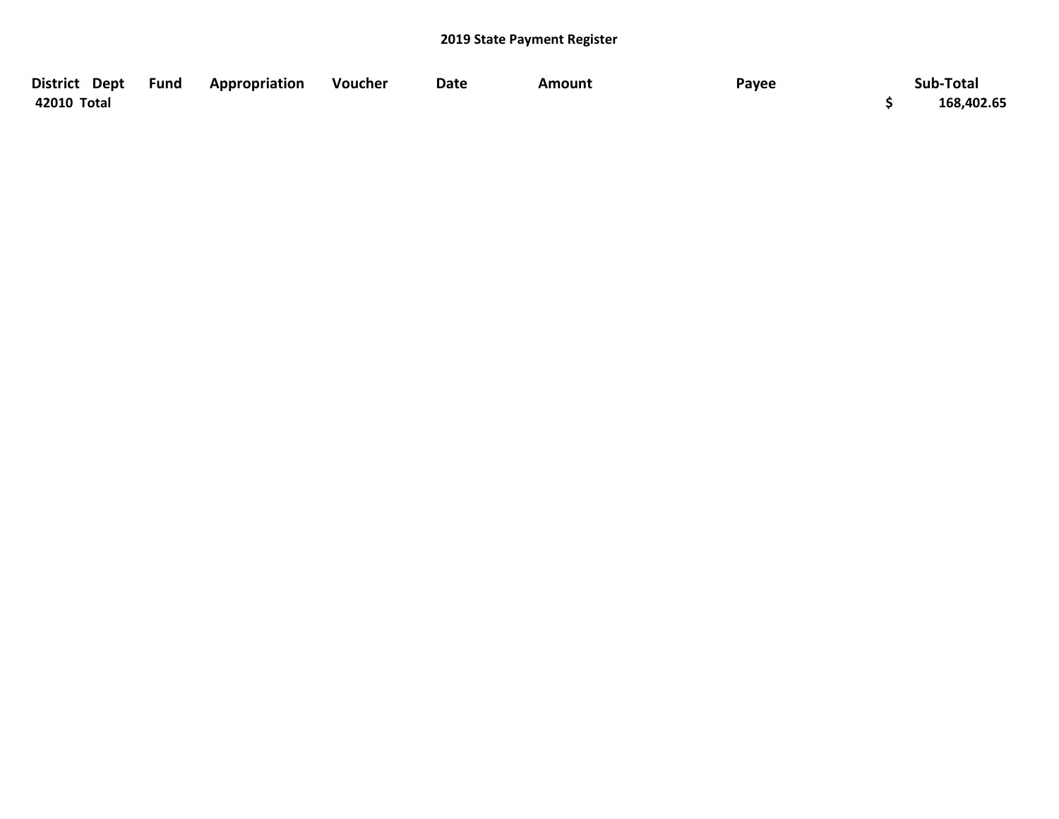## 2019 State Payment Register

| District | Dept | Fund | Appropriation | Voucher | Date | Amount | Payee | Sub-Total |
|---|---|---|---|---|---|---|---|---|
| **42010 Total** | | | | | | | | **$ 168,402.65** |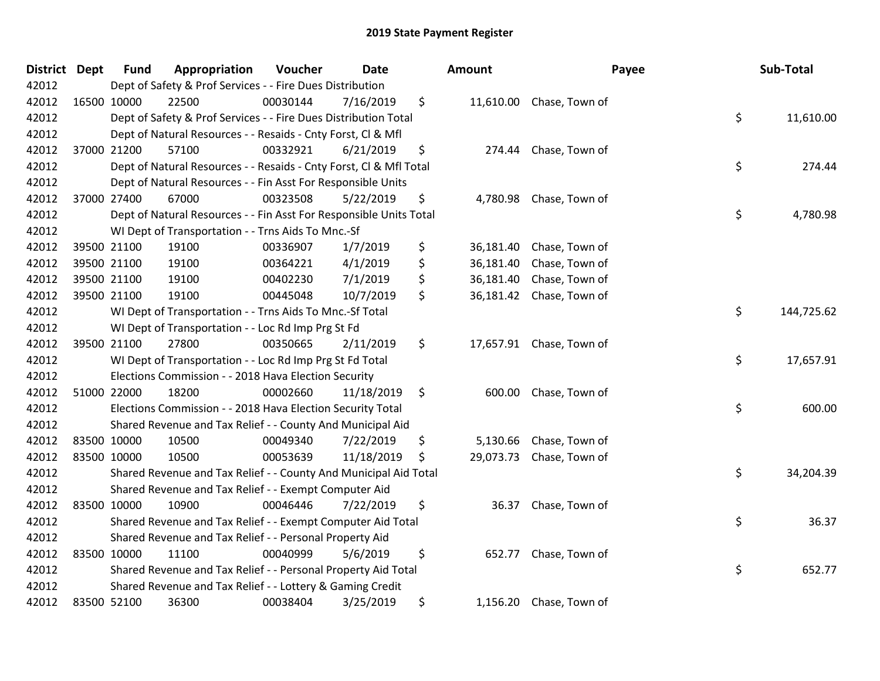# 2019 State Payment Register

| District | Dept | Fund | Appropriation | Voucher | Date | Amount | Payee | Sub-Total |
|---|---|---|---|---|---|---|---|---|
| 42012 | | Dept of Safety & Prof Services - - Fire Dues Distribution | | | | | | |
| 42012 | 16500 | 10000 | 22500 | 00030144 | 7/16/2019 | $ 11,610.00 | Chase, Town of | |
| 42012 | | Dept of Safety & Prof Services - - Fire Dues Distribution Total | | | | | | $ 11,610.00 |
| 42012 | | Dept of Natural Resources - - Resaids - Cnty Forst, Cl & Mfl | | | | | | |
| 42012 | 37000 | 21200 | 57100 | 00332921 | 6/21/2019 | $ 274.44 | Chase, Town of | |
| 42012 | | Dept of Natural Resources - - Resaids - Cnty Forst, Cl & Mfl Total | | | | | | $ 274.44 |
| 42012 | | Dept of Natural Resources - - Fin Asst For Responsible Units | | | | | | |
| 42012 | 37000 | 27400 | 67000 | 00323508 | 5/22/2019 | $ 4,780.98 | Chase, Town of | |
| 42012 | | Dept of Natural Resources - - Fin Asst For Responsible Units Total | | | | | | $ 4,780.98 |
| 42012 | | WI Dept of Transportation - - Trns Aids To Mnc.-Sf | | | | | | |
| 42012 | 39500 | 21100 | 19100 | 00336907 | 1/7/2019 | $ 36,181.40 | Chase, Town of | |
| 42012 | 39500 | 21100 | 19100 | 00364221 | 4/1/2019 | $ 36,181.40 | Chase, Town of | |
| 42012 | 39500 | 21100 | 19100 | 00402230 | 7/1/2019 | $ 36,181.40 | Chase, Town of | |
| 42012 | 39500 | 21100 | 19100 | 00445048 | 10/7/2019 | $ 36,181.42 | Chase, Town of | |
| 42012 | | WI Dept of Transportation - - Trns Aids To Mnc.-Sf Total | | | | | | $ 144,725.62 |
| 42012 | | WI Dept of Transportation - - Loc Rd Imp Prg St Fd | | | | | | |
| 42012 | 39500 | 21100 | 27800 | 00350665 | 2/11/2019 | $ 17,657.91 | Chase, Town of | |
| 42012 | | WI Dept of Transportation - - Loc Rd Imp Prg St Fd Total | | | | | | $ 17,657.91 |
| 42012 | | Elections Commission - - 2018 Hava Election Security | | | | | | |
| 42012 | 51000 | 22000 | 18200 | 00002660 | 11/18/2019 | $ 600.00 | Chase, Town of | |
| 42012 | | Elections Commission - - 2018 Hava Election Security Total | | | | | | $ 600.00 |
| 42012 | | Shared Revenue and Tax Relief - - County And Municipal Aid | | | | | | |
| 42012 | 83500 | 10000 | 10500 | 00049340 | 7/22/2019 | $ 5,130.66 | Chase, Town of | |
| 42012 | 83500 | 10000 | 10500 | 00053639 | 11/18/2019 | $ 29,073.73 | Chase, Town of | |
| 42012 | | Shared Revenue and Tax Relief - - County And Municipal Aid Total | | | | | | $ 34,204.39 |
| 42012 | | Shared Revenue and Tax Relief - - Exempt Computer Aid | | | | | | |
| 42012 | 83500 | 10000 | 10900 | 00046446 | 7/22/2019 | $ 36.37 | Chase, Town of | |
| 42012 | | Shared Revenue and Tax Relief - - Exempt Computer Aid Total | | | | | | $ 36.37 |
| 42012 | | Shared Revenue and Tax Relief - - Personal Property Aid | | | | | | |
| 42012 | 83500 | 10000 | 11100 | 00040999 | 5/6/2019 | $ 652.77 | Chase, Town of | |
| 42012 | | Shared Revenue and Tax Relief - - Personal Property Aid Total | | | | | | $ 652.77 |
| 42012 | | Shared Revenue and Tax Relief - - Lottery & Gaming Credit | | | | | | |
| 42012 | 83500 | 52100 | 36300 | 00038404 | 3/25/2019 | $ 1,156.20 | Chase, Town of | |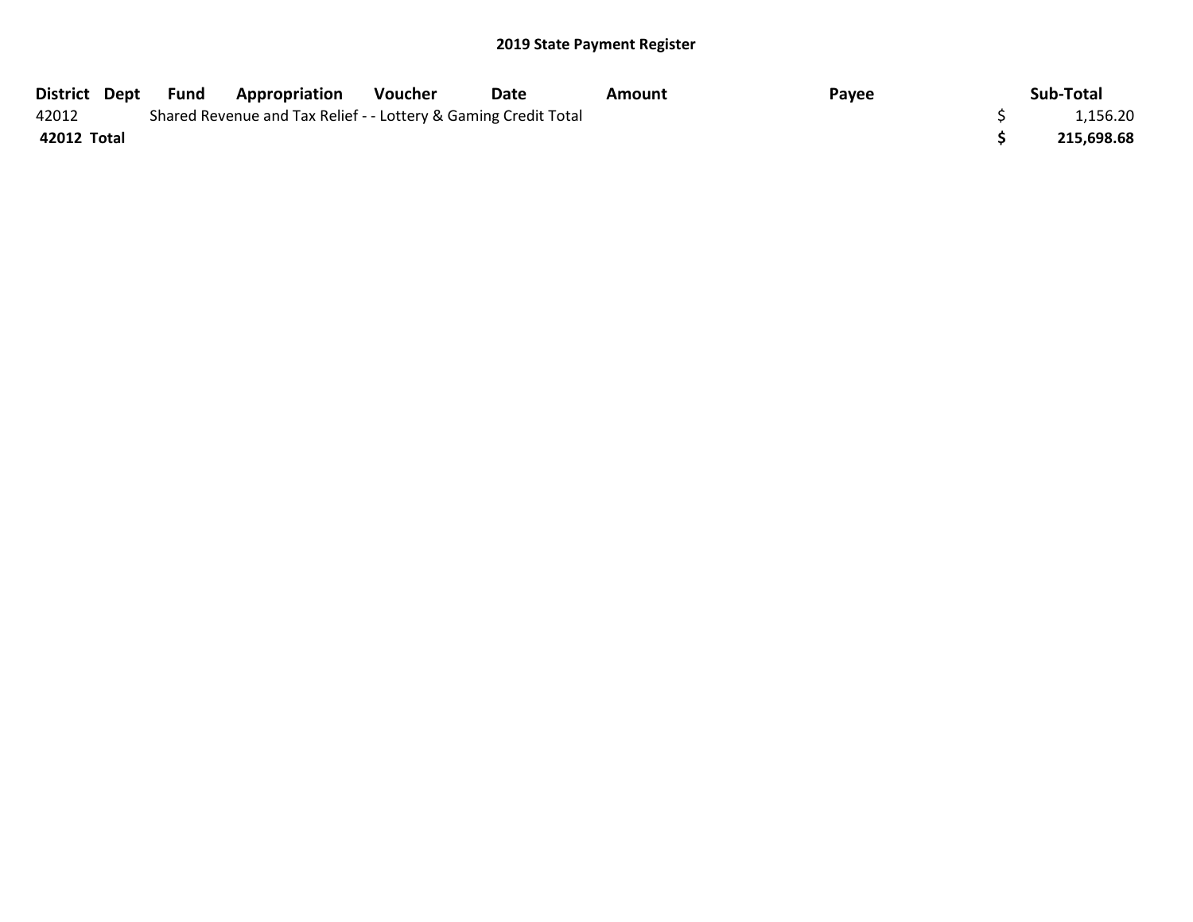## 2019 State Payment Register

| District | Dept | Fund | Appropriation | Voucher | Date | Amount | Payee | Sub-Total |
|---|---|---|---|---|---|---|---|---|
| 42012 | | Shared Revenue and Tax Relief - - Lottery & Gaming Credit Total | | | | | | $ 1,156.20 |
| **42012 Total** | | | | | | | | **$ 215,698.68** |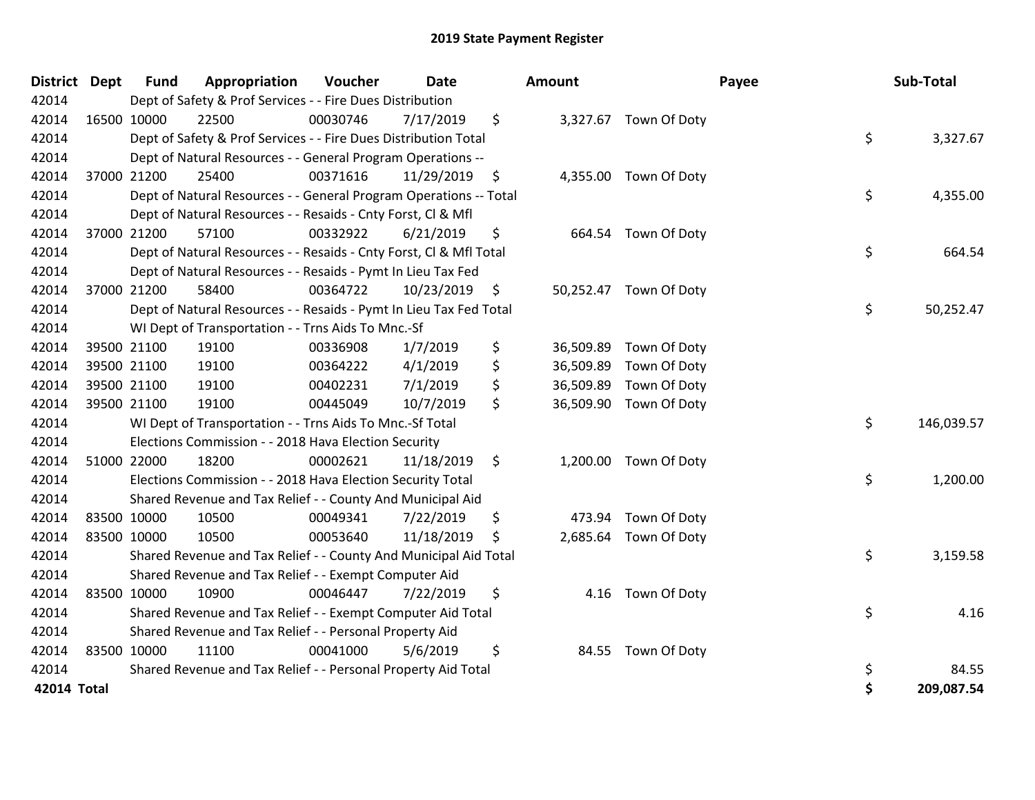# 2019 State Payment Register

| District | Dept | Fund | Appropriation | Voucher | Date | Amount | Payee | Sub-Total |
|---|---|---|---|---|---|---|---|---|
| 42014 | | Dept of Safety & Prof Services - - Fire Dues Distribution | | | | | | |
| 42014 | 16500 | 10000 | 22500 | 00030746 | 7/17/2019 | $ 3,327.67 | Town Of Doty | |
| 42014 | | Dept of Safety & Prof Services - - Fire Dues Distribution Total | | | | | | $ 3,327.67 |
| 42014 | | Dept of Natural Resources - - General Program Operations -- | | | | | | |
| 42014 | 37000 | 21200 | 25400 | 00371616 | 11/29/2019 | $ 4,355.00 | Town Of Doty | |
| 42014 | | Dept of Natural Resources - - General Program Operations -- Total | | | | | | $ 4,355.00 |
| 42014 | | Dept of Natural Resources - - Resaids - Cnty Forst, Cl & Mfl | | | | | | |
| 42014 | 37000 | 21200 | 57100 | 00332922 | 6/21/2019 | $ 664.54 | Town Of Doty | |
| 42014 | | Dept of Natural Resources - - Resaids - Cnty Forst, Cl & Mfl Total | | | | | | $ 664.54 |
| 42014 | | Dept of Natural Resources - - Resaids - Pymt In Lieu Tax Fed | | | | | | |
| 42014 | 37000 | 21200 | 58400 | 00364722 | 10/23/2019 | $ 50,252.47 | Town Of Doty | |
| 42014 | | Dept of Natural Resources - - Resaids - Pymt In Lieu Tax Fed Total | | | | | | $ 50,252.47 |
| 42014 | | WI Dept of Transportation - - Trns Aids To Mnc.-Sf | | | | | | |
| 42014 | 39500 | 21100 | 19100 | 00336908 | 1/7/2019 | $ 36,509.89 | Town Of Doty | |
| 42014 | 39500 | 21100 | 19100 | 00364222 | 4/1/2019 | $ 36,509.89 | Town Of Doty | |
| 42014 | 39500 | 21100 | 19100 | 00402231 | 7/1/2019 | $ 36,509.89 | Town Of Doty | |
| 42014 | 39500 | 21100 | 19100 | 00445049 | 10/7/2019 | $ 36,509.90 | Town Of Doty | |
| 42014 | | WI Dept of Transportation - - Trns Aids To Mnc.-Sf Total | | | | | | $ 146,039.57 |
| 42014 | | Elections Commission - - 2018 Hava Election Security | | | | | | |
| 42014 | 51000 | 22000 | 18200 | 00002621 | 11/18/2019 | $ 1,200.00 | Town Of Doty | |
| 42014 | | Elections Commission - - 2018 Hava Election Security Total | | | | | | $ 1,200.00 |
| 42014 | | Shared Revenue and Tax Relief - - County And Municipal Aid | | | | | | |
| 42014 | 83500 | 10000 | 10500 | 00049341 | 7/22/2019 | $ 473.94 | Town Of Doty | |
| 42014 | 83500 | 10000 | 10500 | 00053640 | 11/18/2019 | $ 2,685.64 | Town Of Doty | |
| 42014 | | Shared Revenue and Tax Relief - - County And Municipal Aid Total | | | | | | $ 3,159.58 |
| 42014 | | Shared Revenue and Tax Relief - - Exempt Computer Aid | | | | | | |
| 42014 | 83500 | 10000 | 10900 | 00046447 | 7/22/2019 | $ 4.16 | Town Of Doty | |
| 42014 | | Shared Revenue and Tax Relief - - Exempt Computer Aid Total | | | | | | $ 4.16 |
| 42014 | | Shared Revenue and Tax Relief - - Personal Property Aid | | | | | | |
| 42014 | 83500 | 10000 | 11100 | 00041000 | 5/6/2019 | $ 84.55 | Town Of Doty | |
| 42014 | | Shared Revenue and Tax Relief - - Personal Property Aid Total | | | | | | $ 84.55 |
| **42014 Total** | | | | | | | | **$ 209,087.54** |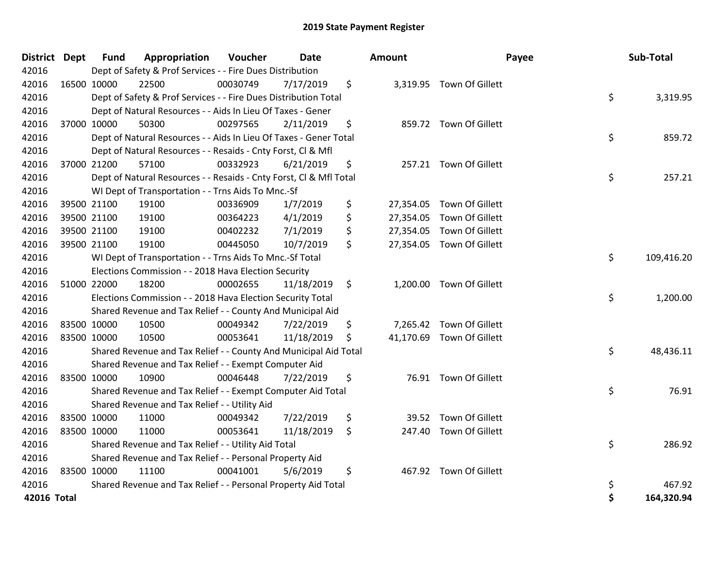# 2019 State Payment Register

| District | Dept | Fund | Appropriation | Voucher | Date | Amount | Payee | Sub-Total |
|---|---|---|---|---|---|---|---|---|
| 42016 | | Dept of Safety & Prof Services - - Fire Dues Distribution | | | | | | |
| 42016 | 16500 | 10000 | 22500 | 00030749 | 7/17/2019 | $ 3,319.95 | Town Of Gillett | |
| 42016 | | Dept of Safety & Prof Services - - Fire Dues Distribution Total | | | | | | $ 3,319.95 |
| 42016 | | Dept of Natural Resources - - Aids In Lieu Of Taxes - Gener | | | | | | |
| 42016 | 37000 | 10000 | 50300 | 00297565 | 2/11/2019 | $ 859.72 | Town Of Gillett | |
| 42016 | | Dept of Natural Resources - - Aids In Lieu Of Taxes - Gener Total | | | | | | $ 859.72 |
| 42016 | | Dept of Natural Resources - - Resaids - Cnty Forst, Cl & Mfl | | | | | | |
| 42016 | 37000 | 21200 | 57100 | 00332923 | 6/21/2019 | $ 257.21 | Town Of Gillett | |
| 42016 | | Dept of Natural Resources - - Resaids - Cnty Forst, Cl & Mfl Total | | | | | | $ 257.21 |
| 42016 | | WI Dept of Transportation - - Trns Aids To Mnc.-Sf | | | | | | |
| 42016 | 39500 | 21100 | 19100 | 00336909 | 1/7/2019 | $ 27,354.05 | Town Of Gillett | |
| 42016 | 39500 | 21100 | 19100 | 00364223 | 4/1/2019 | $ 27,354.05 | Town Of Gillett | |
| 42016 | 39500 | 21100 | 19100 | 00402232 | 7/1/2019 | $ 27,354.05 | Town Of Gillett | |
| 42016 | 39500 | 21100 | 19100 | 00445050 | 10/7/2019 | $ 27,354.05 | Town Of Gillett | |
| 42016 | | WI Dept of Transportation - - Trns Aids To Mnc.-Sf Total | | | | | | $ 109,416.20 |
| 42016 | | Elections Commission - - 2018 Hava Election Security | | | | | | |
| 42016 | 51000 | 22000 | 18200 | 00002655 | 11/18/2019 | $ 1,200.00 | Town Of Gillett | |
| 42016 | | Elections Commission - - 2018 Hava Election Security Total | | | | | | $ 1,200.00 |
| 42016 | | Shared Revenue and Tax Relief - - County And Municipal Aid | | | | | | |
| 42016 | 83500 | 10000 | 10500 | 00049342 | 7/22/2019 | $ 7,265.42 | Town Of Gillett | |
| 42016 | 83500 | 10000 | 10500 | 00053641 | 11/18/2019 | $ 41,170.69 | Town Of Gillett | |
| 42016 | | Shared Revenue and Tax Relief - - County And Municipal Aid Total | | | | | | $ 48,436.11 |
| 42016 | | Shared Revenue and Tax Relief - - Exempt Computer Aid | | | | | | |
| 42016 | 83500 | 10000 | 10900 | 00046448 | 7/22/2019 | $ 76.91 | Town Of Gillett | |
| 42016 | | Shared Revenue and Tax Relief - - Exempt Computer Aid Total | | | | | | $ 76.91 |
| 42016 | | Shared Revenue and Tax Relief - - Utility Aid | | | | | | |
| 42016 | 83500 | 10000 | 11000 | 00049342 | 7/22/2019 | $ 39.52 | Town Of Gillett | |
| 42016 | 83500 | 10000 | 11000 | 00053641 | 11/18/2019 | $ 247.40 | Town Of Gillett | |
| 42016 | | Shared Revenue and Tax Relief - - Utility Aid Total | | | | | | $ 286.92 |
| 42016 | | Shared Revenue and Tax Relief - - Personal Property Aid | | | | | | |
| 42016 | 83500 | 10000 | 11100 | 00041001 | 5/6/2019 | $ 467.92 | Town Of Gillett | |
| 42016 | | Shared Revenue and Tax Relief - - Personal Property Aid Total | | | | | | $ 467.92 |
| **42016 Total** | | | | | | | | **$ 164,320.94** |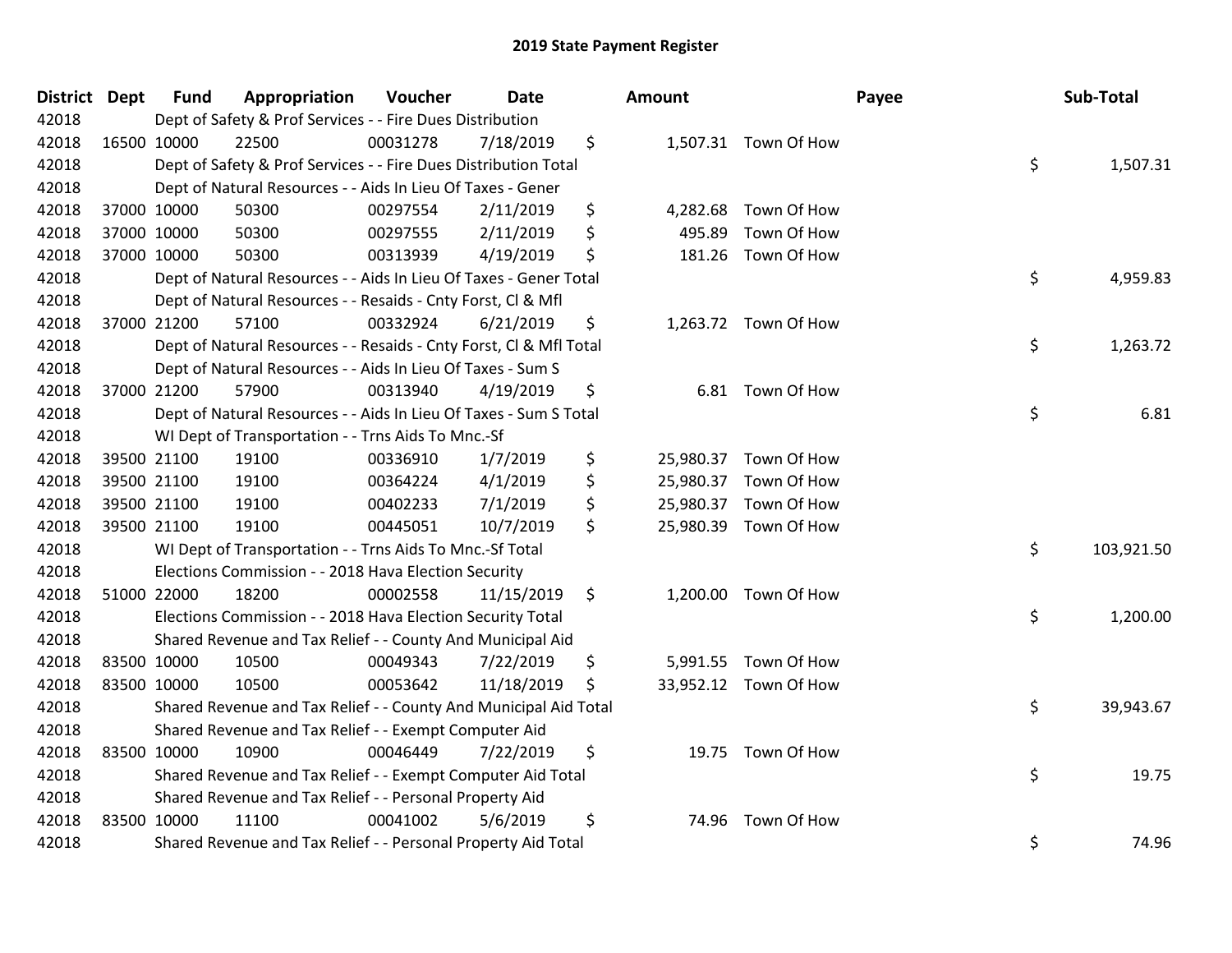# 2019 State Payment Register

| District | Dept | Fund | Appropriation | Voucher | Date | Amount | Payee | Sub-Total |
|---|---|---|---|---|---|---|---|---|
| 42018 | | Dept of Safety & Prof Services - - Fire Dues Distribution | | | | | | |
| 42018 | 16500 | 10000 | 22500 | 00031278 | 7/18/2019 | $ 1,507.31 | Town Of How | |
| 42018 | | Dept of Safety & Prof Services - - Fire Dues Distribution Total | | | | | | $ 1,507.31 |
| 42018 | | Dept of Natural Resources - - Aids In Lieu Of Taxes - Gener | | | | | | |
| 42018 | 37000 | 10000 | 50300 | 00297554 | 2/11/2019 | $ 4,282.68 | Town Of How | |
| 42018 | 37000 | 10000 | 50300 | 00297555 | 2/11/2019 | $ 495.89 | Town Of How | |
| 42018 | 37000 | 10000 | 50300 | 00313939 | 4/19/2019 | $ 181.26 | Town Of How | |
| 42018 | | Dept of Natural Resources - - Aids In Lieu Of Taxes - Gener Total | | | | | | $ 4,959.83 |
| 42018 | | Dept of Natural Resources - - Resaids - Cnty Forst, Cl & Mfl | | | | | | |
| 42018 | 37000 | 21200 | 57100 | 00332924 | 6/21/2019 | $ 1,263.72 | Town Of How | |
| 42018 | | Dept of Natural Resources - - Resaids - Cnty Forst, Cl & Mfl Total | | | | | | $ 1,263.72 |
| 42018 | | Dept of Natural Resources - - Aids In Lieu Of Taxes - Sum S | | | | | | |
| 42018 | 37000 | 21200 | 57900 | 00313940 | 4/19/2019 | $ 6.81 | Town Of How | |
| 42018 | | Dept of Natural Resources - - Aids In Lieu Of Taxes - Sum S Total | | | | | | $ 6.81 |
| 42018 | | WI Dept of Transportation - - Trns Aids To Mnc.-Sf | | | | | | |
| 42018 | 39500 | 21100 | 19100 | 00336910 | 1/7/2019 | $ 25,980.37 | Town Of How | |
| 42018 | 39500 | 21100 | 19100 | 00364224 | 4/1/2019 | $ 25,980.37 | Town Of How | |
| 42018 | 39500 | 21100 | 19100 | 00402233 | 7/1/2019 | $ 25,980.37 | Town Of How | |
| 42018 | 39500 | 21100 | 19100 | 00445051 | 10/7/2019 | $ 25,980.39 | Town Of How | |
| 42018 | | WI Dept of Transportation - - Trns Aids To Mnc.-Sf Total | | | | | | $ 103,921.50 |
| 42018 | | Elections Commission - - 2018 Hava Election Security | | | | | | |
| 42018 | 51000 | 22000 | 18200 | 00002558 | 11/15/2019 | $ 1,200.00 | Town Of How | |
| 42018 | | Elections Commission - - 2018 Hava Election Security Total | | | | | | $ 1,200.00 |
| 42018 | | Shared Revenue and Tax Relief - - County And Municipal Aid | | | | | | |
| 42018 | 83500 | 10000 | 10500 | 00049343 | 7/22/2019 | $ 5,991.55 | Town Of How | |
| 42018 | 83500 | 10000 | 10500 | 00053642 | 11/18/2019 | $ 33,952.12 | Town Of How | |
| 42018 | | Shared Revenue and Tax Relief - - County And Municipal Aid Total | | | | | | $ 39,943.67 |
| 42018 | | Shared Revenue and Tax Relief - - Exempt Computer Aid | | | | | | |
| 42018 | 83500 | 10000 | 10900 | 00046449 | 7/22/2019 | $ 19.75 | Town Of How | |
| 42018 | | Shared Revenue and Tax Relief - - Exempt Computer Aid Total | | | | | | $ 19.75 |
| 42018 | | Shared Revenue and Tax Relief - - Personal Property Aid | | | | | | |
| 42018 | 83500 | 10000 | 11100 | 00041002 | 5/6/2019 | $ 74.96 | Town Of How | |
| 42018 | | Shared Revenue and Tax Relief - - Personal Property Aid Total | | | | | | $ 74.96 |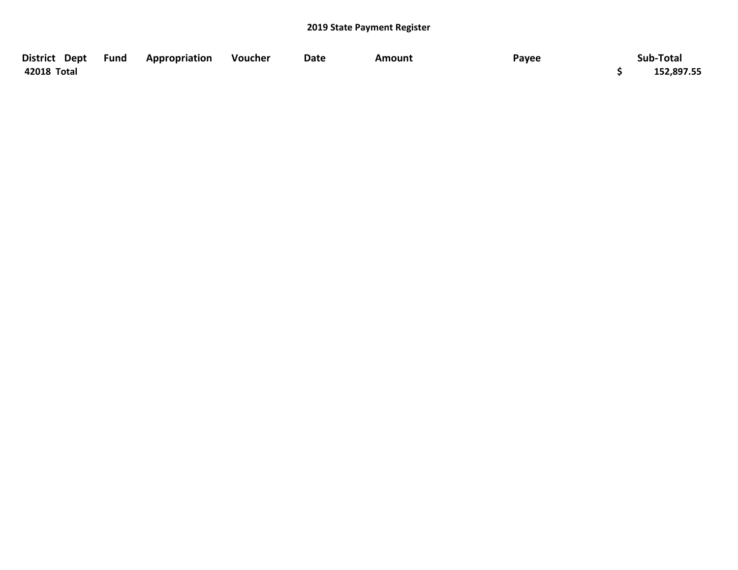**2019 State Payment Register**

| District | Dept | Fund | Appropriation | Voucher | Date | Amount | Payee | Sub-Total |
|---|---|---|---|---|---|---|---|---|
| **42018 Total** | | | | | | | | **$ 152,897.55** |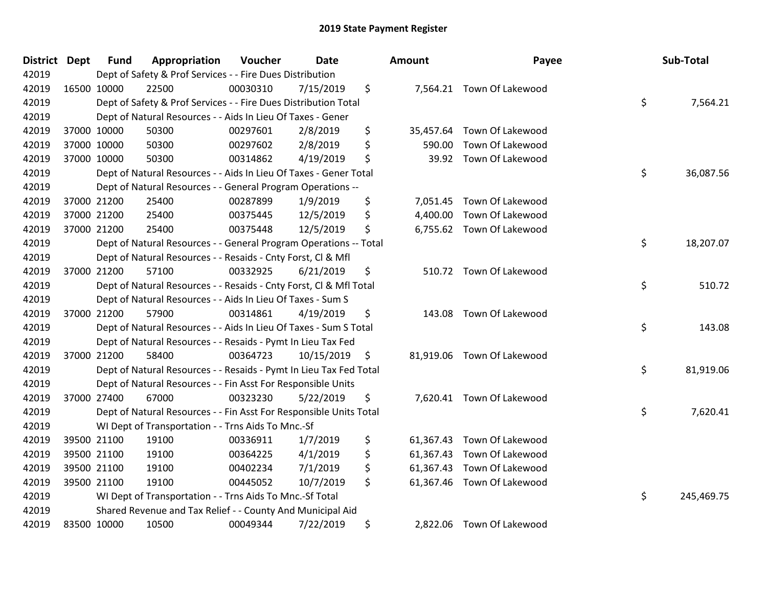# 2019 State Payment Register

| District | Dept | Fund | Appropriation | Voucher | Date | Amount | Payee | Sub-Total |
|---|---|---|---|---|---|---|---|---|
| 42019 | | Dept of Safety & Prof Services - - Fire Dues Distribution | | | | | | |
| 42019 | 16500 | 10000 | 22500 | 00030310 | 7/15/2019 | $ 7,564.21 | Town Of Lakewood | |
| 42019 | | Dept of Safety & Prof Services - - Fire Dues Distribution Total | | | | | | $ 7,564.21 |
| 42019 | | Dept of Natural Resources - - Aids In Lieu Of Taxes - Gener | | | | | | |
| 42019 | 37000 | 10000 | 50300 | 00297601 | 2/8/2019 | $ 35,457.64 | Town Of Lakewood | |
| 42019 | 37000 | 10000 | 50300 | 00297602 | 2/8/2019 | $ 590.00 | Town Of Lakewood | |
| 42019 | 37000 | 10000 | 50300 | 00314862 | 4/19/2019 | $ 39.92 | Town Of Lakewood | |
| 42019 | | Dept of Natural Resources - - Aids In Lieu Of Taxes - Gener Total | | | | | | $ 36,087.56 |
| 42019 | | Dept of Natural Resources - - General Program Operations -- | | | | | | |
| 42019 | 37000 | 21200 | 25400 | 00287899 | 1/9/2019 | $ 7,051.45 | Town Of Lakewood | |
| 42019 | 37000 | 21200 | 25400 | 00375445 | 12/5/2019 | $ 4,400.00 | Town Of Lakewood | |
| 42019 | 37000 | 21200 | 25400 | 00375448 | 12/5/2019 | $ 6,755.62 | Town Of Lakewood | |
| 42019 | | Dept of Natural Resources - - General Program Operations -- Total | | | | | | $ 18,207.07 |
| 42019 | | Dept of Natural Resources - - Resaids - Cnty Forst, Cl & Mfl | | | | | | |
| 42019 | 37000 | 21200 | 57100 | 00332925 | 6/21/2019 | $ 510.72 | Town Of Lakewood | |
| 42019 | | Dept of Natural Resources - - Resaids - Cnty Forst, Cl & Mfl Total | | | | | | $ 510.72 |
| 42019 | | Dept of Natural Resources - - Aids In Lieu Of Taxes - Sum S | | | | | | |
| 42019 | 37000 | 21200 | 57900 | 00314861 | 4/19/2019 | $ 143.08 | Town Of Lakewood | |
| 42019 | | Dept of Natural Resources - - Aids In Lieu Of Taxes - Sum S Total | | | | | | $ 143.08 |
| 42019 | | Dept of Natural Resources - - Resaids - Pymt In Lieu Tax Fed | | | | | | |
| 42019 | 37000 | 21200 | 58400 | 00364723 | 10/15/2019 | $ 81,919.06 | Town Of Lakewood | |
| 42019 | | Dept of Natural Resources - - Resaids - Pymt In Lieu Tax Fed Total | | | | | | $ 81,919.06 |
| 42019 | | Dept of Natural Resources - - Fin Asst For Responsible Units | | | | | | |
| 42019 | 37000 | 27400 | 67000 | 00323230 | 5/22/2019 | $ 7,620.41 | Town Of Lakewood | |
| 42019 | | Dept of Natural Resources - - Fin Asst For Responsible Units Total | | | | | | $ 7,620.41 |
| 42019 | | WI Dept of Transportation - - Trns Aids To Mnc.-Sf | | | | | | |
| 42019 | 39500 | 21100 | 19100 | 00336911 | 1/7/2019 | $ 61,367.43 | Town Of Lakewood | |
| 42019 | 39500 | 21100 | 19100 | 00364225 | 4/1/2019 | $ 61,367.43 | Town Of Lakewood | |
| 42019 | 39500 | 21100 | 19100 | 00402234 | 7/1/2019 | $ 61,367.43 | Town Of Lakewood | |
| 42019 | 39500 | 21100 | 19100 | 00445052 | 10/7/2019 | $ 61,367.46 | Town Of Lakewood | |
| 42019 | | WI Dept of Transportation - - Trns Aids To Mnc.-Sf Total | | | | | | $ 245,469.75 |
| 42019 | | Shared Revenue and Tax Relief - - County And Municipal Aid | | | | | | |
| 42019 | 83500 | 10000 | 10500 | 00049344 | 7/22/2019 | $ 2,822.06 | Town Of Lakewood | |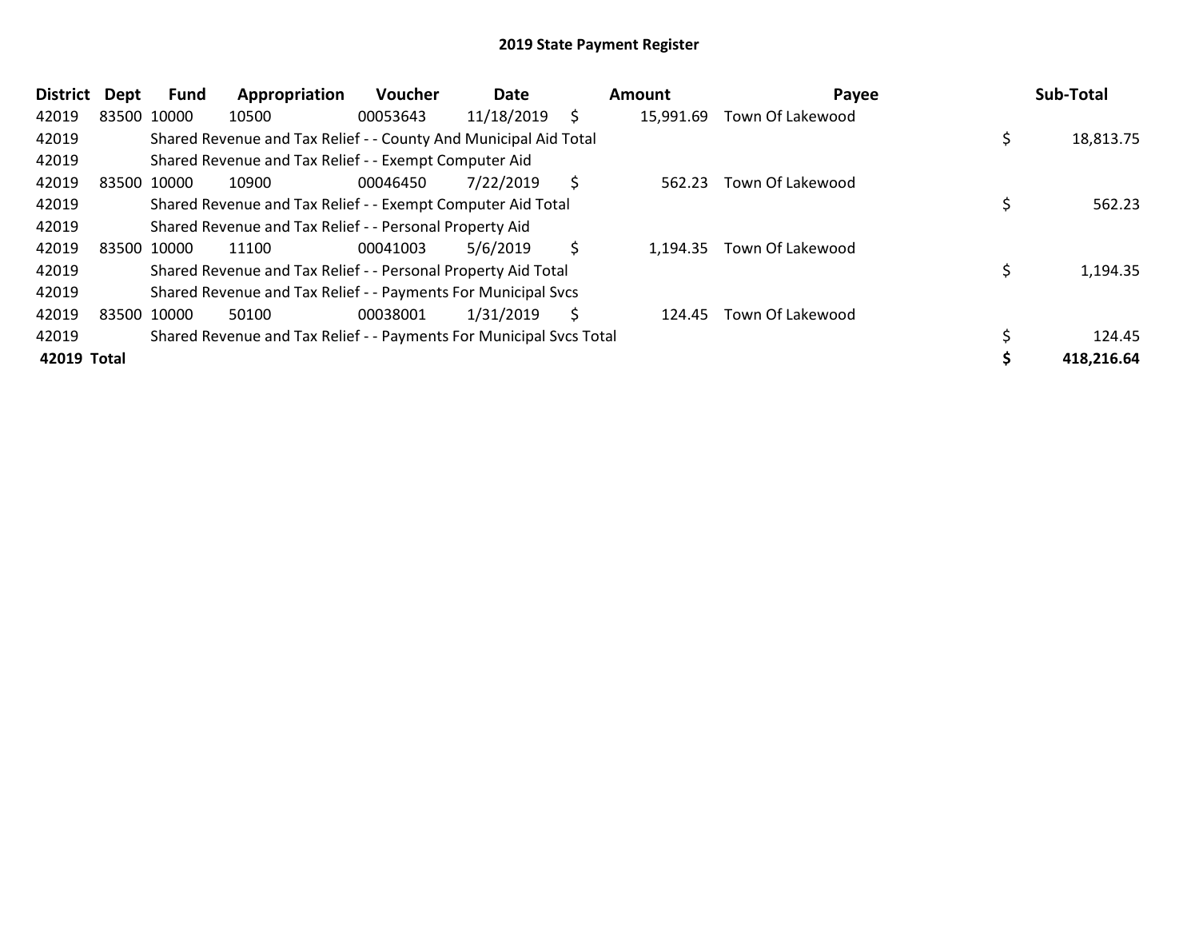# 2019 State Payment Register

| District | Dept | Fund | Appropriation | Voucher | Date | Amount | Payee | Sub-Total |
|---|---|---|---|---|---|---|---|---|
| 42019 | 83500 | 10000 | 10500 | 00053643 | 11/18/2019 | $ 15,991.69 | Town Of Lakewood | |
| 42019 | | Shared Revenue and Tax Relief - - County And Municipal Aid Total | | | | | | $ 18,813.75 |
| 42019 | | Shared Revenue and Tax Relief - - Exempt Computer Aid | | | | | | |
| 42019 | 83500 | 10000 | 10900 | 00046450 | 7/22/2019 | $ 562.23 | Town Of Lakewood | |
| 42019 | | Shared Revenue and Tax Relief - - Exempt Computer Aid Total | | | | | | $ 562.23 |
| 42019 | | Shared Revenue and Tax Relief - - Personal Property Aid | | | | | | |
| 42019 | 83500 | 10000 | 11100 | 00041003 | 5/6/2019 | $ 1,194.35 | Town Of Lakewood | |
| 42019 | | Shared Revenue and Tax Relief - - Personal Property Aid Total | | | | | | $ 1,194.35 |
| 42019 | | Shared Revenue and Tax Relief - - Payments For Municipal Svcs | | | | | | |
| 42019 | 83500 | 10000 | 50100 | 00038001 | 1/31/2019 | $ 124.45 | Town Of Lakewood | |
| 42019 | | Shared Revenue and Tax Relief - - Payments For Municipal Svcs Total | | | | | | $ 124.45 |
| **42019 Total** | | | | | | | | **$ 418,216.64** |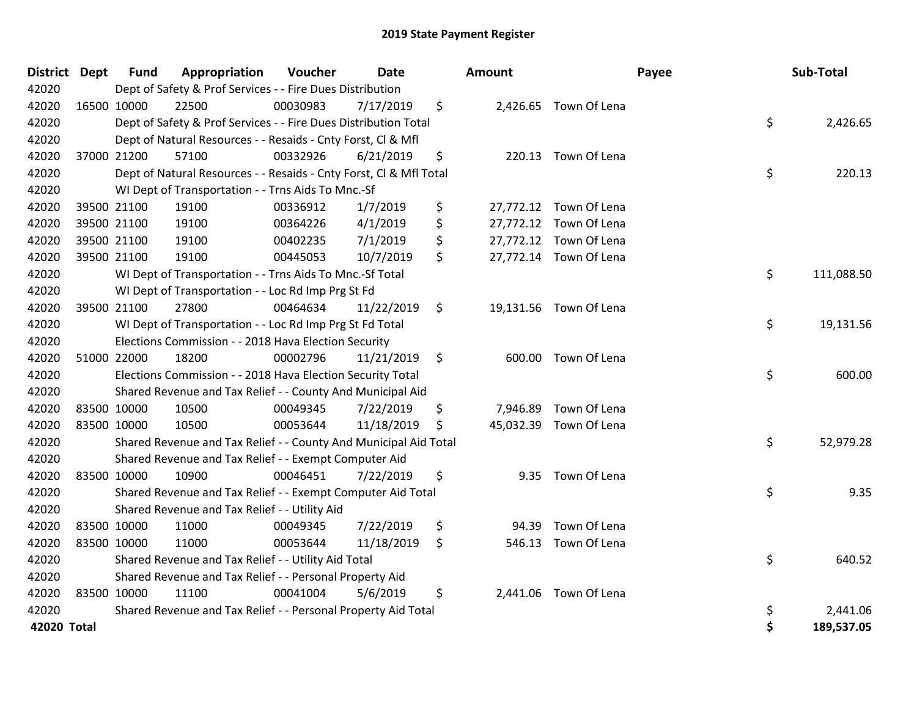# 2019 State Payment Register

| District | Dept | Fund | Appropriation | Voucher | Date | Amount | Payee | Sub-Total |
|---|---|---|---|---|---|---|---|---|
| 42020 | | Dept of Safety & Prof Services - - Fire Dues Distribution | | | | | | |
| 42020 | 16500 | 10000 | 22500 | 00030983 | 7/17/2019 | $ 2,426.65 | Town Of Lena | |
| 42020 | | Dept of Safety & Prof Services - - Fire Dues Distribution Total | | | | | | $ 2,426.65 |
| 42020 | | Dept of Natural Resources - - Resaids - Cnty Forst, Cl & Mfl | | | | | | |
| 42020 | 37000 | 21200 | 57100 | 00332926 | 6/21/2019 | $ 220.13 | Town Of Lena | |
| 42020 | | Dept of Natural Resources - - Resaids - Cnty Forst, Cl & Mfl Total | | | | | | $ 220.13 |
| 42020 | | WI Dept of Transportation - - Trns Aids To Mnc.-Sf | | | | | | |
| 42020 | 39500 | 21100 | 19100 | 00336912 | 1/7/2019 | $ 27,772.12 | Town Of Lena | |
| 42020 | 39500 | 21100 | 19100 | 00364226 | 4/1/2019 | $ 27,772.12 | Town Of Lena | |
| 42020 | 39500 | 21100 | 19100 | 00402235 | 7/1/2019 | $ 27,772.12 | Town Of Lena | |
| 42020 | 39500 | 21100 | 19100 | 00445053 | 10/7/2019 | $ 27,772.14 | Town Of Lena | |
| 42020 | | WI Dept of Transportation - - Trns Aids To Mnc.-Sf Total | | | | | | $ 111,088.50 |
| 42020 | | WI Dept of Transportation - - Loc Rd Imp Prg St Fd | | | | | | |
| 42020 | 39500 | 21100 | 27800 | 00464634 | 11/22/2019 | $ 19,131.56 | Town Of Lena | |
| 42020 | | WI Dept of Transportation - - Loc Rd Imp Prg St Fd Total | | | | | | $ 19,131.56 |
| 42020 | | Elections Commission - - 2018 Hava Election Security | | | | | | |
| 42020 | 51000 | 22000 | 18200 | 00002796 | 11/21/2019 | $ 600.00 | Town Of Lena | |
| 42020 | | Elections Commission - - 2018 Hava Election Security Total | | | | | | $ 600.00 |
| 42020 | | Shared Revenue and Tax Relief - - County And Municipal Aid | | | | | | |
| 42020 | 83500 | 10000 | 10500 | 00049345 | 7/22/2019 | $ 7,946.89 | Town Of Lena | |
| 42020 | 83500 | 10000 | 10500 | 00053644 | 11/18/2019 | $ 45,032.39 | Town Of Lena | |
| 42020 | | Shared Revenue and Tax Relief - - County And Municipal Aid Total | | | | | | $ 52,979.28 |
| 42020 | | Shared Revenue and Tax Relief - - Exempt Computer Aid | | | | | | |
| 42020 | 83500 | 10000 | 10900 | 00046451 | 7/22/2019 | $ 9.35 | Town Of Lena | |
| 42020 | | Shared Revenue and Tax Relief - - Exempt Computer Aid Total | | | | | | $ 9.35 |
| 42020 | | Shared Revenue and Tax Relief - - Utility Aid | | | | | | |
| 42020 | 83500 | 10000 | 11000 | 00049345 | 7/22/2019 | $ 94.39 | Town Of Lena | |
| 42020 | 83500 | 10000 | 11000 | 00053644 | 11/18/2019 | $ 546.13 | Town Of Lena | |
| 42020 | | Shared Revenue and Tax Relief - - Utility Aid Total | | | | | | $ 640.52 |
| 42020 | | Shared Revenue and Tax Relief - - Personal Property Aid | | | | | | |
| 42020 | 83500 | 10000 | 11100 | 00041004 | 5/6/2019 | $ 2,441.06 | Town Of Lena | |
| 42020 | | Shared Revenue and Tax Relief - - Personal Property Aid Total | | | | | | $ 2,441.06 |
| **42020 Total** | | | | | | | | **$ 189,537.05** |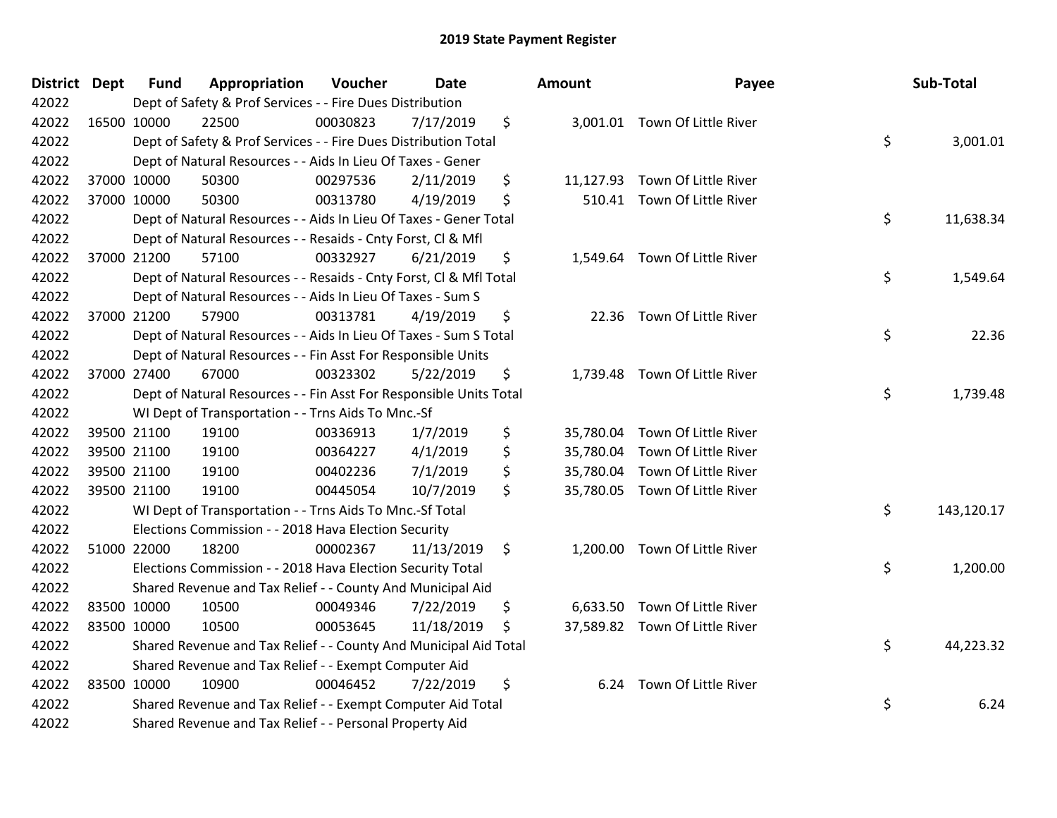# 2019 State Payment Register

| District | Dept | Fund | Appropriation | Voucher | Date | Amount | Payee | Sub-Total |
|---|---|---|---|---|---|---|---|---|
| 42022 | | Dept of Safety & Prof Services - - Fire Dues Distribution | | | | | | |
| 42022 | 16500 | 10000 | 22500 | 00030823 | 7/17/2019 | $ 3,001.01 | Town Of Little River | |
| 42022 | | Dept of Safety & Prof Services - - Fire Dues Distribution Total | | | | | | $ 3,001.01 |
| 42022 | | Dept of Natural Resources - - Aids In Lieu Of Taxes - Gener | | | | | | |
| 42022 | 37000 | 10000 | 50300 | 00297536 | 2/11/2019 | $ 11,127.93 | Town Of Little River | |
| 42022 | 37000 | 10000 | 50300 | 00313780 | 4/19/2019 | $ 510.41 | Town Of Little River | |
| 42022 | | Dept of Natural Resources - - Aids In Lieu Of Taxes - Gener Total | | | | | | $ 11,638.34 |
| 42022 | | Dept of Natural Resources - - Resaids - Cnty Forst, Cl & Mfl | | | | | | |
| 42022 | 37000 | 21200 | 57100 | 00332927 | 6/21/2019 | $ 1,549.64 | Town Of Little River | |
| 42022 | | Dept of Natural Resources - - Resaids - Cnty Forst, Cl & Mfl Total | | | | | | $ 1,549.64 |
| 42022 | | Dept of Natural Resources - - Aids In Lieu Of Taxes - Sum S | | | | | | |
| 42022 | 37000 | 21200 | 57900 | 00313781 | 4/19/2019 | $ 22.36 | Town Of Little River | |
| 42022 | | Dept of Natural Resources - - Aids In Lieu Of Taxes - Sum S Total | | | | | | $ 22.36 |
| 42022 | | Dept of Natural Resources - - Fin Asst For Responsible Units | | | | | | |
| 42022 | 37000 | 27400 | 67000 | 00323302 | 5/22/2019 | $ 1,739.48 | Town Of Little River | |
| 42022 | | Dept of Natural Resources - - Fin Asst For Responsible Units Total | | | | | | $ 1,739.48 |
| 42022 | | WI Dept of Transportation - - Trns Aids To Mnc.-Sf | | | | | | |
| 42022 | 39500 | 21100 | 19100 | 00336913 | 1/7/2019 | $ 35,780.04 | Town Of Little River | |
| 42022 | 39500 | 21100 | 19100 | 00364227 | 4/1/2019 | $ 35,780.04 | Town Of Little River | |
| 42022 | 39500 | 21100 | 19100 | 00402236 | 7/1/2019 | $ 35,780.04 | Town Of Little River | |
| 42022 | 39500 | 21100 | 19100 | 00445054 | 10/7/2019 | $ 35,780.05 | Town Of Little River | |
| 42022 | | WI Dept of Transportation - - Trns Aids To Mnc.-Sf Total | | | | | | $ 143,120.17 |
| 42022 | | Elections Commission - - 2018 Hava Election Security | | | | | | |
| 42022 | 51000 | 22000 | 18200 | 00002367 | 11/13/2019 | $ 1,200.00 | Town Of Little River | |
| 42022 | | Elections Commission - - 2018 Hava Election Security Total | | | | | | $ 1,200.00 |
| 42022 | | Shared Revenue and Tax Relief - - County And Municipal Aid | | | | | | |
| 42022 | 83500 | 10000 | 10500 | 00049346 | 7/22/2019 | $ 6,633.50 | Town Of Little River | |
| 42022 | 83500 | 10000 | 10500 | 00053645 | 11/18/2019 | $ 37,589.82 | Town Of Little River | |
| 42022 | | Shared Revenue and Tax Relief - - County And Municipal Aid Total | | | | | | $ 44,223.32 |
| 42022 | | Shared Revenue and Tax Relief - - Exempt Computer Aid | | | | | | |
| 42022 | 83500 | 10000 | 10900 | 00046452 | 7/22/2019 | $ 6.24 | Town Of Little River | |
| 42022 | | Shared Revenue and Tax Relief - - Exempt Computer Aid Total | | | | | | $ 6.24 |
| 42022 | | Shared Revenue and Tax Relief - - Personal Property Aid | | | | | | |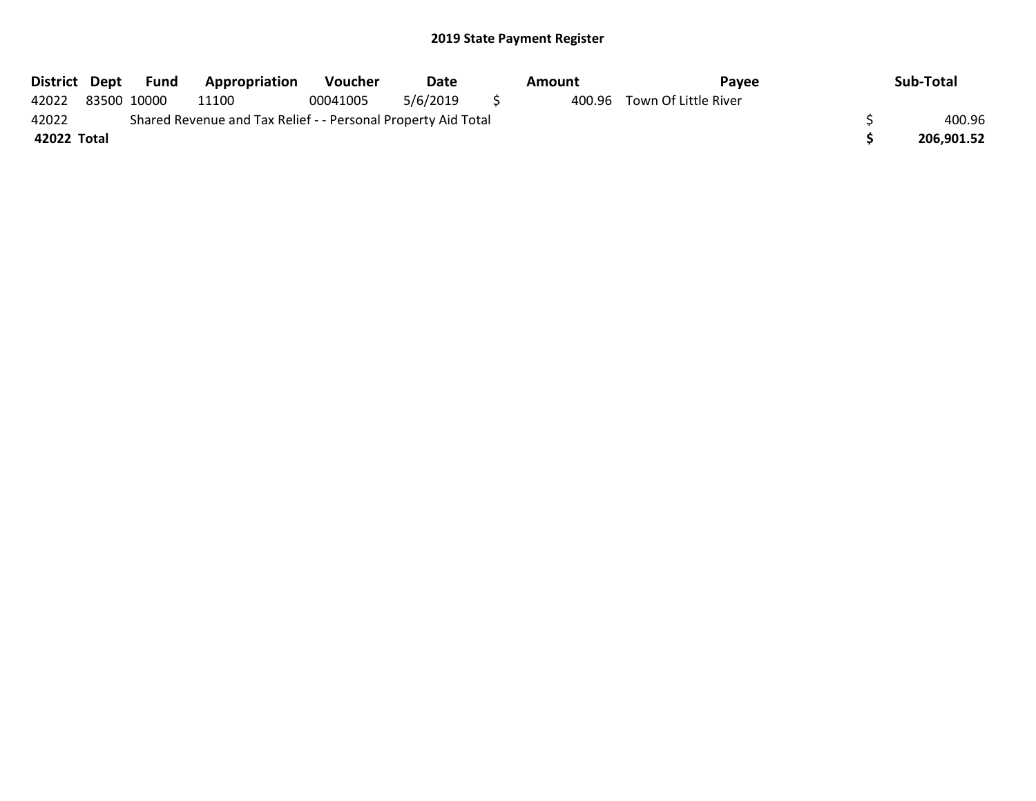## 2019 State Payment Register

| District | Dept | Fund | Appropriation | Voucher | Date | Amount | Payee | Sub-Total |
|---|---|---|---|---|---|---|---|---|
| 42022 | 83500 | 10000 | 11100 | 00041005 | 5/6/2019 | $ 400.96 | Town Of Little River | |
| 42022 | | Shared Revenue and Tax Relief - - Personal Property Aid Total | | | | | | $ 400.96 |
| **42022 Total** | | | | | | | | **$ 206,901.52** |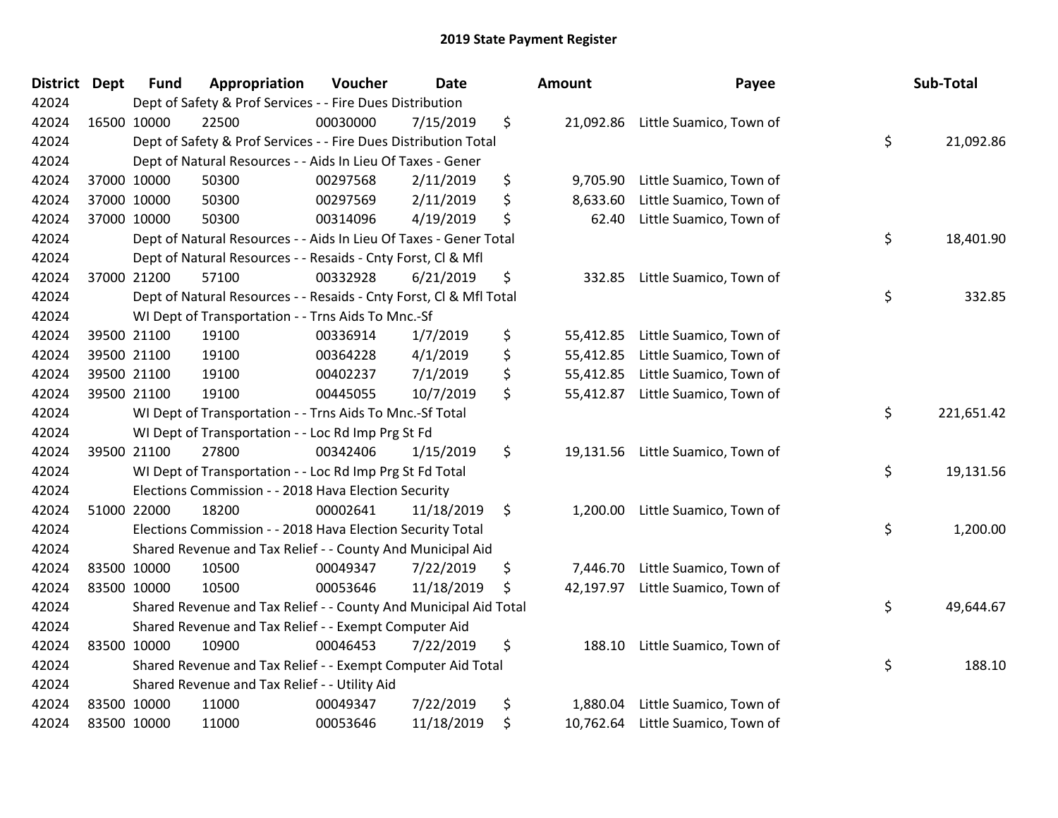# 2019 State Payment Register

| District | Dept | Fund | Appropriation | Voucher | Date | Amount | Payee | Sub-Total |
|---|---|---|---|---|---|---|---|---|
| 42024 | | Dept of Safety & Prof Services - - Fire Dues Distribution | | | | | | |
| 42024 | 16500 | 10000 | 22500 | 00030000 | 7/15/2019 | $ 21,092.86 | Little Suamico, Town of | |
| 42024 | | Dept of Safety & Prof Services - - Fire Dues Distribution Total | | | | | | $ 21,092.86 |
| 42024 | | Dept of Natural Resources - - Aids In Lieu Of Taxes - Gener | | | | | | |
| 42024 | 37000 | 10000 | 50300 | 00297568 | 2/11/2019 | $ 9,705.90 | Little Suamico, Town of | |
| 42024 | 37000 | 10000 | 50300 | 00297569 | 2/11/2019 | $ 8,633.60 | Little Suamico, Town of | |
| 42024 | 37000 | 10000 | 50300 | 00314096 | 4/19/2019 | $ 62.40 | Little Suamico, Town of | |
| 42024 | | Dept of Natural Resources - - Aids In Lieu Of Taxes - Gener Total | | | | | | $ 18,401.90 |
| 42024 | | Dept of Natural Resources - - Resaids - Cnty Forst, Cl & Mfl | | | | | | |
| 42024 | 37000 | 21200 | 57100 | 00332928 | 6/21/2019 | $ 332.85 | Little Suamico, Town of | |
| 42024 | | Dept of Natural Resources - - Resaids - Cnty Forst, Cl & Mfl Total | | | | | | $ 332.85 |
| 42024 | | WI Dept of Transportation - - Trns Aids To Mnc.-Sf | | | | | | |
| 42024 | 39500 | 21100 | 19100 | 00336914 | 1/7/2019 | $ 55,412.85 | Little Suamico, Town of | |
| 42024 | 39500 | 21100 | 19100 | 00364228 | 4/1/2019 | $ 55,412.85 | Little Suamico, Town of | |
| 42024 | 39500 | 21100 | 19100 | 00402237 | 7/1/2019 | $ 55,412.85 | Little Suamico, Town of | |
| 42024 | 39500 | 21100 | 19100 | 00445055 | 10/7/2019 | $ 55,412.87 | Little Suamico, Town of | |
| 42024 | | WI Dept of Transportation - - Trns Aids To Mnc.-Sf Total | | | | | | $ 221,651.42 |
| 42024 | | WI Dept of Transportation - - Loc Rd Imp Prg St Fd | | | | | | |
| 42024 | 39500 | 21100 | 27800 | 00342406 | 1/15/2019 | $ 19,131.56 | Little Suamico, Town of | |
| 42024 | | WI Dept of Transportation - - Loc Rd Imp Prg St Fd Total | | | | | | $ 19,131.56 |
| 42024 | | Elections Commission - - 2018 Hava Election Security | | | | | | |
| 42024 | 51000 | 22000 | 18200 | 00002641 | 11/18/2019 | $ 1,200.00 | Little Suamico, Town of | |
| 42024 | | Elections Commission - - 2018 Hava Election Security Total | | | | | | $ 1,200.00 |
| 42024 | | Shared Revenue and Tax Relief - - County And Municipal Aid | | | | | | |
| 42024 | 83500 | 10000 | 10500 | 00049347 | 7/22/2019 | $ 7,446.70 | Little Suamico, Town of | |
| 42024 | 83500 | 10000 | 10500 | 00053646 | 11/18/2019 | $ 42,197.97 | Little Suamico, Town of | |
| 42024 | | Shared Revenue and Tax Relief - - County And Municipal Aid Total | | | | | | $ 49,644.67 |
| 42024 | | Shared Revenue and Tax Relief - - Exempt Computer Aid | | | | | | |
| 42024 | 83500 | 10000 | 10900 | 00046453 | 7/22/2019 | $ 188.10 | Little Suamico, Town of | |
| 42024 | | Shared Revenue and Tax Relief - - Exempt Computer Aid Total | | | | | | $ 188.10 |
| 42024 | | Shared Revenue and Tax Relief - - Utility Aid | | | | | | |
| 42024 | 83500 | 10000 | 11000 | 00049347 | 7/22/2019 | $ 1,880.04 | Little Suamico, Town of | |
| 42024 | 83500 | 10000 | 11000 | 00053646 | 11/18/2019 | $ 10,762.64 | Little Suamico, Town of | |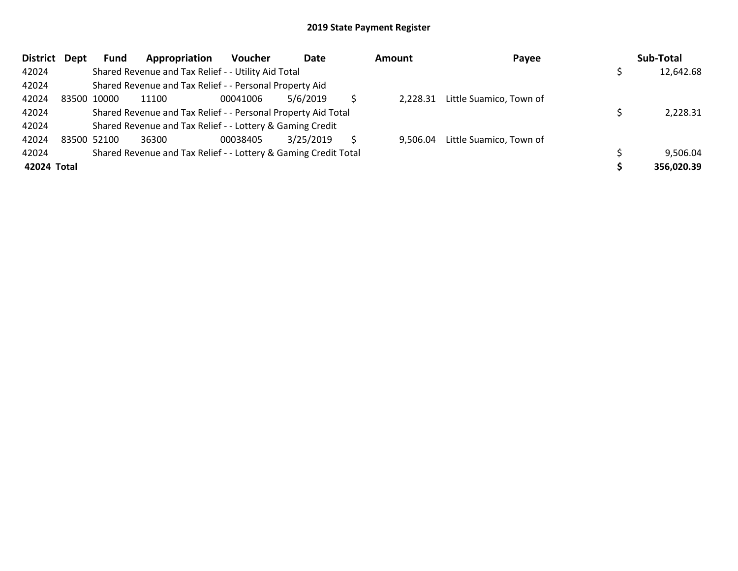## 2019 State Payment Register

| District | Dept | Fund | Appropriation | Voucher | Date | Amount | Payee | Sub-Total |
|---|---|---|---|---|---|---|---|---|
| 42024 | | Shared Revenue and Tax Relief - - Utility Aid Total | | | | | | $ 12,642.68 |
| 42024 | | Shared Revenue and Tax Relief - - Personal Property Aid | | | | | | |
| 42024 | 83500 | 10000 | 11100 | 00041006 | 5/6/2019 | $ 2,228.31 | Little Suamico, Town of | |
| 42024 | | Shared Revenue and Tax Relief - - Personal Property Aid Total | | | | | | $ 2,228.31 |
| 42024 | | Shared Revenue and Tax Relief - - Lottery & Gaming Credit | | | | | | |
| 42024 | 83500 | 52100 | 36300 | 00038405 | 3/25/2019 | $ 9,506.04 | Little Suamico, Town of | |
| 42024 | | Shared Revenue and Tax Relief - - Lottery & Gaming Credit Total | | | | | | $ 9,506.04 |
| **42024 Total** | | | | | | | | **$ 356,020.39** |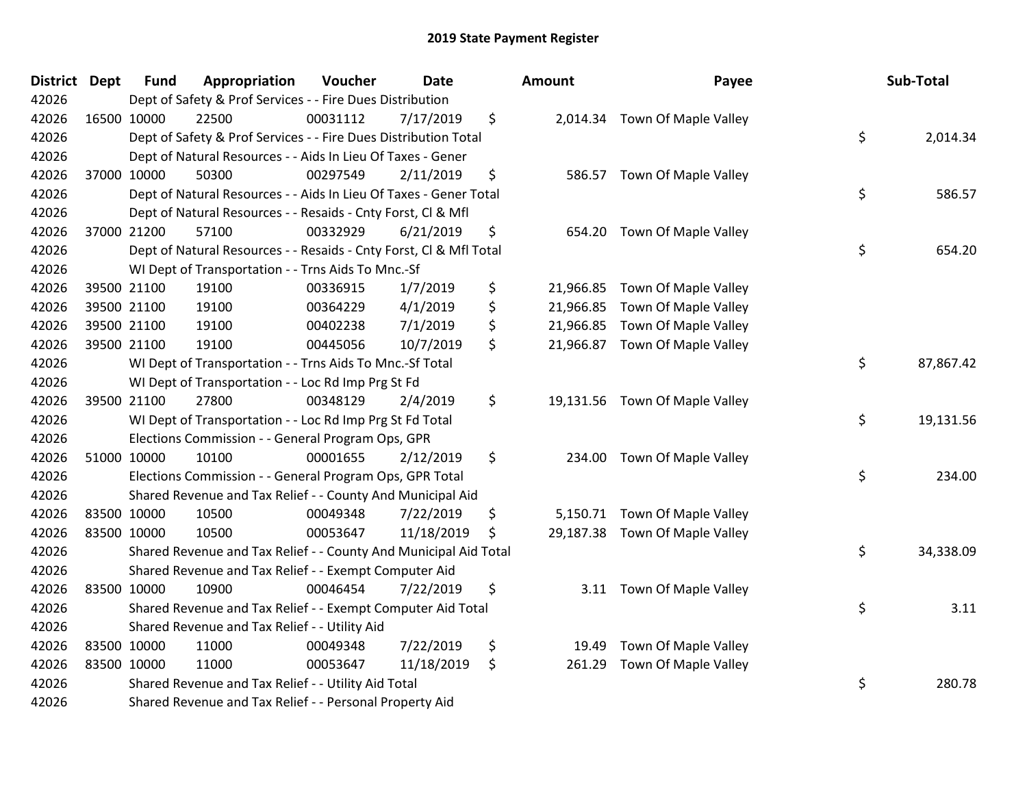# 2019 State Payment Register

| District | Dept | Fund | Appropriation | Voucher | Date | Amount | Payee | Sub-Total |
|---|---|---|---|---|---|---|---|---|
| 42026 | | Dept of Safety & Prof Services - - Fire Dues Distribution | | | | | | |
| 42026 | 16500 | 10000 | 22500 | 00031112 | 7/17/2019 | $ 2,014.34 | Town Of Maple Valley | |
| 42026 | | Dept of Safety & Prof Services - - Fire Dues Distribution Total | | | | | | $ 2,014.34 |
| 42026 | | Dept of Natural Resources - - Aids In Lieu Of Taxes - Gener | | | | | | |
| 42026 | 37000 | 10000 | 50300 | 00297549 | 2/11/2019 | $ 586.57 | Town Of Maple Valley | |
| 42026 | | Dept of Natural Resources - - Aids In Lieu Of Taxes - Gener Total | | | | | | $ 586.57 |
| 42026 | | Dept of Natural Resources - - Resaids - Cnty Forst, Cl & Mfl | | | | | | |
| 42026 | 37000 | 21200 | 57100 | 00332929 | 6/21/2019 | $ 654.20 | Town Of Maple Valley | |
| 42026 | | Dept of Natural Resources - - Resaids - Cnty Forst, Cl & Mfl Total | | | | | | $ 654.20 |
| 42026 | | WI Dept of Transportation - - Trns Aids To Mnc.-Sf | | | | | | |
| 42026 | 39500 | 21100 | 19100 | 00336915 | 1/7/2019 | $ 21,966.85 | Town Of Maple Valley | |
| 42026 | 39500 | 21100 | 19100 | 00364229 | 4/1/2019 | $ 21,966.85 | Town Of Maple Valley | |
| 42026 | 39500 | 21100 | 19100 | 00402238 | 7/1/2019 | $ 21,966.85 | Town Of Maple Valley | |
| 42026 | 39500 | 21100 | 19100 | 00445056 | 10/7/2019 | $ 21,966.87 | Town Of Maple Valley | |
| 42026 | | WI Dept of Transportation - - Trns Aids To Mnc.-Sf Total | | | | | | $ 87,867.42 |
| 42026 | | WI Dept of Transportation - - Loc Rd Imp Prg St Fd | | | | | | |
| 42026 | 39500 | 21100 | 27800 | 00348129 | 2/4/2019 | $ 19,131.56 | Town Of Maple Valley | |
| 42026 | | WI Dept of Transportation - - Loc Rd Imp Prg St Fd Total | | | | | | $ 19,131.56 |
| 42026 | | Elections Commission - - General Program Ops, GPR | | | | | | |
| 42026 | 51000 | 10000 | 10100 | 00001655 | 2/12/2019 | $ 234.00 | Town Of Maple Valley | |
| 42026 | | Elections Commission - - General Program Ops, GPR Total | | | | | | $ 234.00 |
| 42026 | | Shared Revenue and Tax Relief - - County And Municipal Aid | | | | | | |
| 42026 | 83500 | 10000 | 10500 | 00049348 | 7/22/2019 | $ 5,150.71 | Town Of Maple Valley | |
| 42026 | 83500 | 10000 | 10500 | 00053647 | 11/18/2019 | $ 29,187.38 | Town Of Maple Valley | |
| 42026 | | Shared Revenue and Tax Relief - - County And Municipal Aid Total | | | | | | $ 34,338.09 |
| 42026 | | Shared Revenue and Tax Relief - - Exempt Computer Aid | | | | | | |
| 42026 | 83500 | 10000 | 10900 | 00046454 | 7/22/2019 | $ 3.11 | Town Of Maple Valley | |
| 42026 | | Shared Revenue and Tax Relief - - Exempt Computer Aid Total | | | | | | $ 3.11 |
| 42026 | | Shared Revenue and Tax Relief - - Utility Aid | | | | | | |
| 42026 | 83500 | 10000 | 11000 | 00049348 | 7/22/2019 | $ 19.49 | Town Of Maple Valley | |
| 42026 | 83500 | 10000 | 11000 | 00053647 | 11/18/2019 | $ 261.29 | Town Of Maple Valley | |
| 42026 | | Shared Revenue and Tax Relief - - Utility Aid Total | | | | | | $ 280.78 |
| 42026 | | Shared Revenue and Tax Relief - - Personal Property Aid | | | | | | |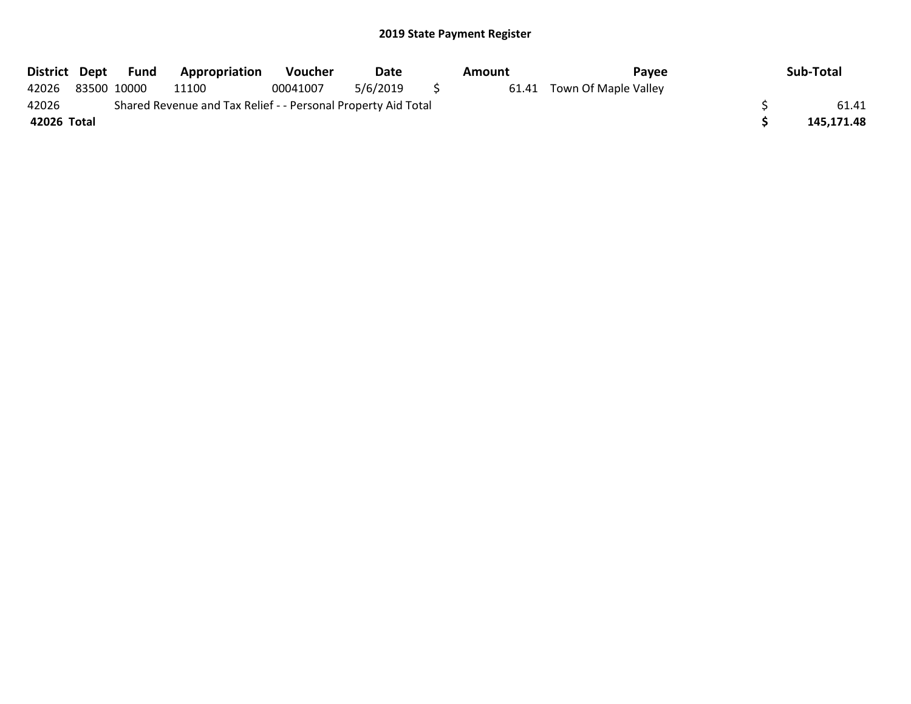## 2019 State Payment Register

| District | Dept | Fund | Appropriation | Voucher | Date | Amount | Payee | Sub-Total |
|---|---|---|---|---|---|---|---|---|
| 42026 | 83500 | 10000 | 11100 | 00041007 | 5/6/2019 | $ 61.41 | Town Of Maple Valley | |
| 42026 | | Shared Revenue and Tax Relief - - Personal Property Aid Total | | | | | | $ 61.41 |
| **42026 Total** | | | | | | | | **$ 145,171.48** |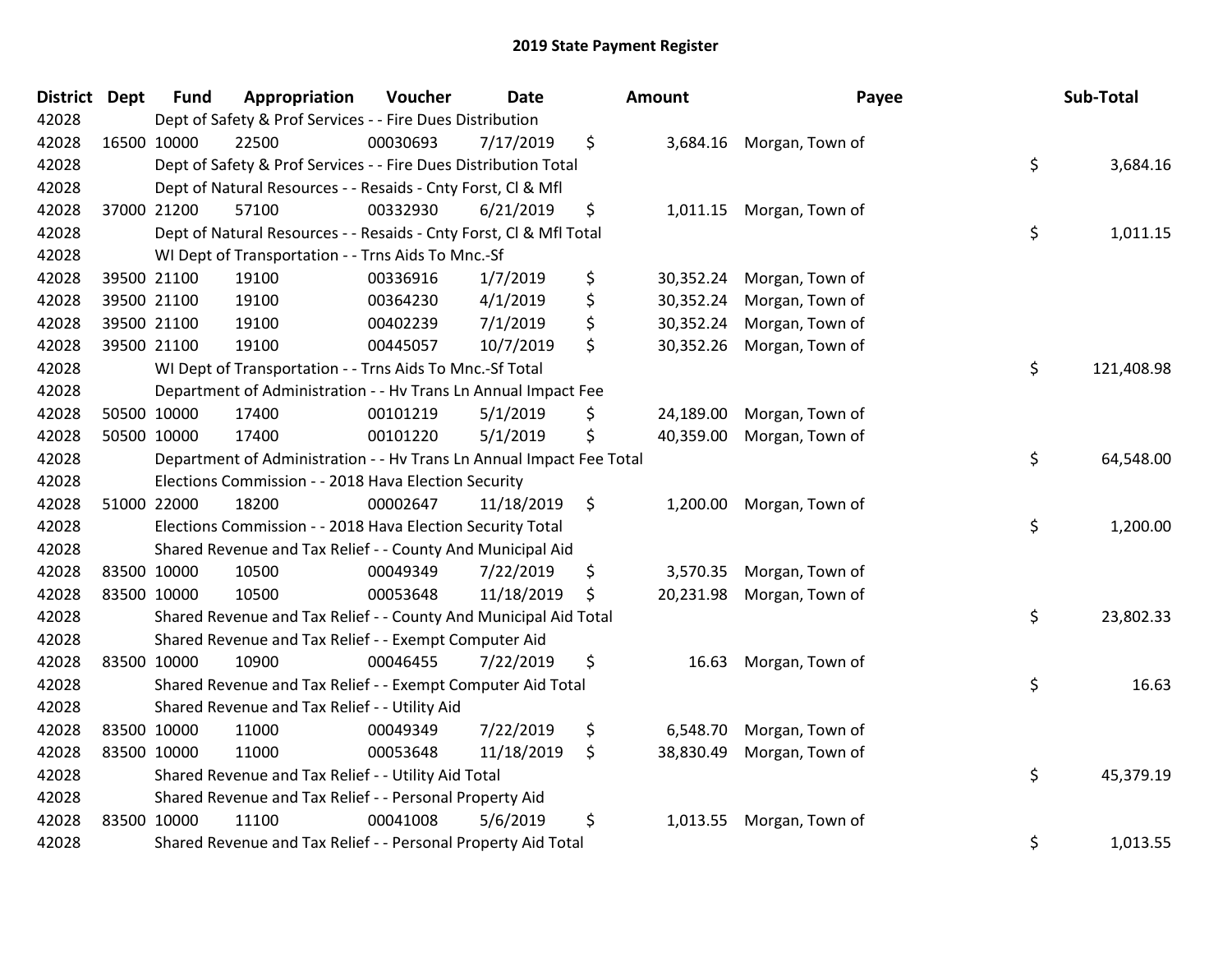# 2019 State Payment Register

| District | Dept | Fund | Appropriation | Voucher | Date | Amount | Payee | Sub-Total |
|---|---|---|---|---|---|---|---|---|
| 42028 | Dept of Safety & Prof Services - - Fire Dues Distribution | | | | | | | |
| 42028 | 16500 | 10000 | 22500 | 00030693 | 7/17/2019 | $ 3,684.16 | Morgan, Town of | |
| 42028 | Dept of Safety & Prof Services - - Fire Dues Distribution Total | | | | | | | $ 3,684.16 |
| 42028 | Dept of Natural Resources - - Resaids - Cnty Forst, Cl & Mfl | | | | | | | |
| 42028 | 37000 | 21200 | 57100 | 00332930 | 6/21/2019 | $ 1,011.15 | Morgan, Town of | |
| 42028 | Dept of Natural Resources - - Resaids - Cnty Forst, Cl & Mfl Total | | | | | | | $ 1,011.15 |
| 42028 | WI Dept of Transportation - - Trns Aids To Mnc.-Sf | | | | | | | |
| 42028 | 39500 | 21100 | 19100 | 00336916 | 1/7/2019 | $ 30,352.24 | Morgan, Town of | |
| 42028 | 39500 | 21100 | 19100 | 00364230 | 4/1/2019 | $ 30,352.24 | Morgan, Town of | |
| 42028 | 39500 | 21100 | 19100 | 00402239 | 7/1/2019 | $ 30,352.24 | Morgan, Town of | |
| 42028 | 39500 | 21100 | 19100 | 00445057 | 10/7/2019 | $ 30,352.26 | Morgan, Town of | |
| 42028 | WI Dept of Transportation - - Trns Aids To Mnc.-Sf Total | | | | | | | $ 121,408.98 |
| 42028 | Department of Administration - - Hv Trans Ln Annual Impact Fee | | | | | | | |
| 42028 | 50500 | 10000 | 17400 | 00101219 | 5/1/2019 | $ 24,189.00 | Morgan, Town of | |
| 42028 | 50500 | 10000 | 17400 | 00101220 | 5/1/2019 | $ 40,359.00 | Morgan, Town of | |
| 42028 | Department of Administration - - Hv Trans Ln Annual Impact Fee Total | | | | | | | $ 64,548.00 |
| 42028 | Elections Commission - - 2018 Hava Election Security | | | | | | | |
| 42028 | 51000 | 22000 | 18200 | 00002647 | 11/18/2019 | $ 1,200.00 | Morgan, Town of | |
| 42028 | Elections Commission - - 2018 Hava Election Security Total | | | | | | | $ 1,200.00 |
| 42028 | Shared Revenue and Tax Relief - - County And Municipal Aid | | | | | | | |
| 42028 | 83500 | 10000 | 10500 | 00049349 | 7/22/2019 | $ 3,570.35 | Morgan, Town of | |
| 42028 | 83500 | 10000 | 10500 | 00053648 | 11/18/2019 | $ 20,231.98 | Morgan, Town of | |
| 42028 | Shared Revenue and Tax Relief - - County And Municipal Aid Total | | | | | | | $ 23,802.33 |
| 42028 | Shared Revenue and Tax Relief - - Exempt Computer Aid | | | | | | | |
| 42028 | 83500 | 10000 | 10900 | 00046455 | 7/22/2019 | $ 16.63 | Morgan, Town of | |
| 42028 | Shared Revenue and Tax Relief - - Exempt Computer Aid Total | | | | | | | $ 16.63 |
| 42028 | Shared Revenue and Tax Relief - - Utility Aid | | | | | | | |
| 42028 | 83500 | 10000 | 11000 | 00049349 | 7/22/2019 | $ 6,548.70 | Morgan, Town of | |
| 42028 | 83500 | 10000 | 11000 | 00053648 | 11/18/2019 | $ 38,830.49 | Morgan, Town of | |
| 42028 | Shared Revenue and Tax Relief - - Utility Aid Total | | | | | | | $ 45,379.19 |
| 42028 | Shared Revenue and Tax Relief - - Personal Property Aid | | | | | | | |
| 42028 | 83500 | 10000 | 11100 | 00041008 | 5/6/2019 | $ 1,013.55 | Morgan, Town of | |
| 42028 | Shared Revenue and Tax Relief - - Personal Property Aid Total | | | | | | | $ 1,013.55 |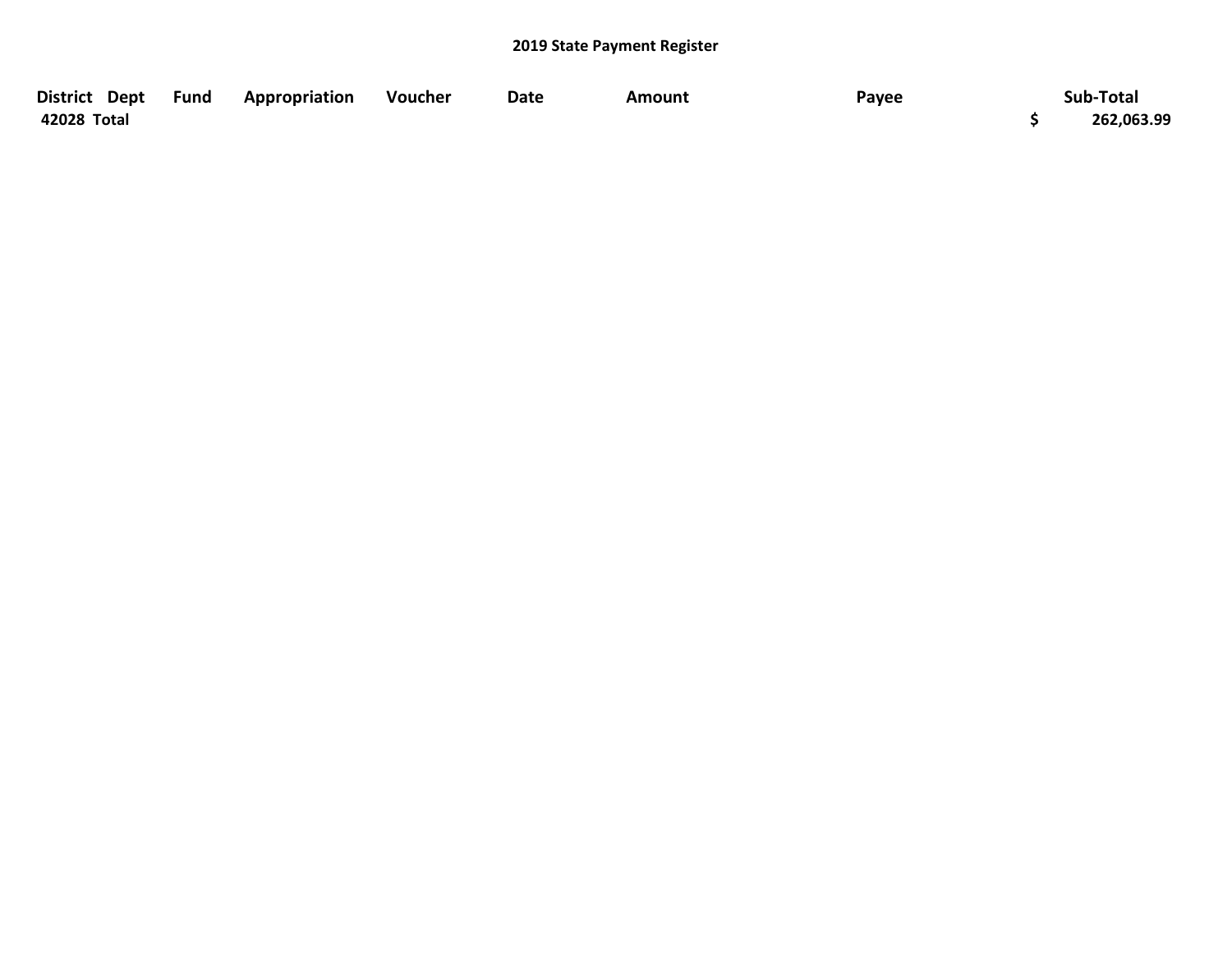# 2019 State Payment Register

| District | Dept | Fund | Appropriation | Voucher | Date | Amount | Payee | Sub-Total |
|---|---|---|---|---|---|---|---|---|
| **42028 Total** | | | | | | | | **$ 262,063.99** |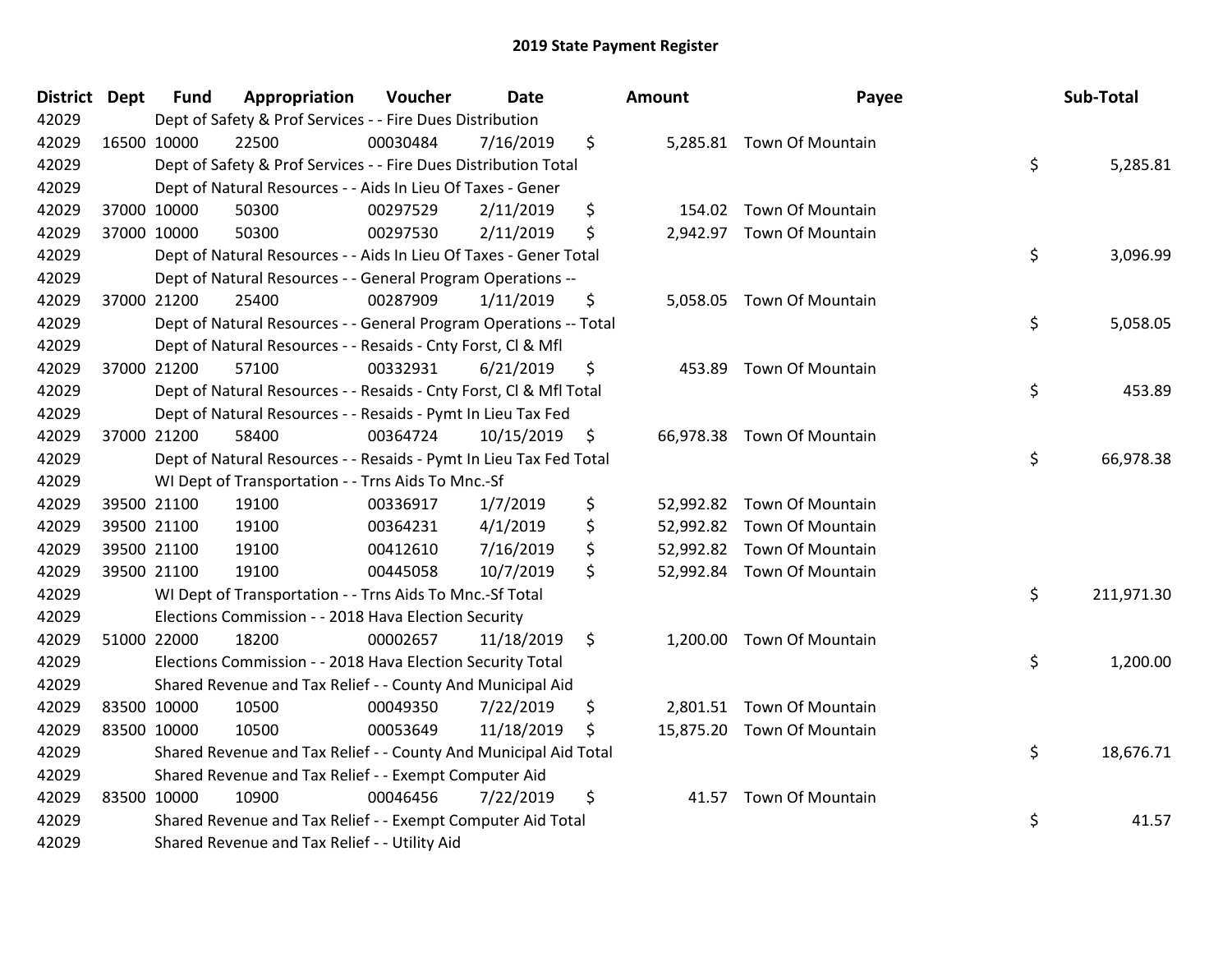## 2019 State Payment Register

| District | Dept | Fund | Appropriation | Voucher | Date | Amount | Payee | Sub-Total |
|---|---|---|---|---|---|---|---|---|
| 42029 | | Dept of Safety & Prof Services - - Fire Dues Distribution | | | | | | |
| 42029 | 16500 | 10000 | 22500 | 00030484 | 7/16/2019 | $ 5,285.81 | Town Of Mountain | |
| 42029 | | Dept of Safety & Prof Services - - Fire Dues Distribution Total | | | | | | $ 5,285.81 |
| 42029 | | Dept of Natural Resources - - Aids In Lieu Of Taxes - Gener | | | | | | |
| 42029 | 37000 | 10000 | 50300 | 00297529 | 2/11/2019 | $ 154.02 | Town Of Mountain | |
| 42029 | 37000 | 10000 | 50300 | 00297530 | 2/11/2019 | $ 2,942.97 | Town Of Mountain | |
| 42029 | | Dept of Natural Resources - - Aids In Lieu Of Taxes - Gener Total | | | | | | $ 3,096.99 |
| 42029 | | Dept of Natural Resources - - General Program Operations -- | | | | | | |
| 42029 | 37000 | 21200 | 25400 | 00287909 | 1/11/2019 | $ 5,058.05 | Town Of Mountain | |
| 42029 | | Dept of Natural Resources - - General Program Operations -- Total | | | | | | $ 5,058.05 |
| 42029 | | Dept of Natural Resources - - Resaids - Cnty Forst, Cl & Mfl | | | | | | |
| 42029 | 37000 | 21200 | 57100 | 00332931 | 6/21/2019 | $ 453.89 | Town Of Mountain | |
| 42029 | | Dept of Natural Resources - - Resaids - Cnty Forst, Cl & Mfl Total | | | | | | $ 453.89 |
| 42029 | | Dept of Natural Resources - - Resaids - Pymt In Lieu Tax Fed | | | | | | |
| 42029 | 37000 | 21200 | 58400 | 00364724 | 10/15/2019 | $ 66,978.38 | Town Of Mountain | |
| 42029 | | Dept of Natural Resources - - Resaids - Pymt In Lieu Tax Fed Total | | | | | | $ 66,978.38 |
| 42029 | | WI Dept of Transportation - - Trns Aids To Mnc.-Sf | | | | | | |
| 42029 | 39500 | 21100 | 19100 | 00336917 | 1/7/2019 | $ 52,992.82 | Town Of Mountain | |
| 42029 | 39500 | 21100 | 19100 | 00364231 | 4/1/2019 | $ 52,992.82 | Town Of Mountain | |
| 42029 | 39500 | 21100 | 19100 | 00412610 | 7/16/2019 | $ 52,992.82 | Town Of Mountain | |
| 42029 | 39500 | 21100 | 19100 | 00445058 | 10/7/2019 | $ 52,992.84 | Town Of Mountain | |
| 42029 | | WI Dept of Transportation - - Trns Aids To Mnc.-Sf Total | | | | | | $ 211,971.30 |
| 42029 | | Elections Commission - - 2018 Hava Election Security | | | | | | |
| 42029 | 51000 | 22000 | 18200 | 00002657 | 11/18/2019 | $ 1,200.00 | Town Of Mountain | |
| 42029 | | Elections Commission - - 2018 Hava Election Security Total | | | | | | $ 1,200.00 |
| 42029 | | Shared Revenue and Tax Relief - - County And Municipal Aid | | | | | | |
| 42029 | 83500 | 10000 | 10500 | 00049350 | 7/22/2019 | $ 2,801.51 | Town Of Mountain | |
| 42029 | 83500 | 10000 | 10500 | 00053649 | 11/18/2019 | $ 15,875.20 | Town Of Mountain | |
| 42029 | | Shared Revenue and Tax Relief - - County And Municipal Aid Total | | | | | | $ 18,676.71 |
| 42029 | | Shared Revenue and Tax Relief - - Exempt Computer Aid | | | | | | |
| 42029 | 83500 | 10000 | 10900 | 00046456 | 7/22/2019 | $ 41.57 | Town Of Mountain | |
| 42029 | | Shared Revenue and Tax Relief - - Exempt Computer Aid Total | | | | | | $ 41.57 |
| 42029 | | Shared Revenue and Tax Relief - - Utility Aid | | | | | | |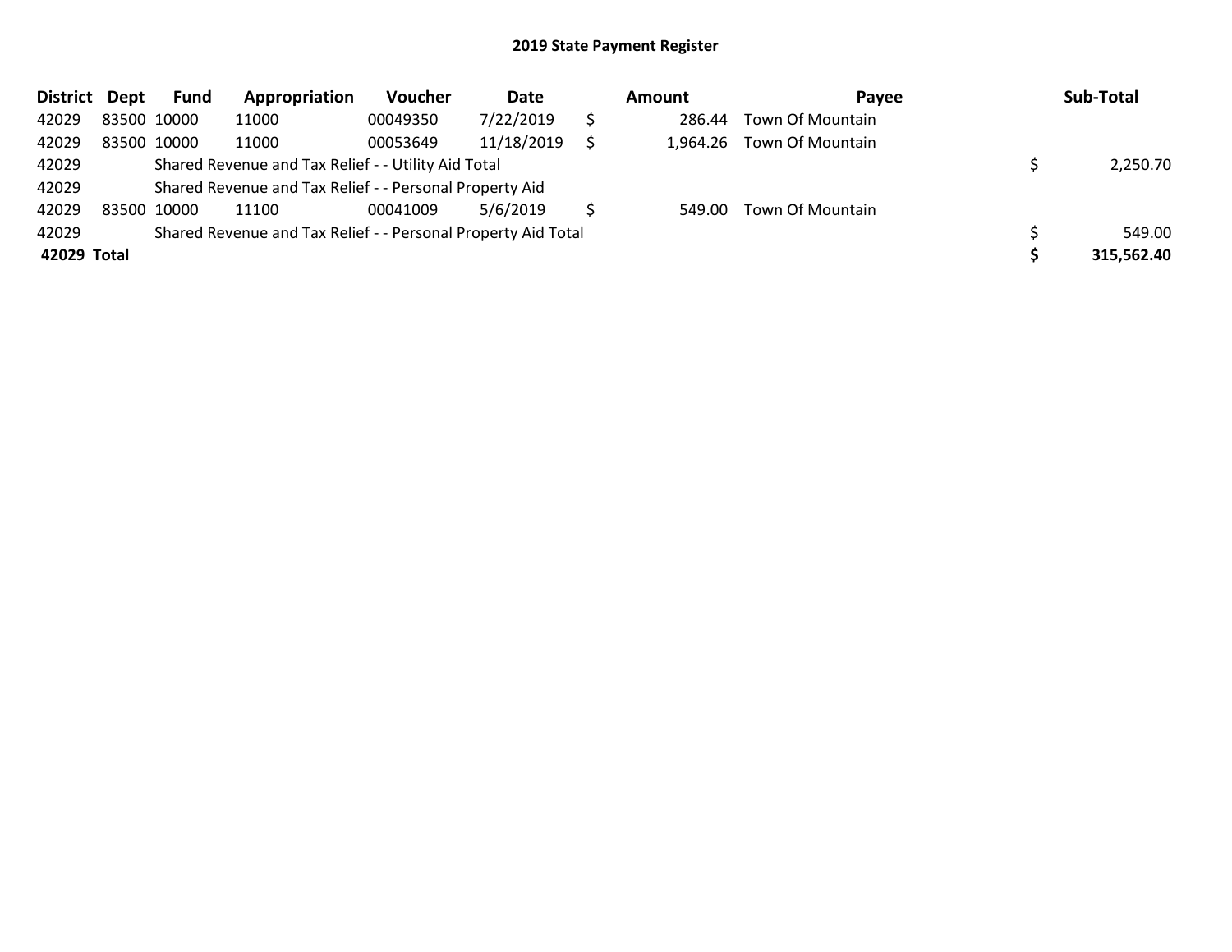## 2019 State Payment Register

| District | Dept | Fund | Appropriation | Voucher | Date | | Amount | Payee | | Sub-Total |
|---|---|---|---|---|---|---|---|---|---|---|
| 42029 | 83500 | 10000 | 11000 | 00049350 | 7/22/2019 | $ | 286.44 | Town Of Mountain | | |
| 42029 | 83500 | 10000 | 11000 | 00053649 | 11/18/2019 | $ | 1,964.26 | Town Of Mountain | | |
| 42029 | | Shared Revenue and Tax Relief - - Utility Aid Total | | | | | | | $ | 2,250.70 |
| 42029 | | Shared Revenue and Tax Relief - - Personal Property Aid | | | | | | | | |
| 42029 | 83500 | 10000 | 11100 | 00041009 | 5/6/2019 | $ | 549.00 | Town Of Mountain | | |
| 42029 | | Shared Revenue and Tax Relief - - Personal Property Aid Total | | | | | | | $ | 549.00 |
| **42029** | **Total** | | | | | | | | **$** | **315,562.40** |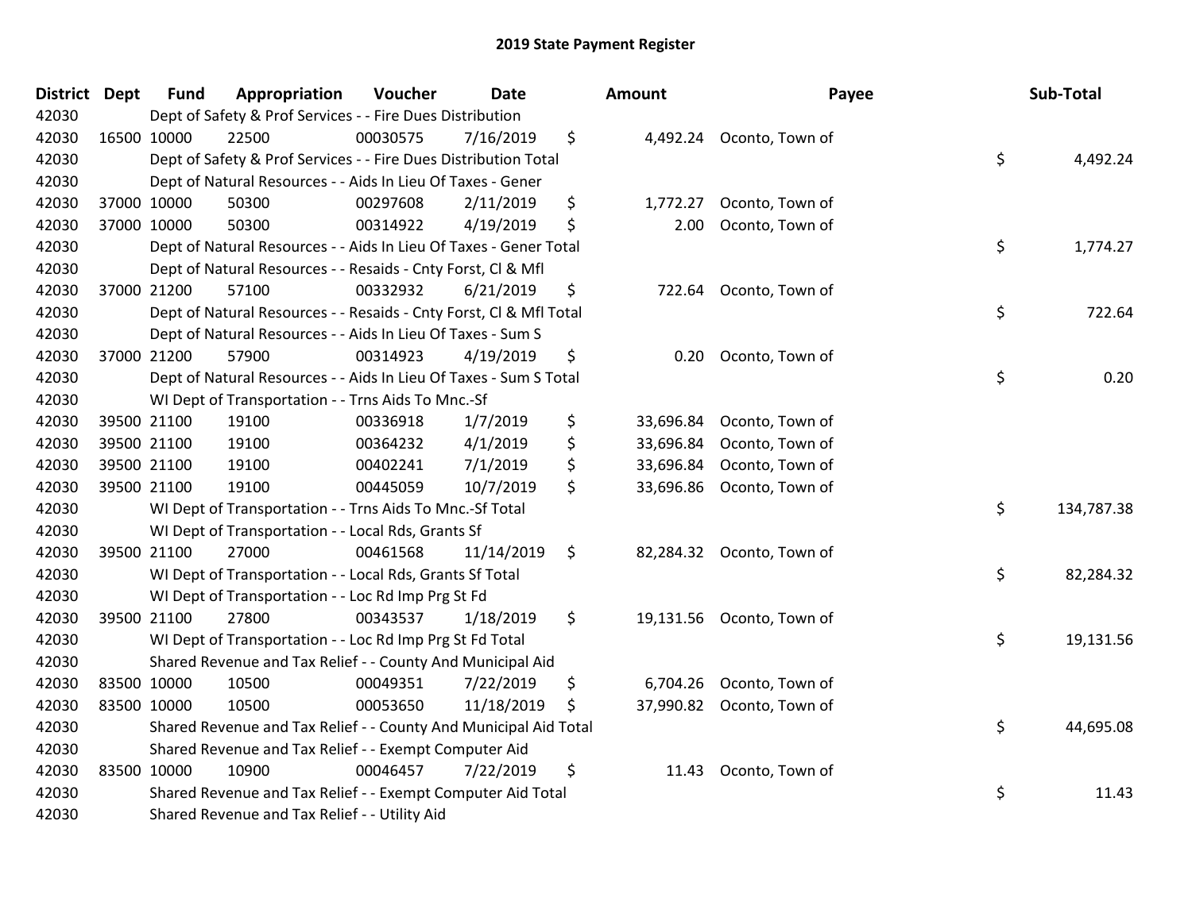# 2019 State Payment Register

| District | Dept | Fund | Appropriation | Voucher | Date | Amount | Payee | Sub-Total |
|---|---|---|---|---|---|---|---|---|
| 42030 | | Dept of Safety & Prof Services - - Fire Dues Distribution | | | | | | |
| 42030 | 16500 | 10000 | 22500 | 00030575 | 7/16/2019 | $ 4,492.24 | Oconto, Town of | |
| 42030 | | Dept of Safety & Prof Services - - Fire Dues Distribution Total | | | | | | $ 4,492.24 |
| 42030 | | Dept of Natural Resources - - Aids In Lieu Of Taxes - Gener | | | | | | |
| 42030 | 37000 | 10000 | 50300 | 00297608 | 2/11/2019 | $ 1,772.27 | Oconto, Town of | |
| 42030 | 37000 | 10000 | 50300 | 00314922 | 4/19/2019 | $ 2.00 | Oconto, Town of | |
| 42030 | | Dept of Natural Resources - - Aids In Lieu Of Taxes - Gener Total | | | | | | $ 1,774.27 |
| 42030 | | Dept of Natural Resources - - Resaids - Cnty Forst, Cl & Mfl | | | | | | |
| 42030 | 37000 | 21200 | 57100 | 00332932 | 6/21/2019 | $ 722.64 | Oconto, Town of | |
| 42030 | | Dept of Natural Resources - - Resaids - Cnty Forst, Cl & Mfl Total | | | | | | $ 722.64 |
| 42030 | | Dept of Natural Resources - - Aids In Lieu Of Taxes - Sum S | | | | | | |
| 42030 | 37000 | 21200 | 57900 | 00314923 | 4/19/2019 | $ 0.20 | Oconto, Town of | |
| 42030 | | Dept of Natural Resources - - Aids In Lieu Of Taxes - Sum S Total | | | | | | $ 0.20 |
| 42030 | | WI Dept of Transportation - - Trns Aids To Mnc.-Sf | | | | | | |
| 42030 | 39500 | 21100 | 19100 | 00336918 | 1/7/2019 | $ 33,696.84 | Oconto, Town of | |
| 42030 | 39500 | 21100 | 19100 | 00364232 | 4/1/2019 | $ 33,696.84 | Oconto, Town of | |
| 42030 | 39500 | 21100 | 19100 | 00402241 | 7/1/2019 | $ 33,696.84 | Oconto, Town of | |
| 42030 | 39500 | 21100 | 19100 | 00445059 | 10/7/2019 | $ 33,696.86 | Oconto, Town of | |
| 42030 | | WI Dept of Transportation - - Trns Aids To Mnc.-Sf Total | | | | | | $ 134,787.38 |
| 42030 | | WI Dept of Transportation - - Local Rds, Grants Sf | | | | | | |
| 42030 | 39500 | 21100 | 27000 | 00461568 | 11/14/2019 | $ 82,284.32 | Oconto, Town of | |
| 42030 | | WI Dept of Transportation - - Local Rds, Grants Sf Total | | | | | | $ 82,284.32 |
| 42030 | | WI Dept of Transportation - - Loc Rd Imp Prg St Fd | | | | | | |
| 42030 | 39500 | 21100 | 27800 | 00343537 | 1/18/2019 | $ 19,131.56 | Oconto, Town of | |
| 42030 | | WI Dept of Transportation - - Loc Rd Imp Prg St Fd Total | | | | | | $ 19,131.56 |
| 42030 | | Shared Revenue and Tax Relief - - County And Municipal Aid | | | | | | |
| 42030 | 83500 | 10000 | 10500 | 00049351 | 7/22/2019 | $ 6,704.26 | Oconto, Town of | |
| 42030 | 83500 | 10000 | 10500 | 00053650 | 11/18/2019 | $ 37,990.82 | Oconto, Town of | |
| 42030 | | Shared Revenue and Tax Relief - - County And Municipal Aid Total | | | | | | $ 44,695.08 |
| 42030 | | Shared Revenue and Tax Relief - - Exempt Computer Aid | | | | | | |
| 42030 | 83500 | 10000 | 10900 | 00046457 | 7/22/2019 | $ 11.43 | Oconto, Town of | |
| 42030 | | Shared Revenue and Tax Relief - - Exempt Computer Aid Total | | | | | | $ 11.43 |
| 42030 | | Shared Revenue and Tax Relief - - Utility Aid | | | | | | |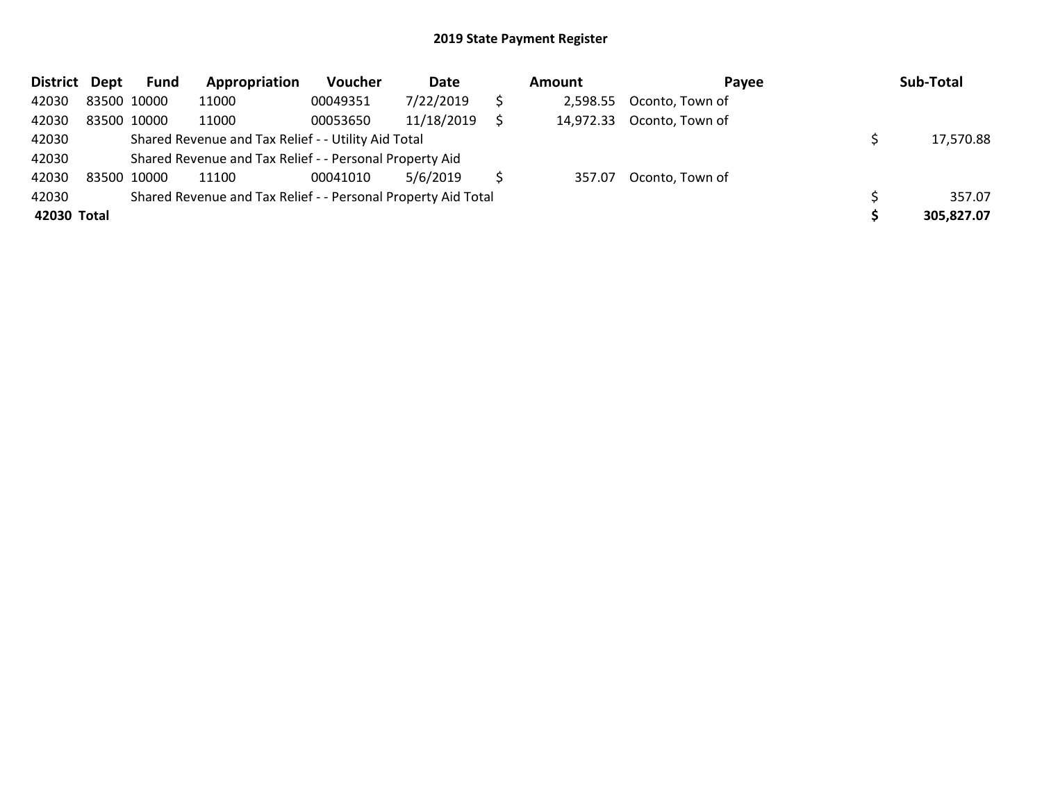## 2019 State Payment Register

| District | Dept | Fund | Appropriation | Voucher | Date | | Amount | Payee | | Sub-Total |
|---|---|---|---|---|---|---|---|---|---|---|
| 42030 | 83500 | 10000 | 11000 | 00049351 | 7/22/2019 | $ | 2,598.55 | Oconto, Town of | | |
| 42030 | 83500 | 10000 | 11000 | 00053650 | 11/18/2019 | $ | 14,972.33 | Oconto, Town of | | |
| 42030 | | Shared Revenue and Tax Relief - - Utility Aid Total | | | | | | | $ | 17,570.88 |
| 42030 | | Shared Revenue and Tax Relief - - Personal Property Aid | | | | | | | | |
| 42030 | 83500 | 10000 | 11100 | 00041010 | 5/6/2019 | $ | 357.07 | Oconto, Town of | | |
| 42030 | | Shared Revenue and Tax Relief - - Personal Property Aid Total | | | | | | | $ | 357.07 |
| **42030** | **Total** | | | | | | | | **$** | **305,827.07** |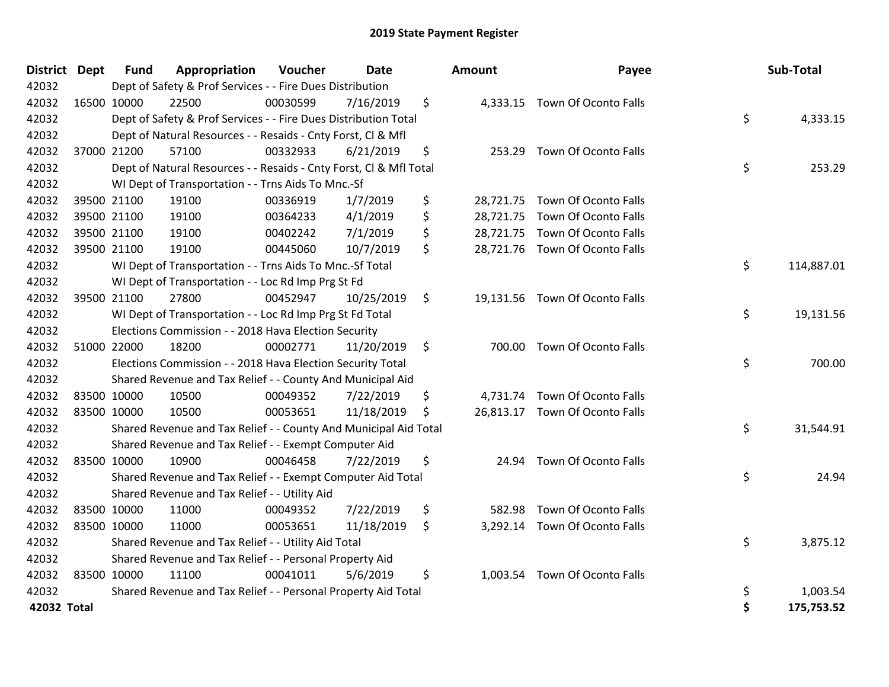# 2019 State Payment Register

| District | Dept | Fund | Appropriation | Voucher | Date | Amount | Payee | Sub-Total |
|---|---|---|---|---|---|---|---|---|
| 42032 | Dept of Safety & Prof Services - - Fire Dues Distribution | | | | | | | |
| 42032 | 16500 | 10000 | 22500 | 00030599 | 7/16/2019 | $ 4,333.15 | Town Of Oconto Falls | |
| 42032 | Dept of Safety & Prof Services - - Fire Dues Distribution Total | | | | | | | $ 4,333.15 |
| 42032 | Dept of Natural Resources - - Resaids - Cnty Forst, Cl & Mfl | | | | | | | |
| 42032 | 37000 | 21200 | 57100 | 00332933 | 6/21/2019 | $ 253.29 | Town Of Oconto Falls | |
| 42032 | Dept of Natural Resources - - Resaids - Cnty Forst, Cl & Mfl Total | | | | | | | $ 253.29 |
| 42032 | WI Dept of Transportation - - Trns Aids To Mnc.-Sf | | | | | | | |
| 42032 | 39500 | 21100 | 19100 | 00336919 | 1/7/2019 | $ 28,721.75 | Town Of Oconto Falls | |
| 42032 | 39500 | 21100 | 19100 | 00364233 | 4/1/2019 | $ 28,721.75 | Town Of Oconto Falls | |
| 42032 | 39500 | 21100 | 19100 | 00402242 | 7/1/2019 | $ 28,721.75 | Town Of Oconto Falls | |
| 42032 | 39500 | 21100 | 19100 | 00445060 | 10/7/2019 | $ 28,721.76 | Town Of Oconto Falls | |
| 42032 | WI Dept of Transportation - - Trns Aids To Mnc.-Sf Total | | | | | | | $ 114,887.01 |
| 42032 | WI Dept of Transportation - - Loc Rd Imp Prg St Fd | | | | | | | |
| 42032 | 39500 | 21100 | 27800 | 00452947 | 10/25/2019 | $ 19,131.56 | Town Of Oconto Falls | |
| 42032 | WI Dept of Transportation - - Loc Rd Imp Prg St Fd Total | | | | | | | $ 19,131.56 |
| 42032 | Elections Commission - - 2018 Hava Election Security | | | | | | | |
| 42032 | 51000 | 22000 | 18200 | 00002771 | 11/20/2019 | $ 700.00 | Town Of Oconto Falls | |
| 42032 | Elections Commission - - 2018 Hava Election Security Total | | | | | | | $ 700.00 |
| 42032 | Shared Revenue and Tax Relief - - County And Municipal Aid | | | | | | | |
| 42032 | 83500 | 10000 | 10500 | 00049352 | 7/22/2019 | $ 4,731.74 | Town Of Oconto Falls | |
| 42032 | 83500 | 10000 | 10500 | 00053651 | 11/18/2019 | $ 26,813.17 | Town Of Oconto Falls | |
| 42032 | Shared Revenue and Tax Relief - - County And Municipal Aid Total | | | | | | | $ 31,544.91 |
| 42032 | Shared Revenue and Tax Relief - - Exempt Computer Aid | | | | | | | |
| 42032 | 83500 | 10000 | 10900 | 00046458 | 7/22/2019 | $ 24.94 | Town Of Oconto Falls | |
| 42032 | Shared Revenue and Tax Relief - - Exempt Computer Aid Total | | | | | | | $ 24.94 |
| 42032 | Shared Revenue and Tax Relief - - Utility Aid | | | | | | | |
| 42032 | 83500 | 10000 | 11000 | 00049352 | 7/22/2019 | $ 582.98 | Town Of Oconto Falls | |
| 42032 | 83500 | 10000 | 11000 | 00053651 | 11/18/2019 | $ 3,292.14 | Town Of Oconto Falls | |
| 42032 | Shared Revenue and Tax Relief - - Utility Aid Total | | | | | | | $ 3,875.12 |
| 42032 | Shared Revenue and Tax Relief - - Personal Property Aid | | | | | | | |
| 42032 | 83500 | 10000 | 11100 | 00041011 | 5/6/2019 | $ 1,003.54 | Town Of Oconto Falls | |
| 42032 | Shared Revenue and Tax Relief - - Personal Property Aid Total | | | | | | | $ 1,003.54 |
| **42032 Total** | | | | | | | | **$ 175,753.52** |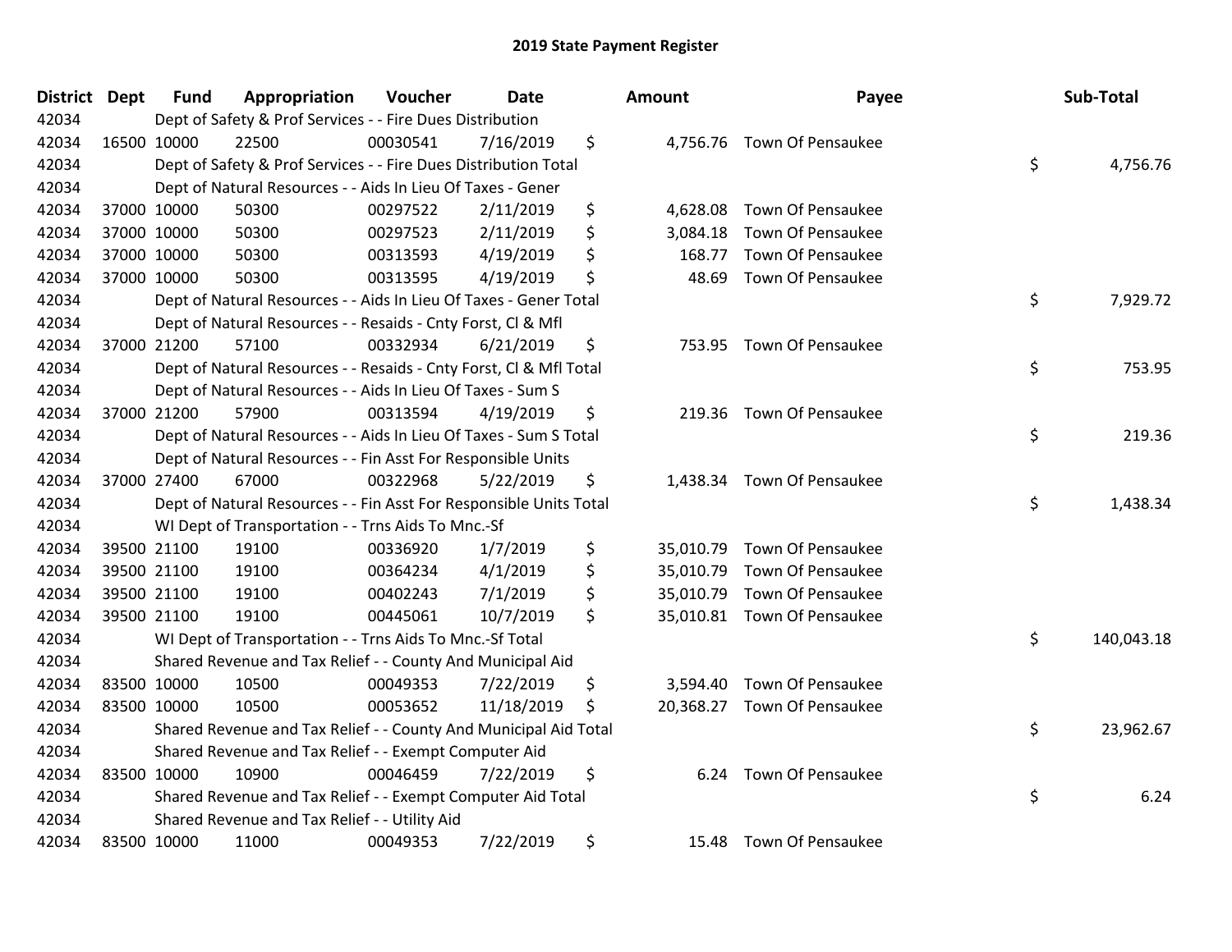# 2019 State Payment Register

| District | Dept | Fund | Appropriation | Voucher | Date | Amount | Payee | Sub-Total |
|---|---|---|---|---|---|---|---|---|
| 42034 | | Dept of Safety & Prof Services - - Fire Dues Distribution | | | | | | |
| 42034 | 16500 | 10000 | 22500 | 00030541 | 7/16/2019 | $ 4,756.76 | Town Of Pensaukee | |
| 42034 | | Dept of Safety & Prof Services - - Fire Dues Distribution Total | | | | | | $ 4,756.76 |
| 42034 | | Dept of Natural Resources - - Aids In Lieu Of Taxes - Gener | | | | | | |
| 42034 | 37000 | 10000 | 50300 | 00297522 | 2/11/2019 | $ 4,628.08 | Town Of Pensaukee | |
| 42034 | 37000 | 10000 | 50300 | 00297523 | 2/11/2019 | $ 3,084.18 | Town Of Pensaukee | |
| 42034 | 37000 | 10000 | 50300 | 00313593 | 4/19/2019 | $ 168.77 | Town Of Pensaukee | |
| 42034 | 37000 | 10000 | 50300 | 00313595 | 4/19/2019 | $ 48.69 | Town Of Pensaukee | |
| 42034 | | Dept of Natural Resources - - Aids In Lieu Of Taxes - Gener Total | | | | | | $ 7,929.72 |
| 42034 | | Dept of Natural Resources - - Resaids - Cnty Forst, Cl & Mfl | | | | | | |
| 42034 | 37000 | 21200 | 57100 | 00332934 | 6/21/2019 | $ 753.95 | Town Of Pensaukee | |
| 42034 | | Dept of Natural Resources - - Resaids - Cnty Forst, Cl & Mfl Total | | | | | | $ 753.95 |
| 42034 | | Dept of Natural Resources - - Aids In Lieu Of Taxes - Sum S | | | | | | |
| 42034 | 37000 | 21200 | 57900 | 00313594 | 4/19/2019 | $ 219.36 | Town Of Pensaukee | |
| 42034 | | Dept of Natural Resources - - Aids In Lieu Of Taxes - Sum S Total | | | | | | $ 219.36 |
| 42034 | | Dept of Natural Resources - - Fin Asst For Responsible Units | | | | | | |
| 42034 | 37000 | 27400 | 67000 | 00322968 | 5/22/2019 | $ 1,438.34 | Town Of Pensaukee | |
| 42034 | | Dept of Natural Resources - - Fin Asst For Responsible Units Total | | | | | | $ 1,438.34 |
| 42034 | | WI Dept of Transportation - - Trns Aids To Mnc.-Sf | | | | | | |
| 42034 | 39500 | 21100 | 19100 | 00336920 | 1/7/2019 | $ 35,010.79 | Town Of Pensaukee | |
| 42034 | 39500 | 21100 | 19100 | 00364234 | 4/1/2019 | $ 35,010.79 | Town Of Pensaukee | |
| 42034 | 39500 | 21100 | 19100 | 00402243 | 7/1/2019 | $ 35,010.79 | Town Of Pensaukee | |
| 42034 | 39500 | 21100 | 19100 | 00445061 | 10/7/2019 | $ 35,010.81 | Town Of Pensaukee | |
| 42034 | | WI Dept of Transportation - - Trns Aids To Mnc.-Sf Total | | | | | | $ 140,043.18 |
| 42034 | | Shared Revenue and Tax Relief - - County And Municipal Aid | | | | | | |
| 42034 | 83500 | 10000 | 10500 | 00049353 | 7/22/2019 | $ 3,594.40 | Town Of Pensaukee | |
| 42034 | 83500 | 10000 | 10500 | 00053652 | 11/18/2019 | $ 20,368.27 | Town Of Pensaukee | |
| 42034 | | Shared Revenue and Tax Relief - - County And Municipal Aid Total | | | | | | $ 23,962.67 |
| 42034 | | Shared Revenue and Tax Relief - - Exempt Computer Aid | | | | | | |
| 42034 | 83500 | 10000 | 10900 | 00046459 | 7/22/2019 | $ 6.24 | Town Of Pensaukee | |
| 42034 | | Shared Revenue and Tax Relief - - Exempt Computer Aid Total | | | | | | $ 6.24 |
| 42034 | | Shared Revenue and Tax Relief - - Utility Aid | | | | | | |
| 42034 | 83500 | 10000 | 11000 | 00049353 | 7/22/2019 | $ 15.48 | Town Of Pensaukee | |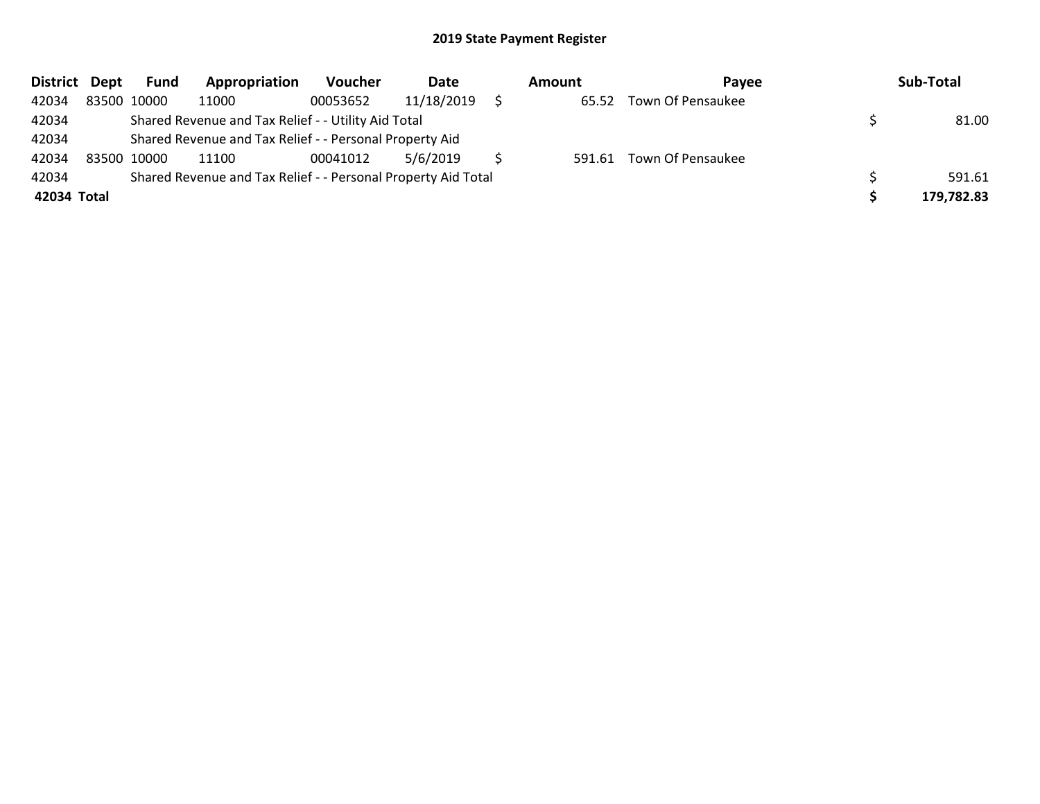## 2019 State Payment Register

| District | Dept | Fund | Appropriation | Voucher | Date | Amount | Payee | Sub-Total |
|---|---|---|---|---|---|---|---|---|
| 42034 | 83500 | 10000 | 11000 | 00053652 | 11/18/2019 | $ 65.52 | Town Of Pensaukee | |
| 42034 | | Shared Revenue and Tax Relief - - Utility Aid Total | | | | | | $ 81.00 |
| 42034 | | Shared Revenue and Tax Relief - - Personal Property Aid | | | | | | |
| 42034 | 83500 | 10000 | 11100 | 00041012 | 5/6/2019 | $ 591.61 | Town Of Pensaukee | |
| 42034 | | Shared Revenue and Tax Relief - - Personal Property Aid Total | | | | | | $ 591.61 |
| **42034** | **Total** | | | | | | | **$ 179,782.83** |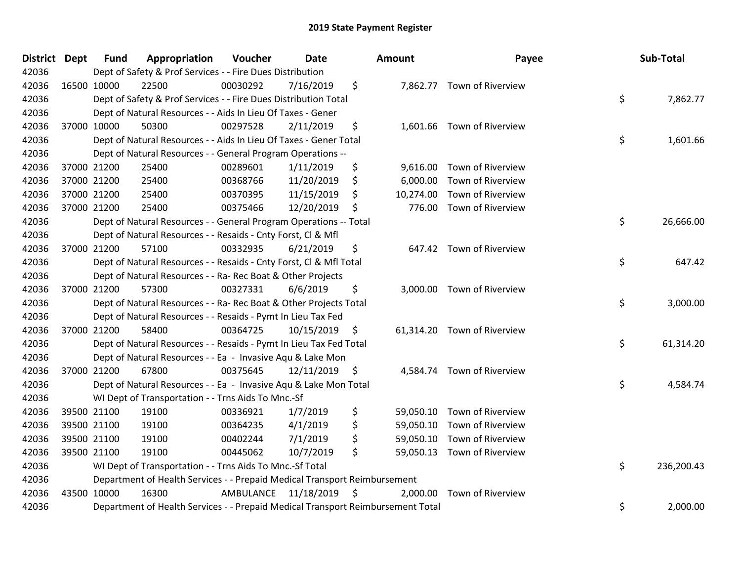# 2019 State Payment Register

| District | Dept | Fund | Appropriation | Voucher | Date | Amount | Payee | Sub-Total |
|---|---|---|---|---|---|---|---|---|
| 42036 | Dept of Safety & Prof Services - - Fire Dues Distribution | | | | | | | |
| 42036 | 16500 | 10000 | 22500 | 00030292 | 7/16/2019 | $ 7,862.77 | Town of Riverview | |
| 42036 | Dept of Safety & Prof Services - - Fire Dues Distribution Total | | | | | | | $ 7,862.77 |
| 42036 | Dept of Natural Resources - - Aids In Lieu Of Taxes - Gener | | | | | | | |
| 42036 | 37000 | 10000 | 50300 | 00297528 | 2/11/2019 | $ 1,601.66 | Town of Riverview | |
| 42036 | Dept of Natural Resources - - Aids In Lieu Of Taxes - Gener Total | | | | | | | $ 1,601.66 |
| 42036 | Dept of Natural Resources - - General Program Operations -- | | | | | | | |
| 42036 | 37000 | 21200 | 25400 | 00289601 | 1/11/2019 | $ 9,616.00 | Town of Riverview | |
| 42036 | 37000 | 21200 | 25400 | 00368766 | 11/20/2019 | $ 6,000.00 | Town of Riverview | |
| 42036 | 37000 | 21200 | 25400 | 00370395 | 11/15/2019 | $ 10,274.00 | Town of Riverview | |
| 42036 | 37000 | 21200 | 25400 | 00375466 | 12/20/2019 | $ 776.00 | Town of Riverview | |
| 42036 | Dept of Natural Resources - - General Program Operations -- Total | | | | | | | $ 26,666.00 |
| 42036 | Dept of Natural Resources - - Resaids - Cnty Forst, Cl & Mfl | | | | | | | |
| 42036 | 37000 | 21200 | 57100 | 00332935 | 6/21/2019 | $ 647.42 | Town of Riverview | |
| 42036 | Dept of Natural Resources - - Resaids - Cnty Forst, Cl & Mfl Total | | | | | | | $ 647.42 |
| 42036 | Dept of Natural Resources - - Ra- Rec Boat & Other Projects | | | | | | | |
| 42036 | 37000 | 21200 | 57300 | 00327331 | 6/6/2019 | $ 3,000.00 | Town of Riverview | |
| 42036 | Dept of Natural Resources - - Ra- Rec Boat & Other Projects Total | | | | | | | $ 3,000.00 |
| 42036 | Dept of Natural Resources - - Resaids - Pymt In Lieu Tax Fed | | | | | | | |
| 42036 | 37000 | 21200 | 58400 | 00364725 | 10/15/2019 | $ 61,314.20 | Town of Riverview | |
| 42036 | Dept of Natural Resources - - Resaids - Pymt In Lieu Tax Fed Total | | | | | | | $ 61,314.20 |
| 42036 | Dept of Natural Resources - - Ea - Invasive Aqu & Lake Mon | | | | | | | |
| 42036 | 37000 | 21200 | 67800 | 00375645 | 12/11/2019 | $ 4,584.74 | Town of Riverview | |
| 42036 | Dept of Natural Resources - - Ea - Invasive Aqu & Lake Mon Total | | | | | | | $ 4,584.74 |
| 42036 | WI Dept of Transportation - - Trns Aids To Mnc.-Sf | | | | | | | |
| 42036 | 39500 | 21100 | 19100 | 00336921 | 1/7/2019 | $ 59,050.10 | Town of Riverview | |
| 42036 | 39500 | 21100 | 19100 | 00364235 | 4/1/2019 | $ 59,050.10 | Town of Riverview | |
| 42036 | 39500 | 21100 | 19100 | 00402244 | 7/1/2019 | $ 59,050.10 | Town of Riverview | |
| 42036 | 39500 | 21100 | 19100 | 00445062 | 10/7/2019 | $ 59,050.13 | Town of Riverview | |
| 42036 | WI Dept of Transportation - - Trns Aids To Mnc.-Sf Total | | | | | | | $ 236,200.43 |
| 42036 | Department of Health Services - - Prepaid Medical Transport Reimbursement | | | | | | | |
| 42036 | 43500 | 10000 | 16300 | AMBULANCE | 11/18/2019 | $ 2,000.00 | Town of Riverview | |
| 42036 | Department of Health Services - - Prepaid Medical Transport Reimbursement Total | | | | | | | $ 2,000.00 |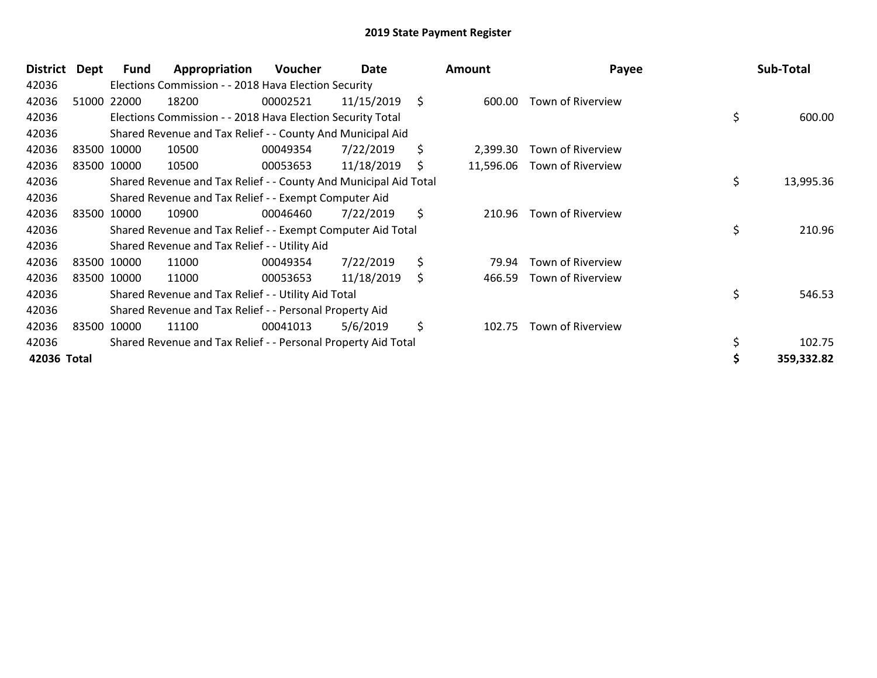# 2019 State Payment Register

| District | Dept | Fund | Appropriation | Voucher | Date | Amount | Payee | Sub-Total |
|---|---|---|---|---|---|---|---|---|
| 42036 | | Elections Commission - - 2018 Hava Election Security | | | | | | |
| 42036 | 51000 | 22000 | 18200 | 00002521 | 11/15/2019 | $ 600.00 | Town of Riverview | |
| 42036 | | Elections Commission - - 2018 Hava Election Security Total | | | | | | $ 600.00 |
| 42036 | | Shared Revenue and Tax Relief - - County And Municipal Aid | | | | | | |
| 42036 | 83500 | 10000 | 10500 | 00049354 | 7/22/2019 | $ 2,399.30 | Town of Riverview | |
| 42036 | 83500 | 10000 | 10500 | 00053653 | 11/18/2019 | $ 11,596.06 | Town of Riverview | |
| 42036 | | Shared Revenue and Tax Relief - - County And Municipal Aid Total | | | | | | $ 13,995.36 |
| 42036 | | Shared Revenue and Tax Relief - - Exempt Computer Aid | | | | | | |
| 42036 | 83500 | 10000 | 10900 | 00046460 | 7/22/2019 | $ 210.96 | Town of Riverview | |
| 42036 | | Shared Revenue and Tax Relief - - Exempt Computer Aid Total | | | | | | $ 210.96 |
| 42036 | | Shared Revenue and Tax Relief - - Utility Aid | | | | | | |
| 42036 | 83500 | 10000 | 11000 | 00049354 | 7/22/2019 | $ 79.94 | Town of Riverview | |
| 42036 | 83500 | 10000 | 11000 | 00053653 | 11/18/2019 | $ 466.59 | Town of Riverview | |
| 42036 | | Shared Revenue and Tax Relief - - Utility Aid Total | | | | | | $ 546.53 |
| 42036 | | Shared Revenue and Tax Relief - - Personal Property Aid | | | | | | |
| 42036 | 83500 | 10000 | 11100 | 00041013 | 5/6/2019 | $ 102.75 | Town of Riverview | |
| 42036 | | Shared Revenue and Tax Relief - - Personal Property Aid Total | | | | | | $ 102.75 |
| **42036 Total** | | | | | | | | **$ 359,332.82** |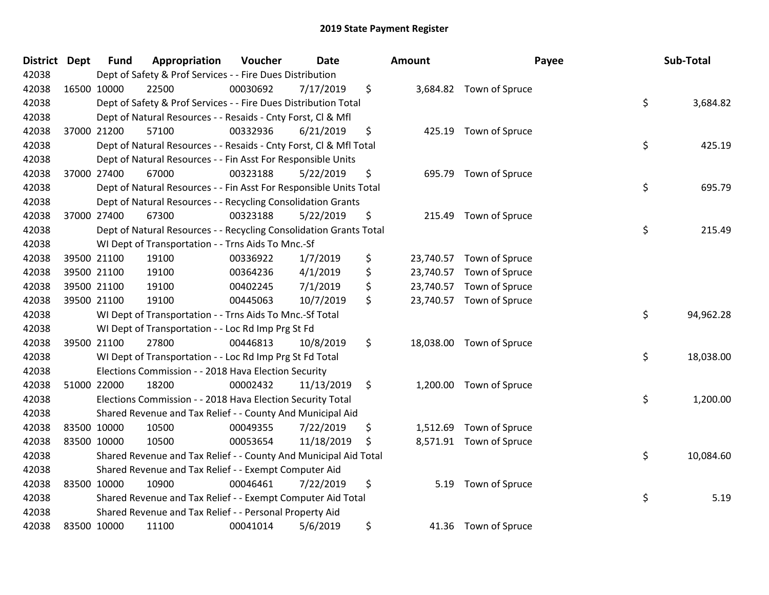## 2019 State Payment Register

| District | Dept | Fund | Appropriation | Voucher | Date | Amount | Payee | Sub-Total |
|---|---|---|---|---|---|---|---|---|
| 42038 | | Dept of Safety & Prof Services - - Fire Dues Distribution | | | | | | |
| 42038 | 16500 | 10000 | 22500 | 00030692 | 7/17/2019 | $ 3,684.82 | Town of Spruce | |
| 42038 | | Dept of Safety & Prof Services - - Fire Dues Distribution Total | | | | | | $ 3,684.82 |
| 42038 | | Dept of Natural Resources - - Resaids - Cnty Forst, Cl & Mfl | | | | | | |
| 42038 | 37000 | 21200 | 57100 | 00332936 | 6/21/2019 | $ 425.19 | Town of Spruce | |
| 42038 | | Dept of Natural Resources - - Resaids - Cnty Forst, Cl & Mfl Total | | | | | | $ 425.19 |
| 42038 | | Dept of Natural Resources - - Fin Asst For Responsible Units | | | | | | |
| 42038 | 37000 | 27400 | 67000 | 00323188 | 5/22/2019 | $ 695.79 | Town of Spruce | |
| 42038 | | Dept of Natural Resources - - Fin Asst For Responsible Units Total | | | | | | $ 695.79 |
| 42038 | | Dept of Natural Resources - - Recycling Consolidation Grants | | | | | | |
| 42038 | 37000 | 27400 | 67300 | 00323188 | 5/22/2019 | $ 215.49 | Town of Spruce | |
| 42038 | | Dept of Natural Resources - - Recycling Consolidation Grants Total | | | | | | $ 215.49 |
| 42038 | | WI Dept of Transportation - - Trns Aids To Mnc.-Sf | | | | | | |
| 42038 | 39500 | 21100 | 19100 | 00336922 | 1/7/2019 | $ 23,740.57 | Town of Spruce | |
| 42038 | 39500 | 21100 | 19100 | 00364236 | 4/1/2019 | $ 23,740.57 | Town of Spruce | |
| 42038 | 39500 | 21100 | 19100 | 00402245 | 7/1/2019 | $ 23,740.57 | Town of Spruce | |
| 42038 | 39500 | 21100 | 19100 | 00445063 | 10/7/2019 | $ 23,740.57 | Town of Spruce | |
| 42038 | | WI Dept of Transportation - - Trns Aids To Mnc.-Sf Total | | | | | | $ 94,962.28 |
| 42038 | | WI Dept of Transportation - - Loc Rd Imp Prg St Fd | | | | | | |
| 42038 | 39500 | 21100 | 27800 | 00446813 | 10/8/2019 | $ 18,038.00 | Town of Spruce | |
| 42038 | | WI Dept of Transportation - - Loc Rd Imp Prg St Fd Total | | | | | | $ 18,038.00 |
| 42038 | | Elections Commission - - 2018 Hava Election Security | | | | | | |
| 42038 | 51000 | 22000 | 18200 | 00002432 | 11/13/2019 | $ 1,200.00 | Town of Spruce | |
| 42038 | | Elections Commission - - 2018 Hava Election Security Total | | | | | | $ 1,200.00 |
| 42038 | | Shared Revenue and Tax Relief - - County And Municipal Aid | | | | | | |
| 42038 | 83500 | 10000 | 10500 | 00049355 | 7/22/2019 | $ 1,512.69 | Town of Spruce | |
| 42038 | 83500 | 10000 | 10500 | 00053654 | 11/18/2019 | $ 8,571.91 | Town of Spruce | |
| 42038 | | Shared Revenue and Tax Relief - - County And Municipal Aid Total | | | | | | $ 10,084.60 |
| 42038 | | Shared Revenue and Tax Relief - - Exempt Computer Aid | | | | | | |
| 42038 | 83500 | 10000 | 10900 | 00046461 | 7/22/2019 | $ 5.19 | Town of Spruce | |
| 42038 | | Shared Revenue and Tax Relief - - Exempt Computer Aid Total | | | | | | $ 5.19 |
| 42038 | | Shared Revenue and Tax Relief - - Personal Property Aid | | | | | | |
| 42038 | 83500 | 10000 | 11100 | 00041014 | 5/6/2019 | $ 41.36 | Town of Spruce | |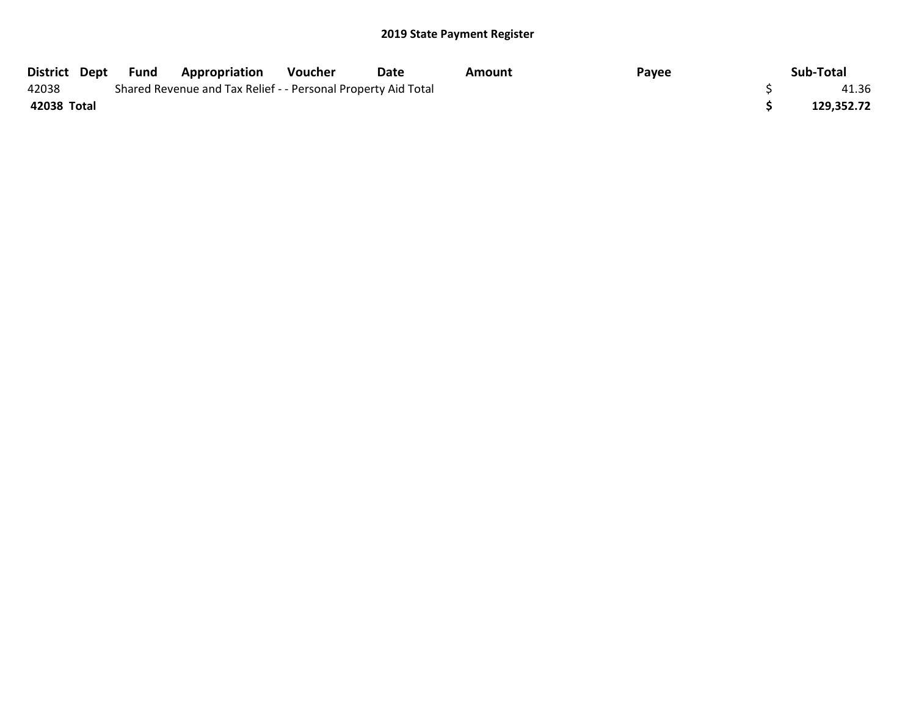## 2019 State Payment Register

| District | Dept | Fund | Appropriation | Voucher | Date | Amount | Payee | Sub-Total |
|---|---|---|---|---|---|---|---|---|
| 42038 | | Shared Revenue and Tax Relief - - Personal Property Aid Total | | | | | | $ 41.36 |
| **42038 Total** | | | | | | | | **$ 129,352.72** |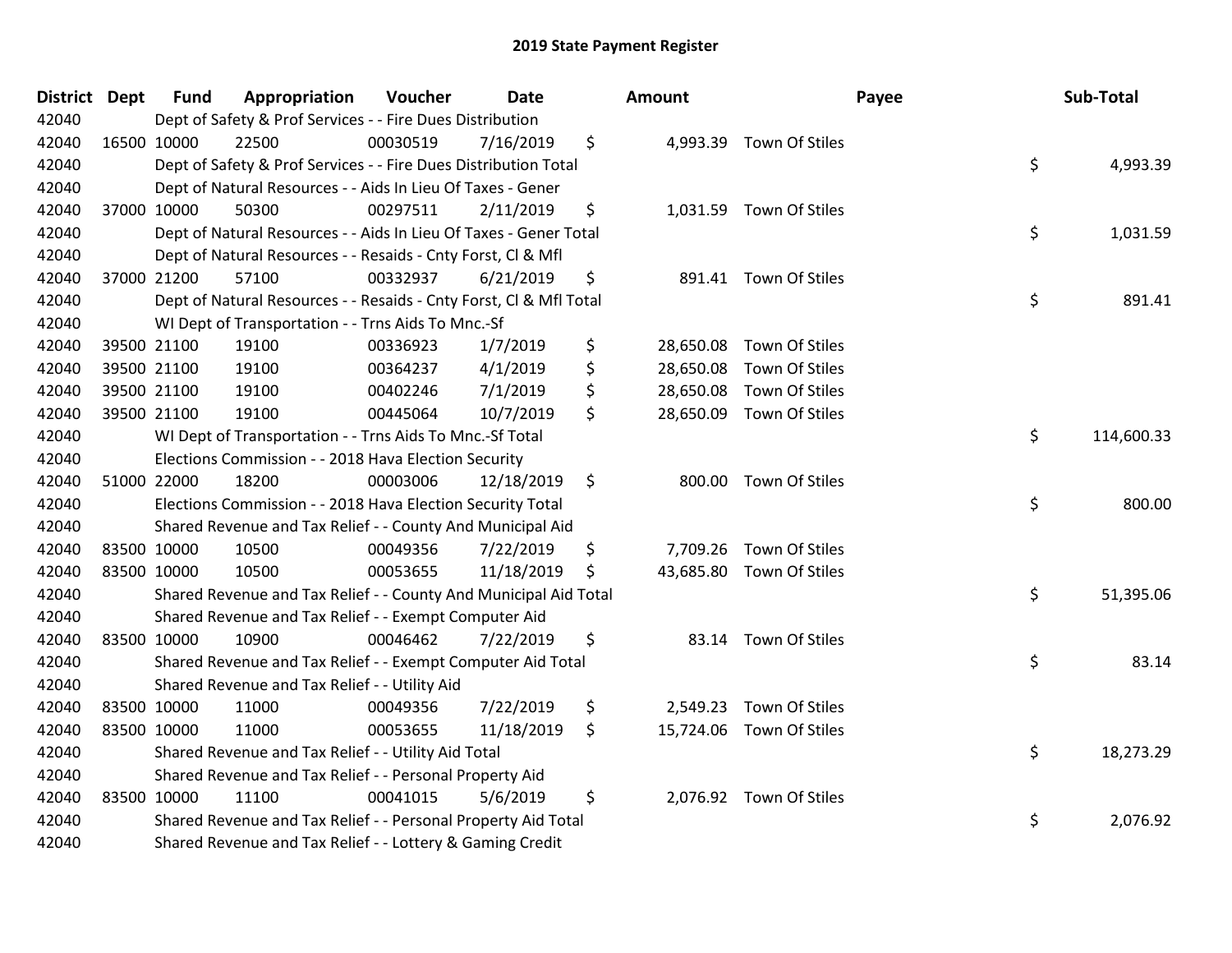# 2019 State Payment Register

| District | Dept | Fund | Appropriation | Voucher | Date | Amount | Payee | Sub-Total |
|---|---|---|---|---|---|---|---|---|
| 42040 | | Dept of Safety & Prof Services - - Fire Dues Distribution | | | | | | |
| 42040 | 16500 | 10000 | 22500 | 00030519 | 7/16/2019 | $ 4,993.39 | Town Of Stiles | |
| 42040 | | Dept of Safety & Prof Services - - Fire Dues Distribution Total | | | | | | $ 4,993.39 |
| 42040 | | Dept of Natural Resources - - Aids In Lieu Of Taxes - Gener | | | | | | |
| 42040 | 37000 | 10000 | 50300 | 00297511 | 2/11/2019 | $ 1,031.59 | Town Of Stiles | |
| 42040 | | Dept of Natural Resources - - Aids In Lieu Of Taxes - Gener Total | | | | | | $ 1,031.59 |
| 42040 | | Dept of Natural Resources - - Resaids - Cnty Forst, Cl & Mfl | | | | | | |
| 42040 | 37000 | 21200 | 57100 | 00332937 | 6/21/2019 | $ 891.41 | Town Of Stiles | |
| 42040 | | Dept of Natural Resources - - Resaids - Cnty Forst, Cl & Mfl Total | | | | | | $ 891.41 |
| 42040 | | WI Dept of Transportation - - Trns Aids To Mnc.-Sf | | | | | | |
| 42040 | 39500 | 21100 | 19100 | 00336923 | 1/7/2019 | $ 28,650.08 | Town Of Stiles | |
| 42040 | 39500 | 21100 | 19100 | 00364237 | 4/1/2019 | $ 28,650.08 | Town Of Stiles | |
| 42040 | 39500 | 21100 | 19100 | 00402246 | 7/1/2019 | $ 28,650.08 | Town Of Stiles | |
| 42040 | 39500 | 21100 | 19100 | 00445064 | 10/7/2019 | $ 28,650.09 | Town Of Stiles | |
| 42040 | | WI Dept of Transportation - - Trns Aids To Mnc.-Sf Total | | | | | | $ 114,600.33 |
| 42040 | | Elections Commission - - 2018 Hava Election Security | | | | | | |
| 42040 | 51000 | 22000 | 18200 | 00003006 | 12/18/2019 | $ 800.00 | Town Of Stiles | |
| 42040 | | Elections Commission - - 2018 Hava Election Security Total | | | | | | $ 800.00 |
| 42040 | | Shared Revenue and Tax Relief - - County And Municipal Aid | | | | | | |
| 42040 | 83500 | 10000 | 10500 | 00049356 | 7/22/2019 | $ 7,709.26 | Town Of Stiles | |
| 42040 | 83500 | 10000 | 10500 | 00053655 | 11/18/2019 | $ 43,685.80 | Town Of Stiles | |
| 42040 | | Shared Revenue and Tax Relief - - County And Municipal Aid Total | | | | | | $ 51,395.06 |
| 42040 | | Shared Revenue and Tax Relief - - Exempt Computer Aid | | | | | | |
| 42040 | 83500 | 10000 | 10900 | 00046462 | 7/22/2019 | $ 83.14 | Town Of Stiles | |
| 42040 | | Shared Revenue and Tax Relief - - Exempt Computer Aid Total | | | | | | $ 83.14 |
| 42040 | | Shared Revenue and Tax Relief - - Utility Aid | | | | | | |
| 42040 | 83500 | 10000 | 11000 | 00049356 | 7/22/2019 | $ 2,549.23 | Town Of Stiles | |
| 42040 | 83500 | 10000 | 11000 | 00053655 | 11/18/2019 | $ 15,724.06 | Town Of Stiles | |
| 42040 | | Shared Revenue and Tax Relief - - Utility Aid Total | | | | | | $ 18,273.29 |
| 42040 | | Shared Revenue and Tax Relief - - Personal Property Aid | | | | | | |
| 42040 | 83500 | 10000 | 11100 | 00041015 | 5/6/2019 | $ 2,076.92 | Town Of Stiles | |
| 42040 | | Shared Revenue and Tax Relief - - Personal Property Aid Total | | | | | | $ 2,076.92 |
| 42040 | | Shared Revenue and Tax Relief - - Lottery & Gaming Credit | | | | | | |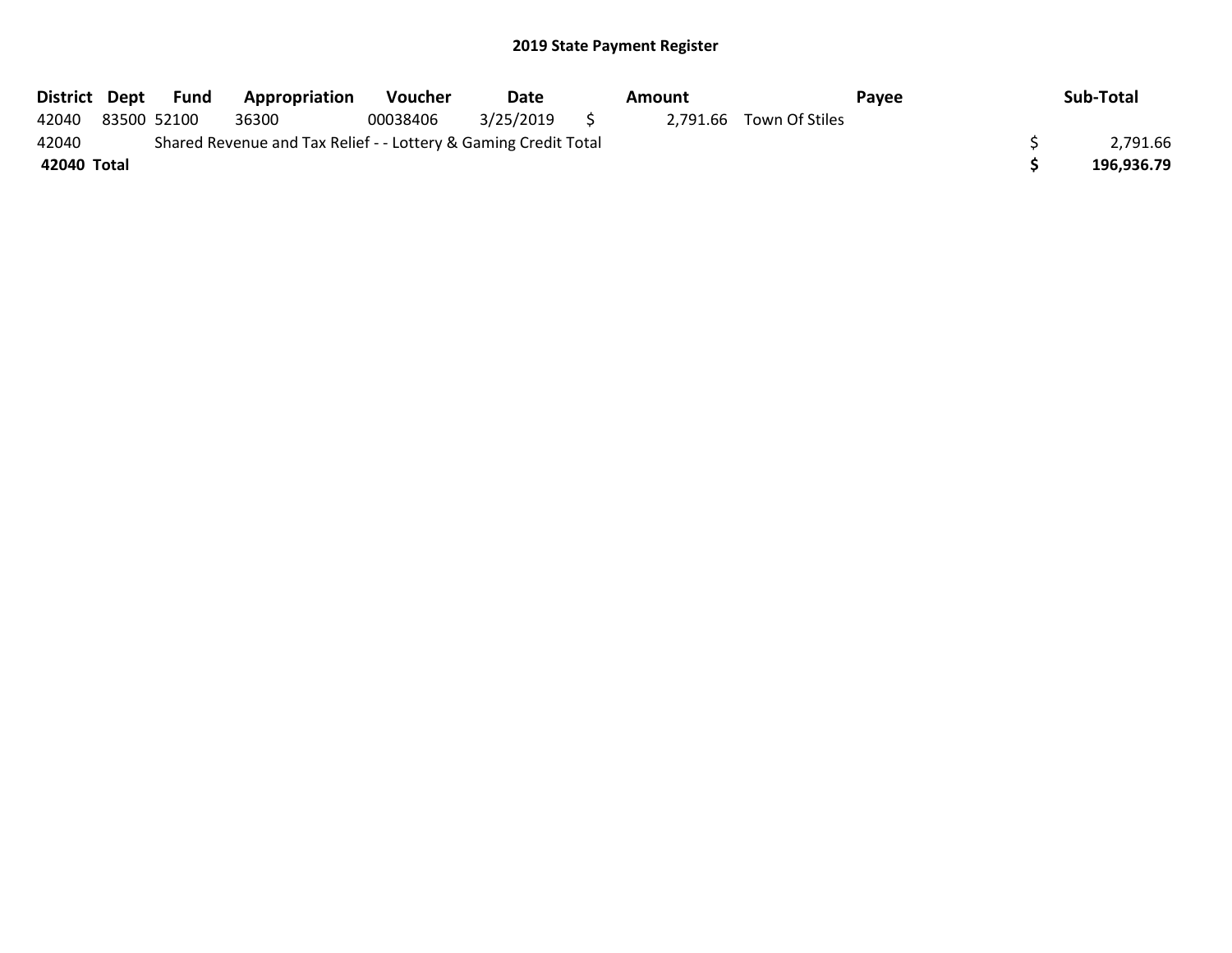## 2019 State Payment Register

| District | Dept | Fund | Appropriation | Voucher | Date | Amount | Payee | Sub-Total |
|---|---|---|---|---|---|---|---|---|
| 42040 | 83500 | 52100 | 36300 | 00038406 | 3/25/2019 | $ 2,791.66 | Town Of Stiles | |
| 42040 | | Shared Revenue and Tax Relief - - Lottery & Gaming Credit Total | | | | | | $ 2,791.66 |
| **42040 Total** | | | | | | | | **$ 196,936.79** |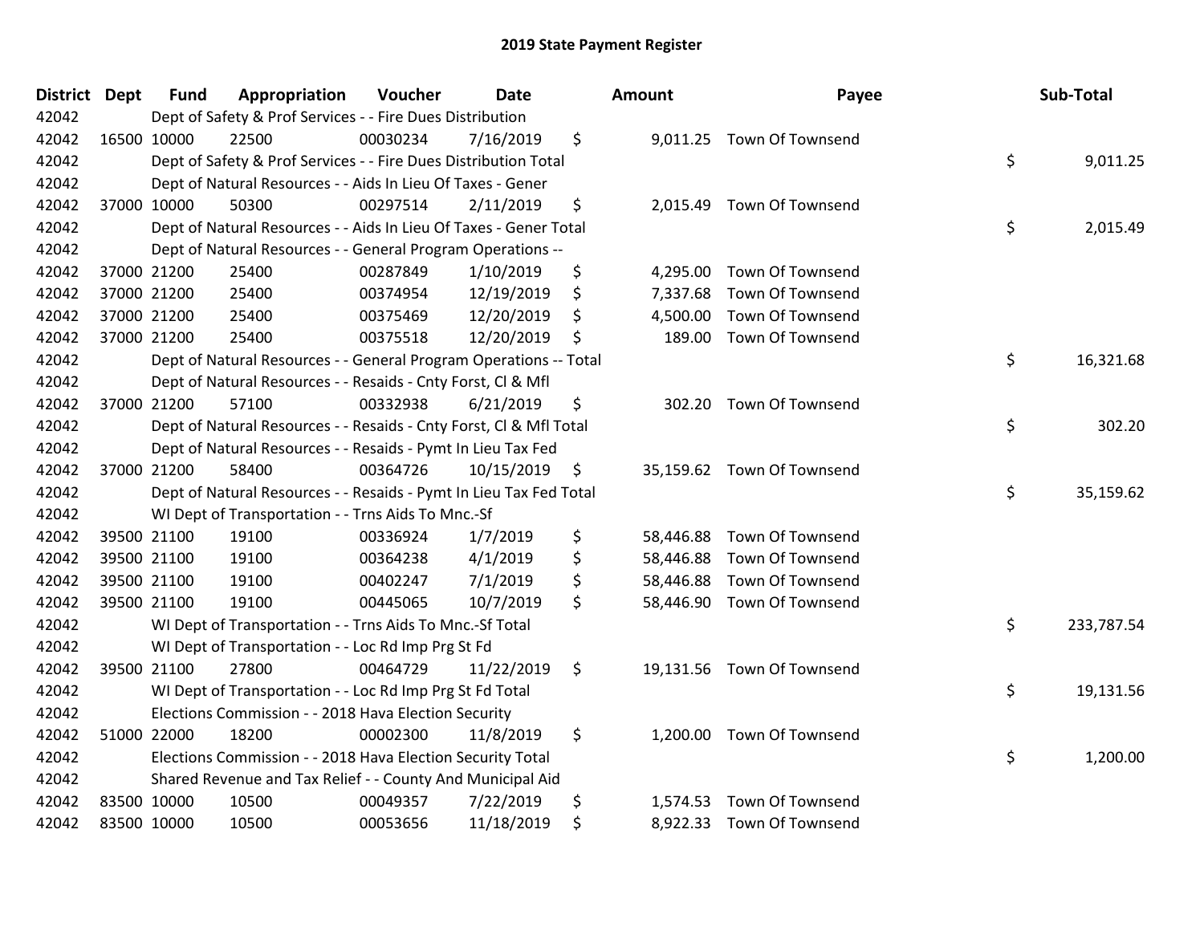# 2019 State Payment Register

| District | Dept | Fund | Appropriation | Voucher | Date | Amount | Payee | Sub-Total |
|---|---|---|---|---|---|---|---|---|
| 42042 | | Dept of Safety & Prof Services - - Fire Dues Distribution | | | | | | |
| 42042 | 16500 | 10000 | 22500 | 00030234 | 7/16/2019 | $ 9,011.25 | Town Of Townsend | |
| 42042 | | Dept of Safety & Prof Services - - Fire Dues Distribution Total | | | | | | $ 9,011.25 |
| 42042 | | Dept of Natural Resources - - Aids In Lieu Of Taxes - Gener | | | | | | |
| 42042 | 37000 | 10000 | 50300 | 00297514 | 2/11/2019 | $ 2,015.49 | Town Of Townsend | |
| 42042 | | Dept of Natural Resources - - Aids In Lieu Of Taxes - Gener Total | | | | | | $ 2,015.49 |
| 42042 | | Dept of Natural Resources - - General Program Operations -- | | | | | | |
| 42042 | 37000 | 21200 | 25400 | 00287849 | 1/10/2019 | $ 4,295.00 | Town Of Townsend | |
| 42042 | 37000 | 21200 | 25400 | 00374954 | 12/19/2019 | $ 7,337.68 | Town Of Townsend | |
| 42042 | 37000 | 21200 | 25400 | 00375469 | 12/20/2019 | $ 4,500.00 | Town Of Townsend | |
| 42042 | 37000 | 21200 | 25400 | 00375518 | 12/20/2019 | $ 189.00 | Town Of Townsend | |
| 42042 | | Dept of Natural Resources - - General Program Operations -- Total | | | | | | $ 16,321.68 |
| 42042 | | Dept of Natural Resources - - Resaids - Cnty Forst, Cl & Mfl | | | | | | |
| 42042 | 37000 | 21200 | 57100 | 00332938 | 6/21/2019 | $ 302.20 | Town Of Townsend | |
| 42042 | | Dept of Natural Resources - - Resaids - Cnty Forst, Cl & Mfl Total | | | | | | $ 302.20 |
| 42042 | | Dept of Natural Resources - - Resaids - Pymt In Lieu Tax Fed | | | | | | |
| 42042 | 37000 | 21200 | 58400 | 00364726 | 10/15/2019 | $ 35,159.62 | Town Of Townsend | |
| 42042 | | Dept of Natural Resources - - Resaids - Pymt In Lieu Tax Fed Total | | | | | | $ 35,159.62 |
| 42042 | | WI Dept of Transportation - - Trns Aids To Mnc.-Sf | | | | | | |
| 42042 | 39500 | 21100 | 19100 | 00336924 | 1/7/2019 | $ 58,446.88 | Town Of Townsend | |
| 42042 | 39500 | 21100 | 19100 | 00364238 | 4/1/2019 | $ 58,446.88 | Town Of Townsend | |
| 42042 | 39500 | 21100 | 19100 | 00402247 | 7/1/2019 | $ 58,446.88 | Town Of Townsend | |
| 42042 | 39500 | 21100 | 19100 | 00445065 | 10/7/2019 | $ 58,446.90 | Town Of Townsend | |
| 42042 | | WI Dept of Transportation - - Trns Aids To Mnc.-Sf Total | | | | | | $ 233,787.54 |
| 42042 | | WI Dept of Transportation - - Loc Rd Imp Prg St Fd | | | | | | |
| 42042 | 39500 | 21100 | 27800 | 00464729 | 11/22/2019 | $ 19,131.56 | Town Of Townsend | |
| 42042 | | WI Dept of Transportation - - Loc Rd Imp Prg St Fd Total | | | | | | $ 19,131.56 |
| 42042 | | Elections Commission - - 2018 Hava Election Security | | | | | | |
| 42042 | 51000 | 22000 | 18200 | 00002300 | 11/8/2019 | $ 1,200.00 | Town Of Townsend | |
| 42042 | | Elections Commission - - 2018 Hava Election Security Total | | | | | | $ 1,200.00 |
| 42042 | | Shared Revenue and Tax Relief - - County And Municipal Aid | | | | | | |
| 42042 | 83500 | 10000 | 10500 | 00049357 | 7/22/2019 | $ 1,574.53 | Town Of Townsend | |
| 42042 | 83500 | 10000 | 10500 | 00053656 | 11/18/2019 | $ 8,922.33 | Town Of Townsend | |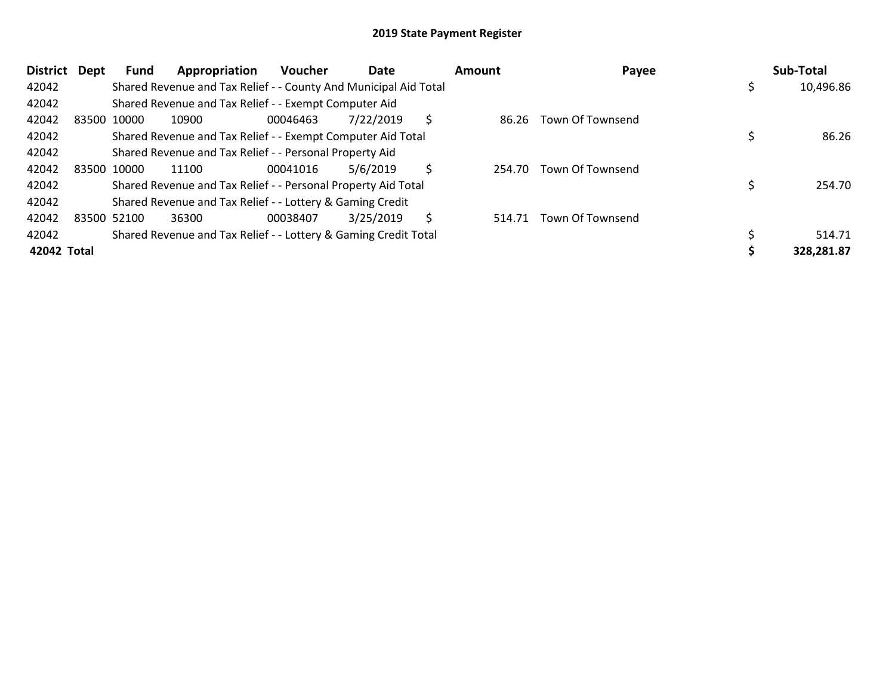# 2019 State Payment Register

| District | Dept | Fund | Appropriation | Voucher | Date | Amount | Payee | Sub-Total |
|---|---|---|---|---|---|---|---|---|
| 42042 | | Shared Revenue and Tax Relief - - County And Municipal Aid Total | | | | | | $ 10,496.86 |
| 42042 | | Shared Revenue and Tax Relief - - Exempt Computer Aid | | | | | | |
| 42042 | 83500 | 10000 | 10900 | 00046463 | 7/22/2019 | $ 86.26 | Town Of Townsend | |
| 42042 | | Shared Revenue and Tax Relief - - Exempt Computer Aid Total | | | | | | $ 86.26 |
| 42042 | | Shared Revenue and Tax Relief - - Personal Property Aid | | | | | | |
| 42042 | 83500 | 10000 | 11100 | 00041016 | 5/6/2019 | $ 254.70 | Town Of Townsend | |
| 42042 | | Shared Revenue and Tax Relief - - Personal Property Aid Total | | | | | | $ 254.70 |
| 42042 | | Shared Revenue and Tax Relief - - Lottery & Gaming Credit | | | | | | |
| 42042 | 83500 | 52100 | 36300 | 00038407 | 3/25/2019 | $ 514.71 | Town Of Townsend | |
| 42042 | | Shared Revenue and Tax Relief - - Lottery & Gaming Credit Total | | | | | | $ 514.71 |
| **42042 Total** | | | | | | | | **$ 328,281.87** |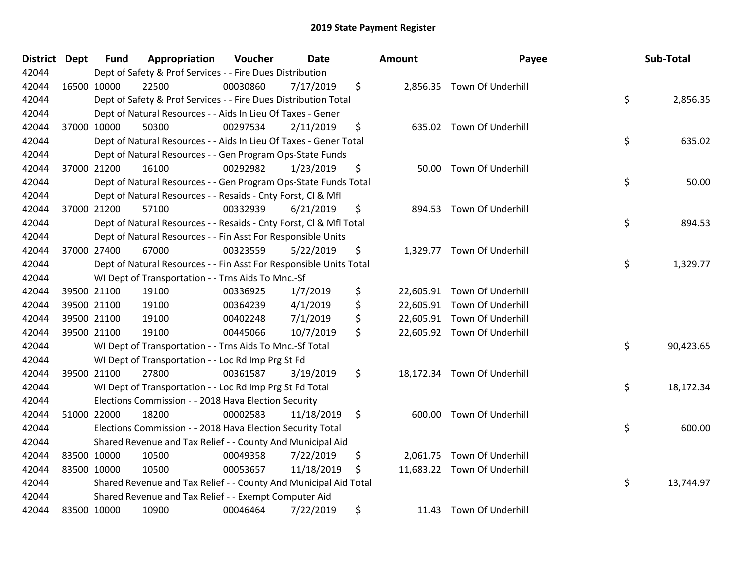# 2019 State Payment Register

| District | Dept | Fund | Appropriation | Voucher | Date | Amount | Payee | Sub-Total |
|---|---|---|---|---|---|---|---|---|
| 42044 | Dept of Safety & Prof Services - - Fire Dues Distribution | | | | | | | |
| 42044 | 16500 | 10000 | 22500 | 00030860 | 7/17/2019 | $ 2,856.35 | Town Of Underhill | |
| 42044 | Dept of Safety & Prof Services - - Fire Dues Distribution Total | | | | | | | $ 2,856.35 |
| 42044 | Dept of Natural Resources - - Aids In Lieu Of Taxes - Gener | | | | | | | |
| 42044 | 37000 | 10000 | 50300 | 00297534 | 2/11/2019 | $ 635.02 | Town Of Underhill | |
| 42044 | Dept of Natural Resources - - Aids In Lieu Of Taxes - Gener Total | | | | | | | $ 635.02 |
| 42044 | Dept of Natural Resources - - Gen Program Ops-State Funds | | | | | | | |
| 42044 | 37000 | 21200 | 16100 | 00292982 | 1/23/2019 | $ 50.00 | Town Of Underhill | |
| 42044 | Dept of Natural Resources - - Gen Program Ops-State Funds Total | | | | | | | $ 50.00 |
| 42044 | Dept of Natural Resources - - Resaids - Cnty Forst, Cl & Mfl | | | | | | | |
| 42044 | 37000 | 21200 | 57100 | 00332939 | 6/21/2019 | $ 894.53 | Town Of Underhill | |
| 42044 | Dept of Natural Resources - - Resaids - Cnty Forst, Cl & Mfl Total | | | | | | | $ 894.53 |
| 42044 | Dept of Natural Resources - - Fin Asst For Responsible Units | | | | | | | |
| 42044 | 37000 | 27400 | 67000 | 00323559 | 5/22/2019 | $ 1,329.77 | Town Of Underhill | |
| 42044 | Dept of Natural Resources - - Fin Asst For Responsible Units Total | | | | | | | $ 1,329.77 |
| 42044 | WI Dept of Transportation - - Trns Aids To Mnc.-Sf | | | | | | | |
| 42044 | 39500 | 21100 | 19100 | 00336925 | 1/7/2019 | $ 22,605.91 | Town Of Underhill | |
| 42044 | 39500 | 21100 | 19100 | 00364239 | 4/1/2019 | $ 22,605.91 | Town Of Underhill | |
| 42044 | 39500 | 21100 | 19100 | 00402248 | 7/1/2019 | $ 22,605.91 | Town Of Underhill | |
| 42044 | 39500 | 21100 | 19100 | 00445066 | 10/7/2019 | $ 22,605.92 | Town Of Underhill | |
| 42044 | WI Dept of Transportation - - Trns Aids To Mnc.-Sf Total | | | | | | | $ 90,423.65 |
| 42044 | WI Dept of Transportation - - Loc Rd Imp Prg St Fd | | | | | | | |
| 42044 | 39500 | 21100 | 27800 | 00361587 | 3/19/2019 | $ 18,172.34 | Town Of Underhill | |
| 42044 | WI Dept of Transportation - - Loc Rd Imp Prg St Fd Total | | | | | | | $ 18,172.34 |
| 42044 | Elections Commission - - 2018 Hava Election Security | | | | | | | |
| 42044 | 51000 | 22000 | 18200 | 00002583 | 11/18/2019 | $ 600.00 | Town Of Underhill | |
| 42044 | Elections Commission - - 2018 Hava Election Security Total | | | | | | | $ 600.00 |
| 42044 | Shared Revenue and Tax Relief - - County And Municipal Aid | | | | | | | |
| 42044 | 83500 | 10000 | 10500 | 00049358 | 7/22/2019 | $ 2,061.75 | Town Of Underhill | |
| 42044 | 83500 | 10000 | 10500 | 00053657 | 11/18/2019 | $ 11,683.22 | Town Of Underhill | |
| 42044 | Shared Revenue and Tax Relief - - County And Municipal Aid Total | | | | | | | $ 13,744.97 |
| 42044 | Shared Revenue and Tax Relief - - Exempt Computer Aid | | | | | | | |
| 42044 | 83500 | 10000 | 10900 | 00046464 | 7/22/2019 | $ 11.43 | Town Of Underhill | |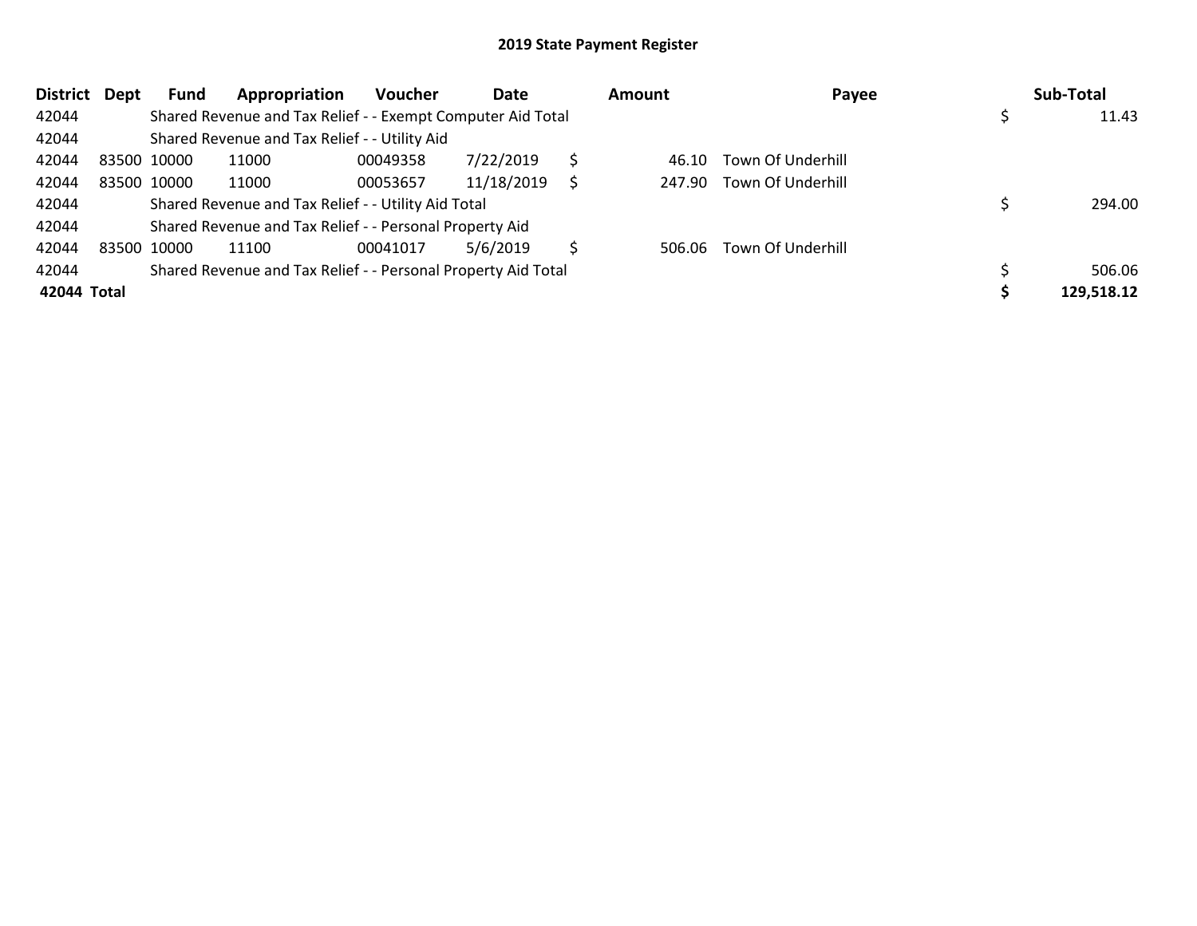# 2019 State Payment Register

| District | Dept | Fund | Appropriation | Voucher | Date | Amount | Payee | Sub-Total |
|---|---|---|---|---|---|---|---|---|
| 42044 | | Shared Revenue and Tax Relief - - Exempt Computer Aid Total | | | | | | $ 11.43 |
| 42044 | | Shared Revenue and Tax Relief - - Utility Aid | | | | | | |
| 42044 | 83500 | 10000 | 11000 | 00049358 | 7/22/2019 | $ 46.10 | Town Of Underhill | |
| 42044 | 83500 | 10000 | 11000 | 00053657 | 11/18/2019 | $ 247.90 | Town Of Underhill | |
| 42044 | | Shared Revenue and Tax Relief - - Utility Aid Total | | | | | | $ 294.00 |
| 42044 | | Shared Revenue and Tax Relief - - Personal Property Aid | | | | | | |
| 42044 | 83500 | 10000 | 11100 | 00041017 | 5/6/2019 | $ 506.06 | Town Of Underhill | |
| 42044 | | Shared Revenue and Tax Relief - - Personal Property Aid Total | | | | | | $ 506.06 |
| **42044 Total** | | | | | | | | **$ 129,518.12** |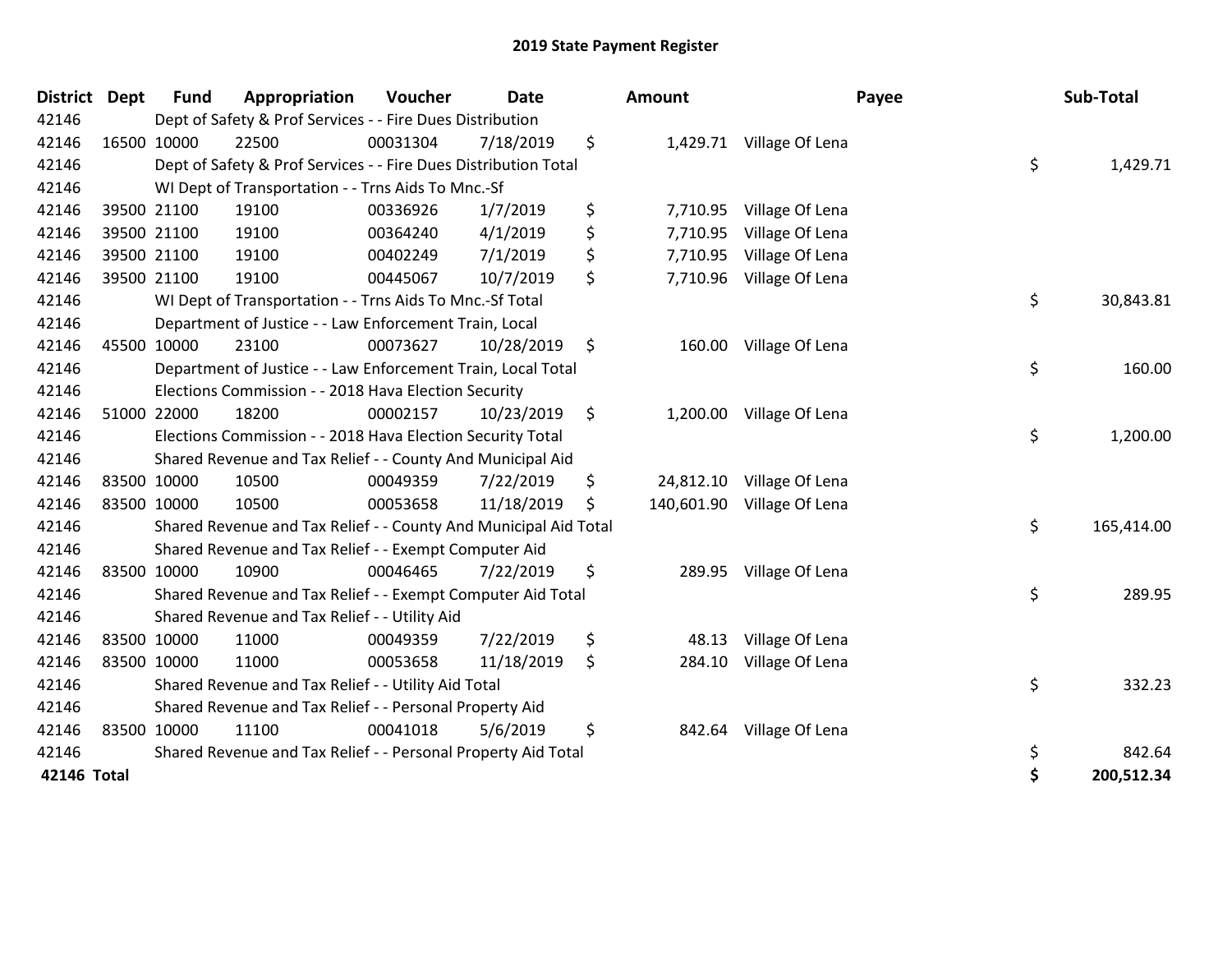# 2019 State Payment Register

| District | Dept | Fund | Appropriation | Voucher | Date | Amount | Payee | Sub-Total |
|---|---|---|---|---|---|---|---|---|
| 42146 | | Dept of Safety & Prof Services - - Fire Dues Distribution | | | | | | |
| 42146 | 16500 | 10000 | 22500 | 00031304 | 7/18/2019 | $ 1,429.71 | Village Of Lena | |
| 42146 | | Dept of Safety & Prof Services - - Fire Dues Distribution Total | | | | | | $ 1,429.71 |
| 42146 | | WI Dept of Transportation - - Trns Aids To Mnc.-Sf | | | | | | |
| 42146 | 39500 | 21100 | 19100 | 00336926 | 1/7/2019 | $ 7,710.95 | Village Of Lena | |
| 42146 | 39500 | 21100 | 19100 | 00364240 | 4/1/2019 | $ 7,710.95 | Village Of Lena | |
| 42146 | 39500 | 21100 | 19100 | 00402249 | 7/1/2019 | $ 7,710.95 | Village Of Lena | |
| 42146 | 39500 | 21100 | 19100 | 00445067 | 10/7/2019 | $ 7,710.96 | Village Of Lena | |
| 42146 | | WI Dept of Transportation - - Trns Aids To Mnc.-Sf Total | | | | | | $ 30,843.81 |
| 42146 | | Department of Justice - - Law Enforcement Train, Local | | | | | | |
| 42146 | 45500 | 10000 | 23100 | 00073627 | 10/28/2019 | $ 160.00 | Village Of Lena | |
| 42146 | | Department of Justice - - Law Enforcement Train, Local Total | | | | | | $ 160.00 |
| 42146 | | Elections Commission - - 2018 Hava Election Security | | | | | | |
| 42146 | 51000 | 22000 | 18200 | 00002157 | 10/23/2019 | $ 1,200.00 | Village Of Lena | |
| 42146 | | Elections Commission - - 2018 Hava Election Security Total | | | | | | $ 1,200.00 |
| 42146 | | Shared Revenue and Tax Relief - - County And Municipal Aid | | | | | | |
| 42146 | 83500 | 10000 | 10500 | 00049359 | 7/22/2019 | $ 24,812.10 | Village Of Lena | |
| 42146 | 83500 | 10000 | 10500 | 00053658 | 11/18/2019 | $ 140,601.90 | Village Of Lena | |
| 42146 | | Shared Revenue and Tax Relief - - County And Municipal Aid Total | | | | | | $ 165,414.00 |
| 42146 | | Shared Revenue and Tax Relief - - Exempt Computer Aid | | | | | | |
| 42146 | 83500 | 10000 | 10900 | 00046465 | 7/22/2019 | $ 289.95 | Village Of Lena | |
| 42146 | | Shared Revenue and Tax Relief - - Exempt Computer Aid Total | | | | | | $ 289.95 |
| 42146 | | Shared Revenue and Tax Relief - - Utility Aid | | | | | | |
| 42146 | 83500 | 10000 | 11000 | 00049359 | 7/22/2019 | $ 48.13 | Village Of Lena | |
| 42146 | 83500 | 10000 | 11000 | 00053658 | 11/18/2019 | $ 284.10 | Village Of Lena | |
| 42146 | | Shared Revenue and Tax Relief - - Utility Aid Total | | | | | | $ 332.23 |
| 42146 | | Shared Revenue and Tax Relief - - Personal Property Aid | | | | | | |
| 42146 | 83500 | 10000 | 11100 | 00041018 | 5/6/2019 | $ 842.64 | Village Of Lena | |
| 42146 | | Shared Revenue and Tax Relief - - Personal Property Aid Total | | | | | | $ 842.64 |
| **42146 Total** | | | | | | | | **$ 200,512.34** |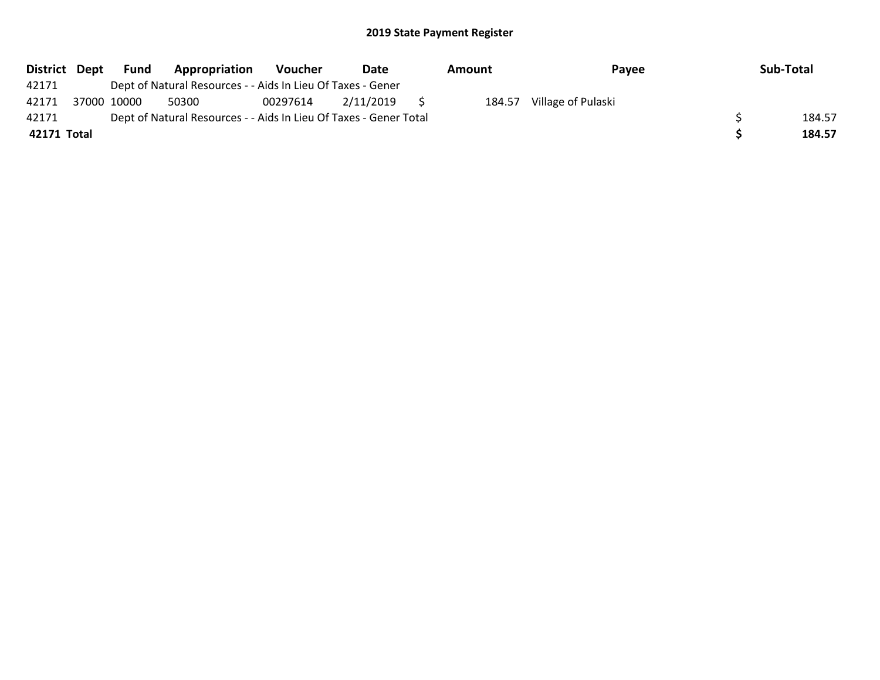# 2019 State Payment Register

| District | Dept | Fund | Appropriation | Voucher | Date | Amount | Payee | Sub-Total |
|---|---|---|---|---|---|---|---|---|
| 42171 | | Dept of Natural Resources - - Aids In Lieu Of Taxes - Gener | | | | | | |
| 42171 | 37000 | 10000 | 50300 | 00297614 | 2/11/2019 | $ 184.57 | Village of Pulaski | |
| 42171 | | Dept of Natural Resources - - Aids In Lieu Of Taxes - Gener Total | | | | | | $ 184.57 |
| **42171 Total** | | | | | | | | **$ 184.57** |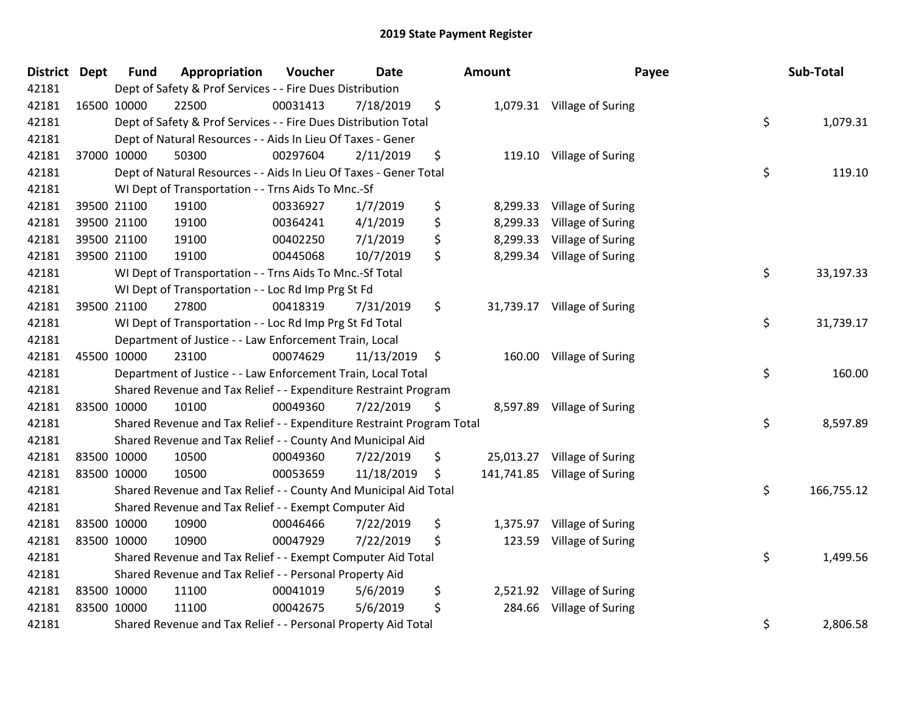# 2019 State Payment Register

| District | Dept | Fund | Appropriation | Voucher | Date | Amount | Payee | Sub-Total |
|---|---|---|---|---|---|---|---|---|
| 42181 | | Dept of Safety & Prof Services - - Fire Dues Distribution | | | | | | |
| 42181 | 16500 | 10000 | 22500 | 00031413 | 7/18/2019 | $ 1,079.31 | Village of Suring | |
| 42181 | | Dept of Safety & Prof Services - - Fire Dues Distribution Total | | | | | | $ 1,079.31 |
| 42181 | | Dept of Natural Resources - - Aids In Lieu Of Taxes - Gener | | | | | | |
| 42181 | 37000 | 10000 | 50300 | 00297604 | 2/11/2019 | $ 119.10 | Village of Suring | |
| 42181 | | Dept of Natural Resources - - Aids In Lieu Of Taxes - Gener Total | | | | | | $ 119.10 |
| 42181 | | WI Dept of Transportation - - Trns Aids To Mnc.-Sf | | | | | | |
| 42181 | 39500 | 21100 | 19100 | 00336927 | 1/7/2019 | $ 8,299.33 | Village of Suring | |
| 42181 | 39500 | 21100 | 19100 | 00364241 | 4/1/2019 | $ 8,299.33 | Village of Suring | |
| 42181 | 39500 | 21100 | 19100 | 00402250 | 7/1/2019 | $ 8,299.33 | Village of Suring | |
| 42181 | 39500 | 21100 | 19100 | 00445068 | 10/7/2019 | $ 8,299.34 | Village of Suring | |
| 42181 | | WI Dept of Transportation - - Trns Aids To Mnc.-Sf Total | | | | | | $ 33,197.33 |
| 42181 | | WI Dept of Transportation - - Loc Rd Imp Prg St Fd | | | | | | |
| 42181 | 39500 | 21100 | 27800 | 00418319 | 7/31/2019 | $ 31,739.17 | Village of Suring | |
| 42181 | | WI Dept of Transportation - - Loc Rd Imp Prg St Fd Total | | | | | | $ 31,739.17 |
| 42181 | | Department of Justice - - Law Enforcement Train, Local | | | | | | |
| 42181 | 45500 | 10000 | 23100 | 00074629 | 11/13/2019 | $ 160.00 | Village of Suring | |
| 42181 | | Department of Justice - - Law Enforcement Train, Local Total | | | | | | $ 160.00 |
| 42181 | | Shared Revenue and Tax Relief - - Expenditure Restraint Program | | | | | | |
| 42181 | 83500 | 10000 | 10100 | 00049360 | 7/22/2019 | $ 8,597.89 | Village of Suring | |
| 42181 | | Shared Revenue and Tax Relief - - Expenditure Restraint Program Total | | | | | | $ 8,597.89 |
| 42181 | | Shared Revenue and Tax Relief - - County And Municipal Aid | | | | | | |
| 42181 | 83500 | 10000 | 10500 | 00049360 | 7/22/2019 | $ 25,013.27 | Village of Suring | |
| 42181 | 83500 | 10000 | 10500 | 00053659 | 11/18/2019 | $ 141,741.85 | Village of Suring | |
| 42181 | | Shared Revenue and Tax Relief - - County And Municipal Aid Total | | | | | | $ 166,755.12 |
| 42181 | | Shared Revenue and Tax Relief - - Exempt Computer Aid | | | | | | |
| 42181 | 83500 | 10000 | 10900 | 00046466 | 7/22/2019 | $ 1,375.97 | Village of Suring | |
| 42181 | 83500 | 10000 | 10900 | 00047929 | 7/22/2019 | $ 123.59 | Village of Suring | |
| 42181 | | Shared Revenue and Tax Relief - - Exempt Computer Aid Total | | | | | | $ 1,499.56 |
| 42181 | | Shared Revenue and Tax Relief - - Personal Property Aid | | | | | | |
| 42181 | 83500 | 10000 | 11100 | 00041019 | 5/6/2019 | $ 2,521.92 | Village of Suring | |
| 42181 | 83500 | 10000 | 11100 | 00042675 | 5/6/2019 | $ 284.66 | Village of Suring | |
| 42181 | | Shared Revenue and Tax Relief - - Personal Property Aid Total | | | | | | $ 2,806.58 |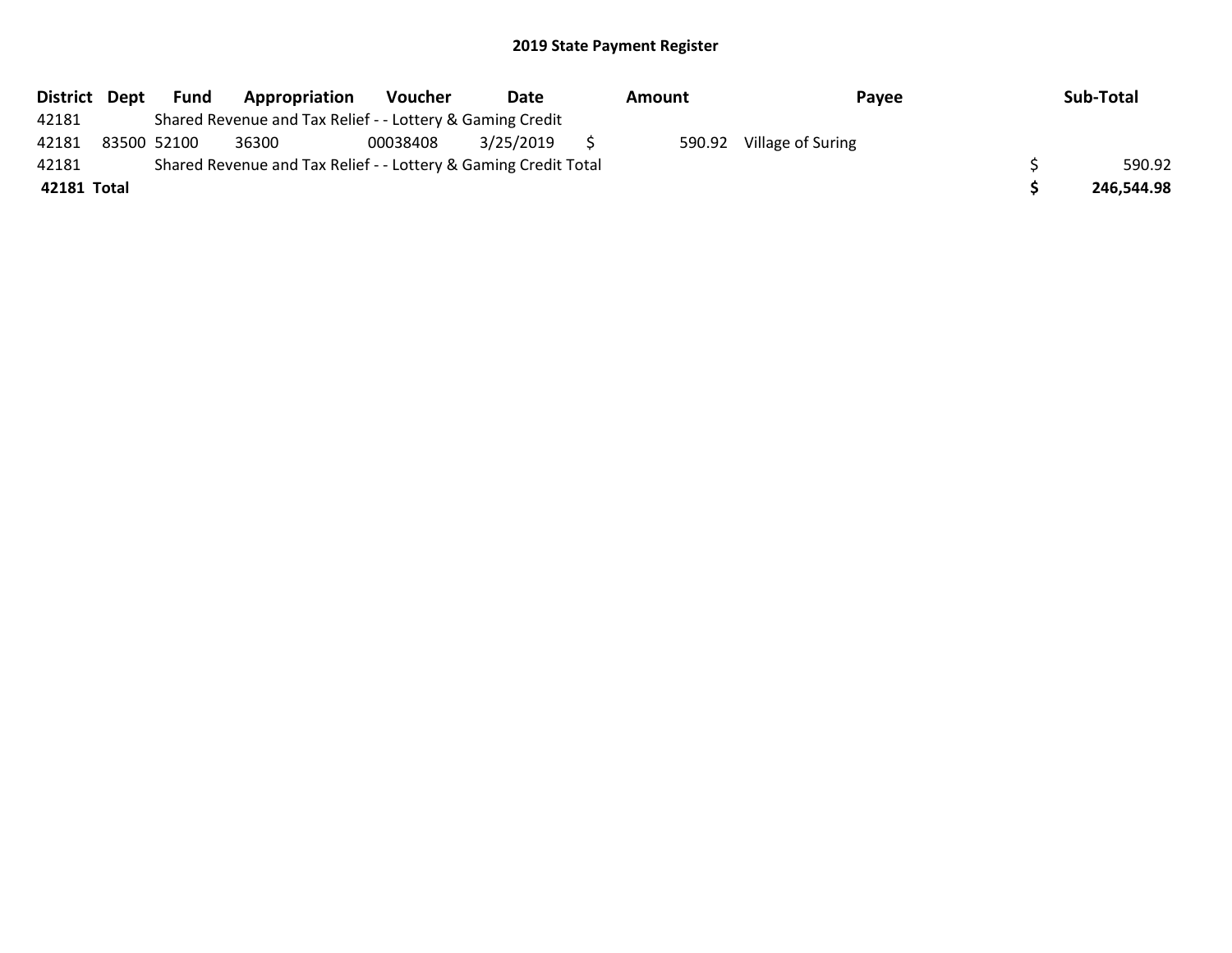## 2019 State Payment Register

| District | Dept | Fund | Appropriation | Voucher | Date | Amount | Payee | Sub-Total |
|---|---|---|---|---|---|---|---|---|
| 42181 | | Shared Revenue and Tax Relief - - Lottery & Gaming Credit | | | | | | |
| 42181 | 83500 | 52100 | 36300 | 00038408 | 3/25/2019 | $ 590.92 | Village of Suring | |
| 42181 | | Shared Revenue and Tax Relief - - Lottery & Gaming Credit Total | | | | | | $ 590.92 |
| **42181 Total** | | | | | | | | **$ 246,544.98** |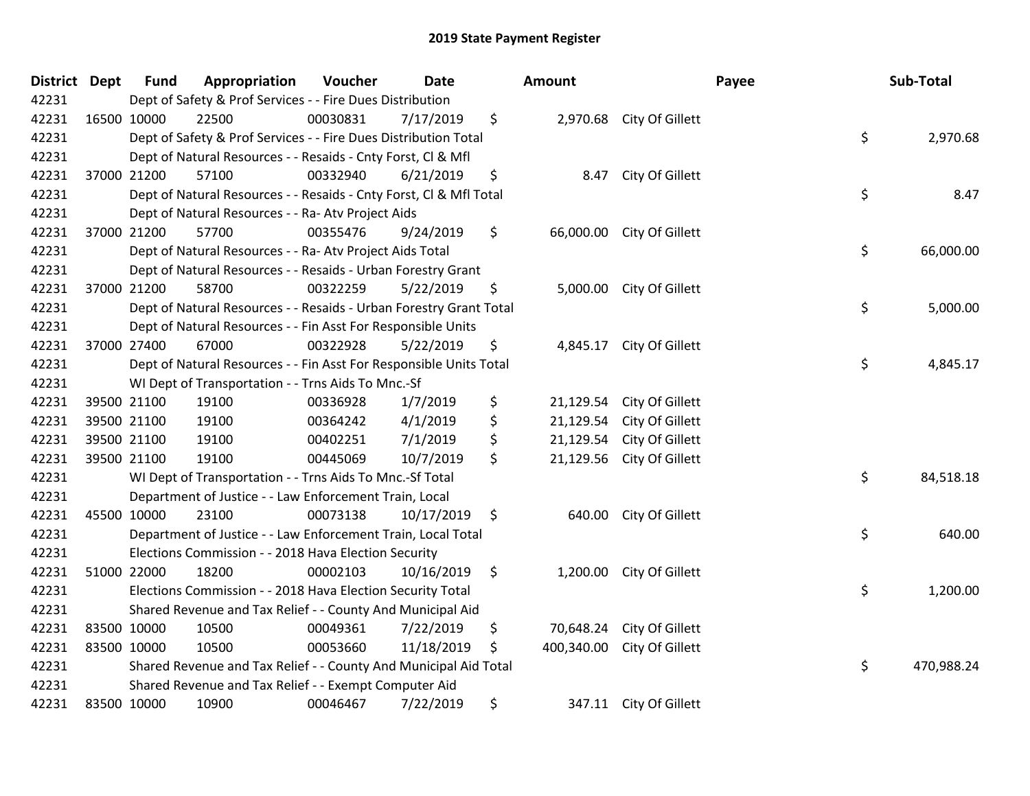# 2019 State Payment Register

| District | Dept | Fund | Appropriation | Voucher | Date | Amount | Payee | Sub-Total |
|---|---|---|---|---|---|---|---|---|
| 42231 | | Dept of Safety & Prof Services - - Fire Dues Distribution | | | | | | |
| 42231 | 16500 | 10000 | 22500 | 00030831 | 7/17/2019 | $ 2,970.68 | City Of Gillett | |
| 42231 | | Dept of Safety & Prof Services - - Fire Dues Distribution Total | | | | | | $ 2,970.68 |
| 42231 | | Dept of Natural Resources - - Resaids - Cnty Forst, Cl & Mfl | | | | | | |
| 42231 | 37000 | 21200 | 57100 | 00332940 | 6/21/2019 | $ 8.47 | City Of Gillett | |
| 42231 | | Dept of Natural Resources - - Resaids - Cnty Forst, Cl & Mfl Total | | | | | | $ 8.47 |
| 42231 | | Dept of Natural Resources - - Ra- Atv Project Aids | | | | | | |
| 42231 | 37000 | 21200 | 57700 | 00355476 | 9/24/2019 | $ 66,000.00 | City Of Gillett | |
| 42231 | | Dept of Natural Resources - - Ra- Atv Project Aids Total | | | | | | $ 66,000.00 |
| 42231 | | Dept of Natural Resources - - Resaids - Urban Forestry Grant | | | | | | |
| 42231 | 37000 | 21200 | 58700 | 00322259 | 5/22/2019 | $ 5,000.00 | City Of Gillett | |
| 42231 | | Dept of Natural Resources - - Resaids - Urban Forestry Grant Total | | | | | | $ 5,000.00 |
| 42231 | | Dept of Natural Resources - - Fin Asst For Responsible Units | | | | | | |
| 42231 | 37000 | 27400 | 67000 | 00322928 | 5/22/2019 | $ 4,845.17 | City Of Gillett | |
| 42231 | | Dept of Natural Resources - - Fin Asst For Responsible Units Total | | | | | | $ 4,845.17 |
| 42231 | | WI Dept of Transportation - - Trns Aids To Mnc.-Sf | | | | | | |
| 42231 | 39500 | 21100 | 19100 | 00336928 | 1/7/2019 | $ 21,129.54 | City Of Gillett | |
| 42231 | 39500 | 21100 | 19100 | 00364242 | 4/1/2019 | $ 21,129.54 | City Of Gillett | |
| 42231 | 39500 | 21100 | 19100 | 00402251 | 7/1/2019 | $ 21,129.54 | City Of Gillett | |
| 42231 | 39500 | 21100 | 19100 | 00445069 | 10/7/2019 | $ 21,129.56 | City Of Gillett | |
| 42231 | | WI Dept of Transportation - - Trns Aids To Mnc.-Sf Total | | | | | | $ 84,518.18 |
| 42231 | | Department of Justice - - Law Enforcement Train, Local | | | | | | |
| 42231 | 45500 | 10000 | 23100 | 00073138 | 10/17/2019 | $ 640.00 | City Of Gillett | |
| 42231 | | Department of Justice - - Law Enforcement Train, Local Total | | | | | | $ 640.00 |
| 42231 | | Elections Commission - - 2018 Hava Election Security | | | | | | |
| 42231 | 51000 | 22000 | 18200 | 00002103 | 10/16/2019 | $ 1,200.00 | City Of Gillett | |
| 42231 | | Elections Commission - - 2018 Hava Election Security Total | | | | | | $ 1,200.00 |
| 42231 | | Shared Revenue and Tax Relief - - County And Municipal Aid | | | | | | |
| 42231 | 83500 | 10000 | 10500 | 00049361 | 7/22/2019 | $ 70,648.24 | City Of Gillett | |
| 42231 | 83500 | 10000 | 10500 | 00053660 | 11/18/2019 | $ 400,340.00 | City Of Gillett | |
| 42231 | | Shared Revenue and Tax Relief - - County And Municipal Aid Total | | | | | | $ 470,988.24 |
| 42231 | | Shared Revenue and Tax Relief - - Exempt Computer Aid | | | | | | |
| 42231 | 83500 | 10000 | 10900 | 00046467 | 7/22/2019 | $ 347.11 | City Of Gillett | |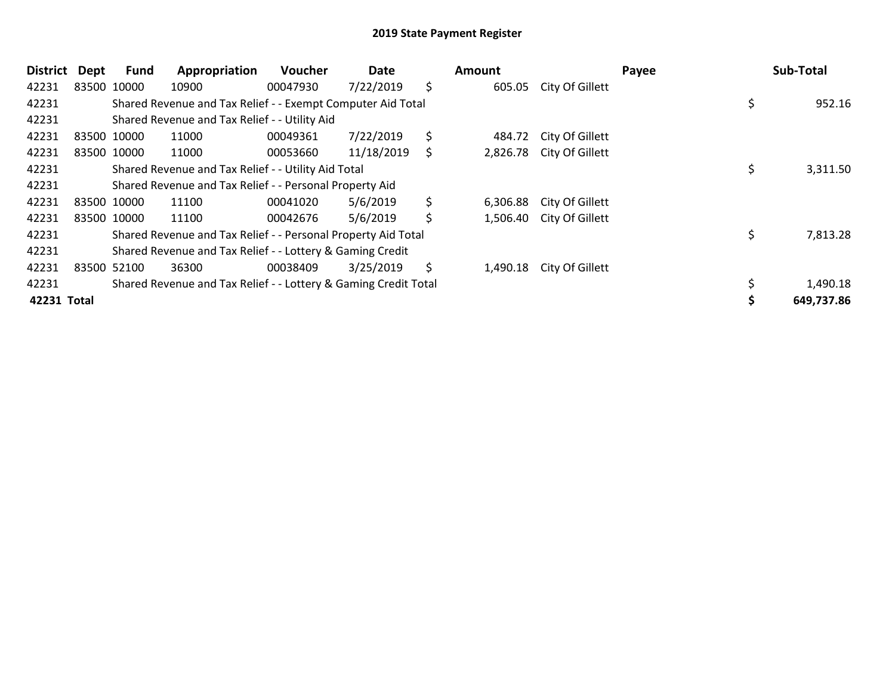## 2019 State Payment Register

| District | Dept | Fund | Appropriation | Voucher | Date | Amount | Payee | Sub-Total |
|---|---|---|---|---|---|---|---|---|
| 42231 | 83500 | 10000 | 10900 | 00047930 | 7/22/2019 | $ 605.05 | City Of Gillett | |
| 42231 | | Shared Revenue and Tax Relief - - Exempt Computer Aid Total | | | | | | $ 952.16 |
| 42231 | | Shared Revenue and Tax Relief - - Utility Aid | | | | | | |
| 42231 | 83500 | 10000 | 11000 | 00049361 | 7/22/2019 | $ 484.72 | City Of Gillett | |
| 42231 | 83500 | 10000 | 11000 | 00053660 | 11/18/2019 | $ 2,826.78 | City Of Gillett | |
| 42231 | | Shared Revenue and Tax Relief - - Utility Aid Total | | | | | | $ 3,311.50 |
| 42231 | | Shared Revenue and Tax Relief - - Personal Property Aid | | | | | | |
| 42231 | 83500 | 10000 | 11100 | 00041020 | 5/6/2019 | $ 6,306.88 | City Of Gillett | |
| 42231 | 83500 | 10000 | 11100 | 00042676 | 5/6/2019 | $ 1,506.40 | City Of Gillett | |
| 42231 | | Shared Revenue and Tax Relief - - Personal Property Aid Total | | | | | | $ 7,813.28 |
| 42231 | | Shared Revenue and Tax Relief - - Lottery & Gaming Credit | | | | | | |
| 42231 | 83500 | 52100 | 36300 | 00038409 | 3/25/2019 | $ 1,490.18 | City Of Gillett | |
| 42231 | | Shared Revenue and Tax Relief - - Lottery & Gaming Credit Total | | | | | | $ 1,490.18 |
| **42231 Total** | | | | | | | | **$ 649,737.86** |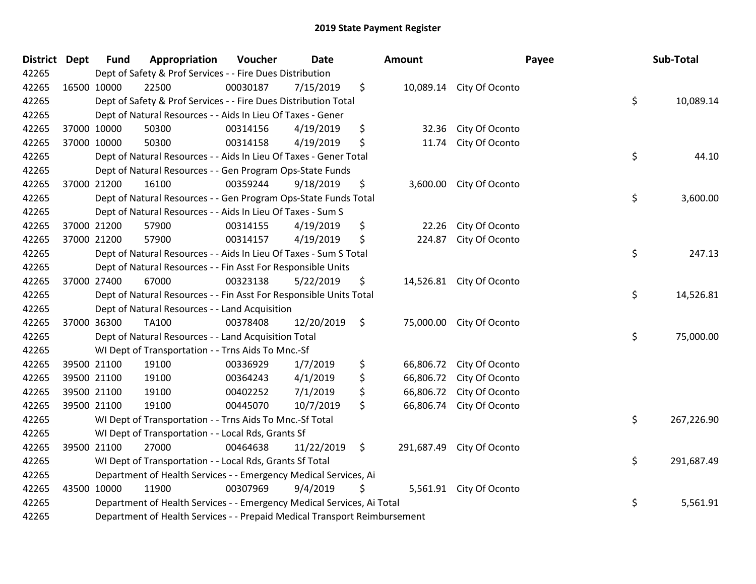# 2019 State Payment Register

| District | Dept | Fund | Appropriation | Voucher | Date | Amount | Payee | Sub-Total |
|---|---|---|---|---|---|---|---|---|
| 42265 | Dept of Safety & Prof Services - - Fire Dues Distribution | | | | | | | |
| 42265 | 16500 | 10000 | 22500 | 00030187 | 7/15/2019 | $ 10,089.14 | City Of Oconto | |
| 42265 | Dept of Safety & Prof Services - - Fire Dues Distribution Total | | | | | | | $ 10,089.14 |
| 42265 | Dept of Natural Resources - - Aids In Lieu Of Taxes - Gener | | | | | | | |
| 42265 | 37000 | 10000 | 50300 | 00314156 | 4/19/2019 | $ 32.36 | City Of Oconto | |
| 42265 | 37000 | 10000 | 50300 | 00314158 | 4/19/2019 | $ 11.74 | City Of Oconto | |
| 42265 | Dept of Natural Resources - - Aids In Lieu Of Taxes - Gener Total | | | | | | | $ 44.10 |
| 42265 | Dept of Natural Resources - - Gen Program Ops-State Funds | | | | | | | |
| 42265 | 37000 | 21200 | 16100 | 00359244 | 9/18/2019 | $ 3,600.00 | City Of Oconto | |
| 42265 | Dept of Natural Resources - - Gen Program Ops-State Funds Total | | | | | | | $ 3,600.00 |
| 42265 | Dept of Natural Resources - - Aids In Lieu Of Taxes - Sum S | | | | | | | |
| 42265 | 37000 | 21200 | 57900 | 00314155 | 4/19/2019 | $ 22.26 | City Of Oconto | |
| 42265 | 37000 | 21200 | 57900 | 00314157 | 4/19/2019 | $ 224.87 | City Of Oconto | |
| 42265 | Dept of Natural Resources - - Aids In Lieu Of Taxes - Sum S Total | | | | | | | $ 247.13 |
| 42265 | Dept of Natural Resources - - Fin Asst For Responsible Units | | | | | | | |
| 42265 | 37000 | 27400 | 67000 | 00323138 | 5/22/2019 | $ 14,526.81 | City Of Oconto | |
| 42265 | Dept of Natural Resources - - Fin Asst For Responsible Units Total | | | | | | | $ 14,526.81 |
| 42265 | Dept of Natural Resources - - Land Acquisition | | | | | | | |
| 42265 | 37000 | 36300 | TA100 | 00378408 | 12/20/2019 | $ 75,000.00 | City Of Oconto | |
| 42265 | Dept of Natural Resources - - Land Acquisition Total | | | | | | | $ 75,000.00 |
| 42265 | WI Dept of Transportation - - Trns Aids To Mnc.-Sf | | | | | | | |
| 42265 | 39500 | 21100 | 19100 | 00336929 | 1/7/2019 | $ 66,806.72 | City Of Oconto | |
| 42265 | 39500 | 21100 | 19100 | 00364243 | 4/1/2019 | $ 66,806.72 | City Of Oconto | |
| 42265 | 39500 | 21100 | 19100 | 00402252 | 7/1/2019 | $ 66,806.72 | City Of Oconto | |
| 42265 | 39500 | 21100 | 19100 | 00445070 | 10/7/2019 | $ 66,806.74 | City Of Oconto | |
| 42265 | WI Dept of Transportation - - Trns Aids To Mnc.-Sf Total | | | | | | | $ 267,226.90 |
| 42265 | WI Dept of Transportation - - Local Rds, Grants Sf | | | | | | | |
| 42265 | 39500 | 21100 | 27000 | 00464638 | 11/22/2019 | $ 291,687.49 | City Of Oconto | |
| 42265 | WI Dept of Transportation - - Local Rds, Grants Sf Total | | | | | | | $ 291,687.49 |
| 42265 | Department of Health Services - - Emergency Medical Services, Ai | | | | | | | |
| 42265 | 43500 | 10000 | 11900 | 00307969 | 9/4/2019 | $ 5,561.91 | City Of Oconto | |
| 42265 | Department of Health Services - - Emergency Medical Services, Ai Total | | | | | | | $ 5,561.91 |
| 42265 | Department of Health Services - - Prepaid Medical Transport Reimbursement | | | | | | | |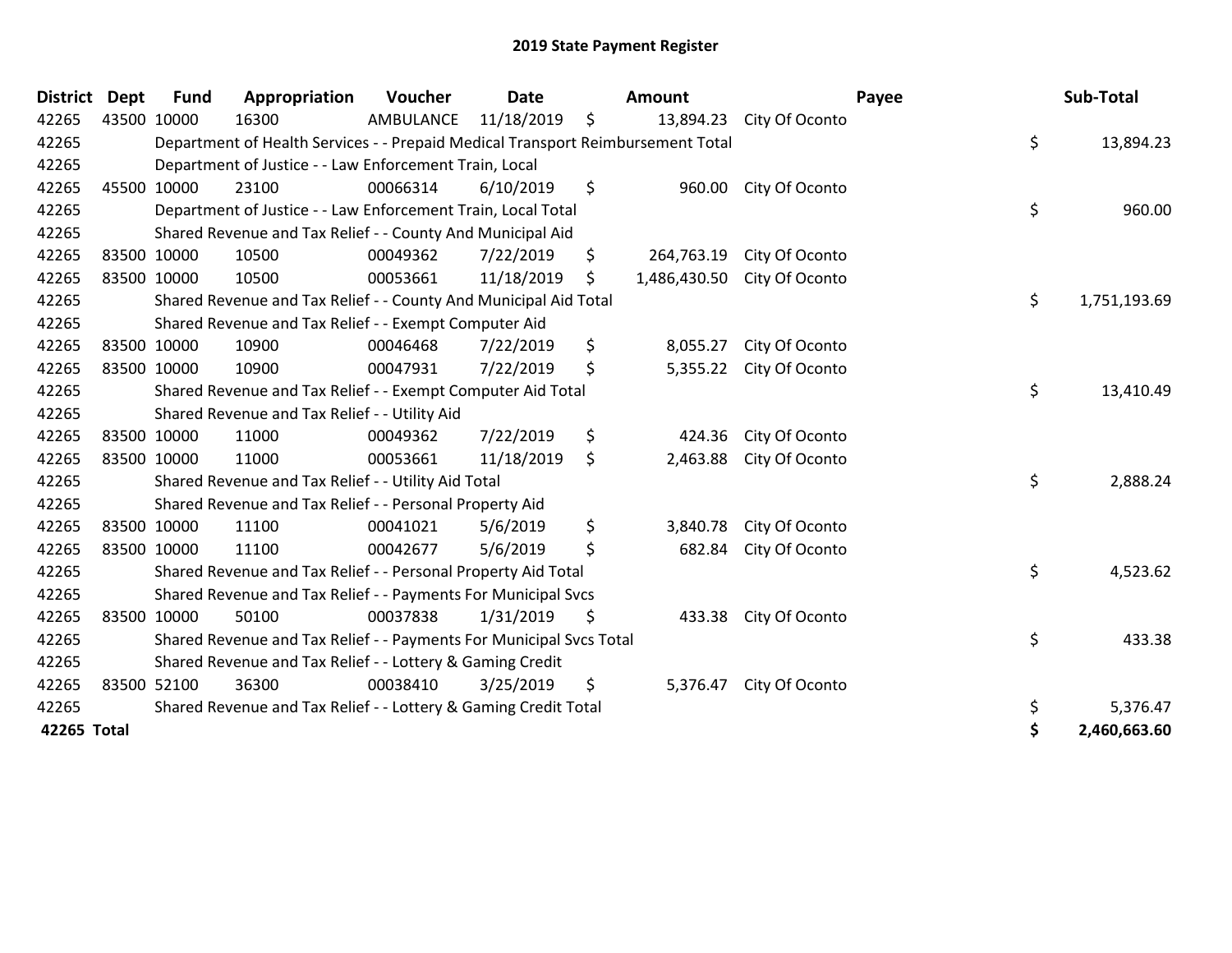# 2019 State Payment Register

| District | Dept | Fund | Appropriation | Voucher | Date | Amount | Payee | Sub-Total |
|---|---|---|---|---|---|---|---|---|
| 42265 | 43500 | 10000 | 16300 | AMBULANCE | 11/18/2019 | $ 13,894.23 | City Of Oconto | |
| 42265 | | Department of Health Services - - Prepaid Medical Transport Reimbursement Total | | | | | | $ 13,894.23 |
| 42265 | | Department of Justice - - Law Enforcement Train, Local | | | | | | |
| 42265 | 45500 | 10000 | 23100 | 00066314 | 6/10/2019 | $ 960.00 | City Of Oconto | |
| 42265 | | Department of Justice - - Law Enforcement Train, Local Total | | | | | | $ 960.00 |
| 42265 | | Shared Revenue and Tax Relief - - County And Municipal Aid | | | | | | |
| 42265 | 83500 | 10000 | 10500 | 00049362 | 7/22/2019 | $ 264,763.19 | City Of Oconto | |
| 42265 | 83500 | 10000 | 10500 | 00053661 | 11/18/2019 | $ 1,486,430.50 | City Of Oconto | |
| 42265 | | Shared Revenue and Tax Relief - - County And Municipal Aid Total | | | | | | $ 1,751,193.69 |
| 42265 | | Shared Revenue and Tax Relief - - Exempt Computer Aid | | | | | | |
| 42265 | 83500 | 10000 | 10900 | 00046468 | 7/22/2019 | $ 8,055.27 | City Of Oconto | |
| 42265 | 83500 | 10000 | 10900 | 00047931 | 7/22/2019 | $ 5,355.22 | City Of Oconto | |
| 42265 | | Shared Revenue and Tax Relief - - Exempt Computer Aid Total | | | | | | $ 13,410.49 |
| 42265 | | Shared Revenue and Tax Relief - - Utility Aid | | | | | | |
| 42265 | 83500 | 10000 | 11000 | 00049362 | 7/22/2019 | $ 424.36 | City Of Oconto | |
| 42265 | 83500 | 10000 | 11000 | 00053661 | 11/18/2019 | $ 2,463.88 | City Of Oconto | |
| 42265 | | Shared Revenue and Tax Relief - - Utility Aid Total | | | | | | $ 2,888.24 |
| 42265 | | Shared Revenue and Tax Relief - - Personal Property Aid | | | | | | |
| 42265 | 83500 | 10000 | 11100 | 00041021 | 5/6/2019 | $ 3,840.78 | City Of Oconto | |
| 42265 | 83500 | 10000 | 11100 | 00042677 | 5/6/2019 | $ 682.84 | City Of Oconto | |
| 42265 | | Shared Revenue and Tax Relief - - Personal Property Aid Total | | | | | | $ 4,523.62 |
| 42265 | | Shared Revenue and Tax Relief - - Payments For Municipal Svcs | | | | | | |
| 42265 | 83500 | 10000 | 50100 | 00037838 | 1/31/2019 | $ 433.38 | City Of Oconto | |
| 42265 | | Shared Revenue and Tax Relief - - Payments For Municipal Svcs Total | | | | | | $ 433.38 |
| 42265 | | Shared Revenue and Tax Relief - - Lottery & Gaming Credit | | | | | | |
| 42265 | 83500 | 52100 | 36300 | 00038410 | 3/25/2019 | $ 5,376.47 | City Of Oconto | |
| 42265 | | Shared Revenue and Tax Relief - - Lottery & Gaming Credit Total | | | | | | $ 5,376.47 |
| **42265 Total** | | | | | | | | **$ 2,460,663.60** |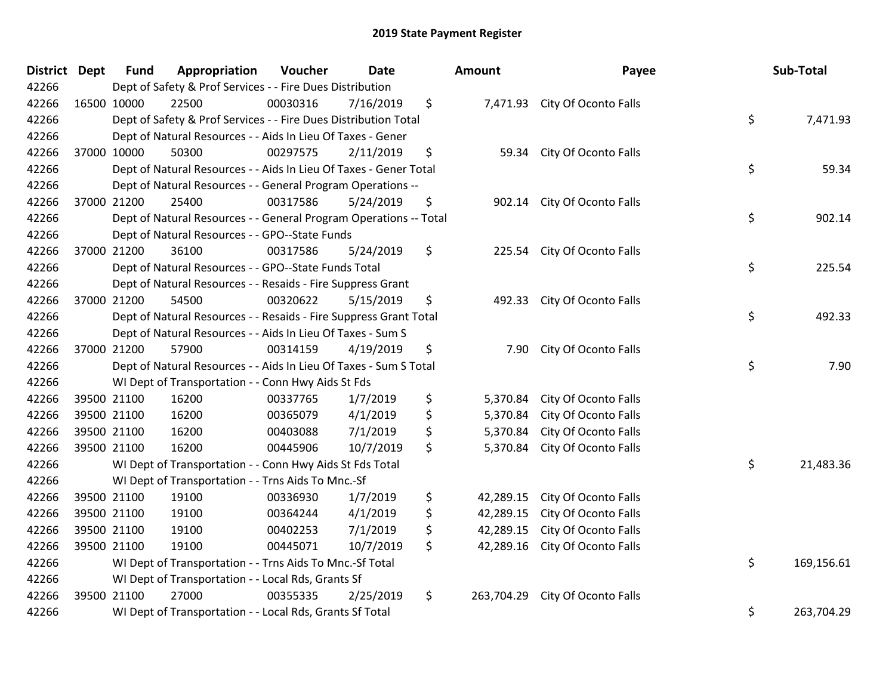# 2019 State Payment Register

| District | Dept | Fund | Appropriation | Voucher | Date | Amount | Payee | Sub-Total |
|---|---|---|---|---|---|---|---|---|
| 42266 | Dept of Safety & Prof Services - - Fire Dues Distribution | | | | | | | |
| 42266 | 16500 | 10000 | 22500 | 00030316 | 7/16/2019 | $ 7,471.93 | City Of Oconto Falls | |
| 42266 | Dept of Safety & Prof Services - - Fire Dues Distribution Total | | | | | | | $ 7,471.93 |
| 42266 | Dept of Natural Resources - - Aids In Lieu Of Taxes - Gener | | | | | | | |
| 42266 | 37000 | 10000 | 50300 | 00297575 | 2/11/2019 | $ 59.34 | City Of Oconto Falls | |
| 42266 | Dept of Natural Resources - - Aids In Lieu Of Taxes - Gener Total | | | | | | | $ 59.34 |
| 42266 | Dept of Natural Resources - - General Program Operations -- | | | | | | | |
| 42266 | 37000 | 21200 | 25400 | 00317586 | 5/24/2019 | $ 902.14 | City Of Oconto Falls | |
| 42266 | Dept of Natural Resources - - General Program Operations -- Total | | | | | | | $ 902.14 |
| 42266 | Dept of Natural Resources - - GPO--State Funds | | | | | | | |
| 42266 | 37000 | 21200 | 36100 | 00317586 | 5/24/2019 | $ 225.54 | City Of Oconto Falls | |
| 42266 | Dept of Natural Resources - - GPO--State Funds Total | | | | | | | $ 225.54 |
| 42266 | Dept of Natural Resources - - Resaids - Fire Suppress Grant | | | | | | | |
| 42266 | 37000 | 21200 | 54500 | 00320622 | 5/15/2019 | $ 492.33 | City Of Oconto Falls | |
| 42266 | Dept of Natural Resources - - Resaids - Fire Suppress Grant Total | | | | | | | $ 492.33 |
| 42266 | Dept of Natural Resources - - Aids In Lieu Of Taxes - Sum S | | | | | | | |
| 42266 | 37000 | 21200 | 57900 | 00314159 | 4/19/2019 | $ 7.90 | City Of Oconto Falls | |
| 42266 | Dept of Natural Resources - - Aids In Lieu Of Taxes - Sum S Total | | | | | | | $ 7.90 |
| 42266 | WI Dept of Transportation - - Conn Hwy Aids St Fds | | | | | | | |
| 42266 | 39500 | 21100 | 16200 | 00337765 | 1/7/2019 | $ 5,370.84 | City Of Oconto Falls | |
| 42266 | 39500 | 21100 | 16200 | 00365079 | 4/1/2019 | $ 5,370.84 | City Of Oconto Falls | |
| 42266 | 39500 | 21100 | 16200 | 00403088 | 7/1/2019 | $ 5,370.84 | City Of Oconto Falls | |
| 42266 | 39500 | 21100 | 16200 | 00445906 | 10/7/2019 | $ 5,370.84 | City Of Oconto Falls | |
| 42266 | WI Dept of Transportation - - Conn Hwy Aids St Fds Total | | | | | | | $ 21,483.36 |
| 42266 | WI Dept of Transportation - - Trns Aids To Mnc.-Sf | | | | | | | |
| 42266 | 39500 | 21100 | 19100 | 00336930 | 1/7/2019 | $ 42,289.15 | City Of Oconto Falls | |
| 42266 | 39500 | 21100 | 19100 | 00364244 | 4/1/2019 | $ 42,289.15 | City Of Oconto Falls | |
| 42266 | 39500 | 21100 | 19100 | 00402253 | 7/1/2019 | $ 42,289.15 | City Of Oconto Falls | |
| 42266 | 39500 | 21100 | 19100 | 00445071 | 10/7/2019 | $ 42,289.16 | City Of Oconto Falls | |
| 42266 | WI Dept of Transportation - - Trns Aids To Mnc.-Sf Total | | | | | | | $ 169,156.61 |
| 42266 | WI Dept of Transportation - - Local Rds, Grants Sf | | | | | | | |
| 42266 | 39500 | 21100 | 27000 | 00355335 | 2/25/2019 | $ 263,704.29 | City Of Oconto Falls | |
| 42266 | WI Dept of Transportation - - Local Rds, Grants Sf Total | | | | | | | $ 263,704.29 |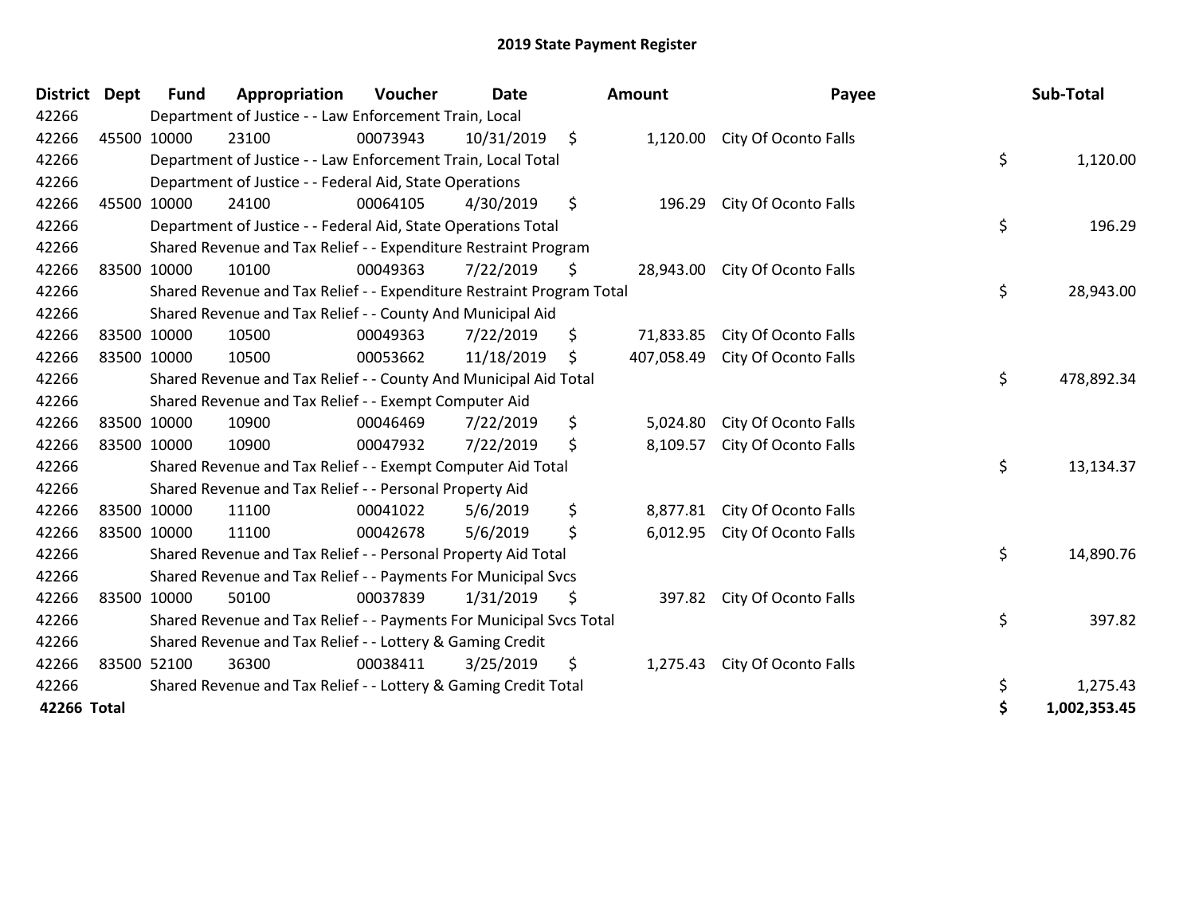# 2019 State Payment Register

| District | Dept | Fund | Appropriation | Voucher | Date | Amount | Payee | Sub-Total |
|---|---|---|---|---|---|---|---|---|
| 42266 | | Department of Justice - - Law Enforcement Train, Local | | | | | | |
| 42266 | 45500 | 10000 | 23100 | 00073943 | 10/31/2019 | $ 1,120.00 | City Of Oconto Falls | |
| 42266 | | Department of Justice - - Law Enforcement Train, Local Total | | | | | | $ 1,120.00 |
| 42266 | | Department of Justice - - Federal Aid, State Operations | | | | | | |
| 42266 | 45500 | 10000 | 24100 | 00064105 | 4/30/2019 | $ 196.29 | City Of Oconto Falls | |
| 42266 | | Department of Justice - - Federal Aid, State Operations Total | | | | | | $ 196.29 |
| 42266 | | Shared Revenue and Tax Relief - - Expenditure Restraint Program | | | | | | |
| 42266 | 83500 | 10000 | 10100 | 00049363 | 7/22/2019 | $ 28,943.00 | City Of Oconto Falls | |
| 42266 | | Shared Revenue and Tax Relief - - Expenditure Restraint Program Total | | | | | | $ 28,943.00 |
| 42266 | | Shared Revenue and Tax Relief - - County And Municipal Aid | | | | | | |
| 42266 | 83500 | 10000 | 10500 | 00049363 | 7/22/2019 | $ 71,833.85 | City Of Oconto Falls | |
| 42266 | 83500 | 10000 | 10500 | 00053662 | 11/18/2019 | $ 407,058.49 | City Of Oconto Falls | |
| 42266 | | Shared Revenue and Tax Relief - - County And Municipal Aid Total | | | | | | $ 478,892.34 |
| 42266 | | Shared Revenue and Tax Relief - - Exempt Computer Aid | | | | | | |
| 42266 | 83500 | 10000 | 10900 | 00046469 | 7/22/2019 | $ 5,024.80 | City Of Oconto Falls | |
| 42266 | 83500 | 10000 | 10900 | 00047932 | 7/22/2019 | $ 8,109.57 | City Of Oconto Falls | |
| 42266 | | Shared Revenue and Tax Relief - - Exempt Computer Aid Total | | | | | | $ 13,134.37 |
| 42266 | | Shared Revenue and Tax Relief - - Personal Property Aid | | | | | | |
| 42266 | 83500 | 10000 | 11100 | 00041022 | 5/6/2019 | $ 8,877.81 | City Of Oconto Falls | |
| 42266 | 83500 | 10000 | 11100 | 00042678 | 5/6/2019 | $ 6,012.95 | City Of Oconto Falls | |
| 42266 | | Shared Revenue and Tax Relief - - Personal Property Aid Total | | | | | | $ 14,890.76 |
| 42266 | | Shared Revenue and Tax Relief - - Payments For Municipal Svcs | | | | | | |
| 42266 | 83500 | 10000 | 50100 | 00037839 | 1/31/2019 | $ 397.82 | City Of Oconto Falls | |
| 42266 | | Shared Revenue and Tax Relief - - Payments For Municipal Svcs Total | | | | | | $ 397.82 |
| 42266 | | Shared Revenue and Tax Relief - - Lottery & Gaming Credit | | | | | | |
| 42266 | 83500 | 52100 | 36300 | 00038411 | 3/25/2019 | $ 1,275.43 | City Of Oconto Falls | |
| 42266 | | Shared Revenue and Tax Relief - - Lottery & Gaming Credit Total | | | | | | $ 1,275.43 |
| **42266 Total** | | | | | | | | **$ 1,002,353.45** |